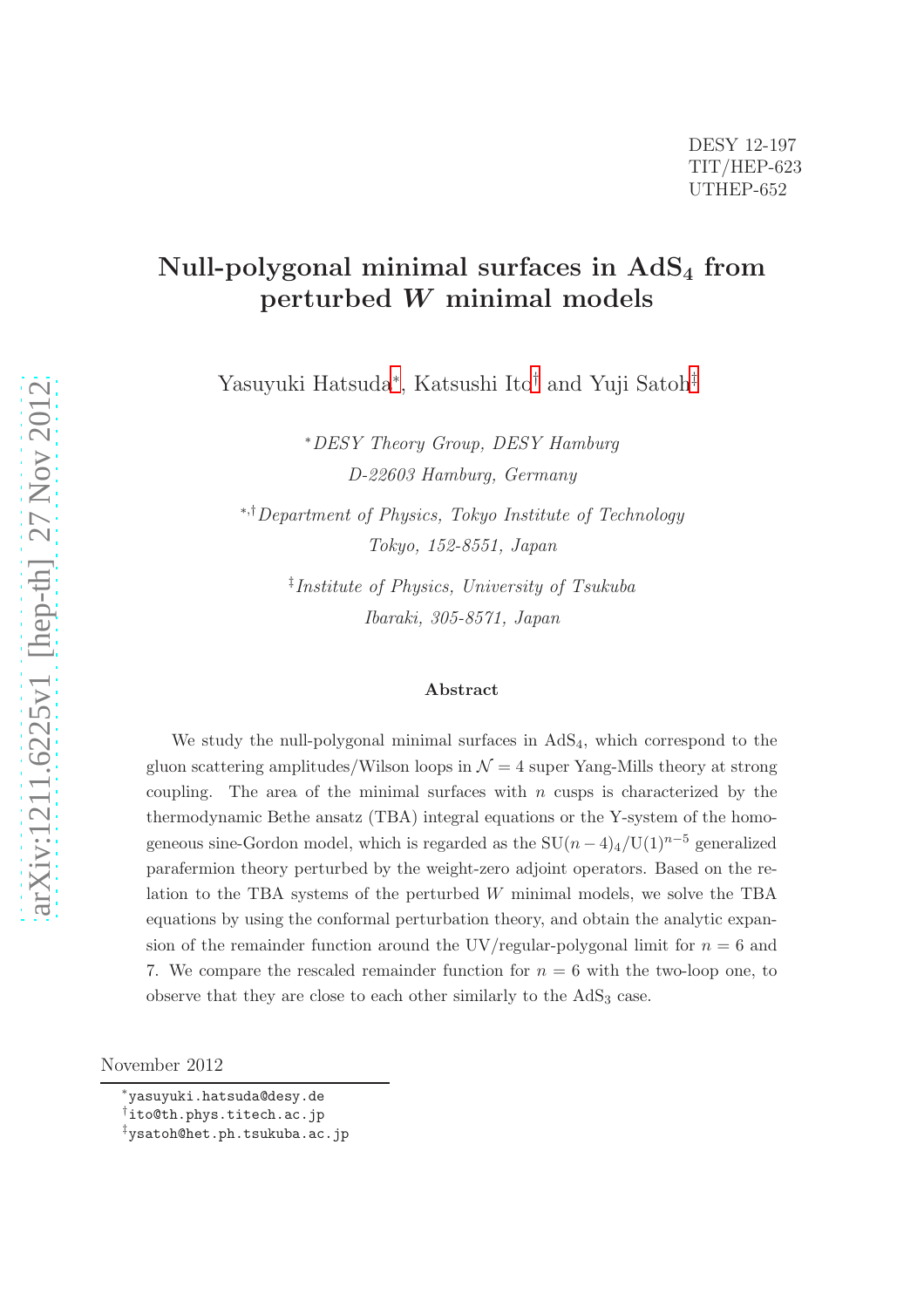DESY 12-197
TIT/HEP-623
UTHEP-652

# Null-polygonal minimal surfaces in $\mathrm{AdS}_4$ from perturbed $W$ minimal models

Yasuyuki Hatsuda[*], Katsushi Ito[†] and Yuji Satoh[‡]

[*] *DESY Theory Group, DESY Hamburg*
*D-22603 Hamburg, Germany*

[*,†] *Department of Physics, Tokyo Institute of Technology*
*Tokyo, 152-8551, Japan*

[‡] *Institute of Physics, University of Tsukuba*
*Ibaraki, 305-8571, Japan*

### Abstract

We study the null-polygonal minimal surfaces in $\mathrm{AdS}_4$, which correspond to the gluon scattering amplitudes/Wilson loops in $\mathcal{N}=4$ super Yang-Mills theory at strong coupling. The area of the minimal surfaces with $n$ cusps is characterized by the thermodynamic Bethe ansatz (TBA) integral equations or the Y-system of the homogeneous sine-Gordon model, which is regarded as the $\mathrm{SU}(n-4)_4/\mathrm{U}(1)^{n-5}$ generalized parafermion theory perturbed by the weight-zero adjoint operators. Based on the relation to the TBA systems of the perturbed $W$ minimal models, we solve the TBA equations by using the conformal perturbation theory, and obtain the analytic expansion of the remainder function around the UV/regular-polygonal limit for $n=6$ and 7. We compare the rescaled remainder function for $n=6$ with the two-loop one, to observe that they are close to each other similarly to the $\mathrm{AdS}_3$ case.

November 2012

[*] yasuyuki.hatsuda@desy.de
[†] ito@th.phys.titech.ac.jp
[‡] ysatoh@het.ph.tsukuba.ac.jp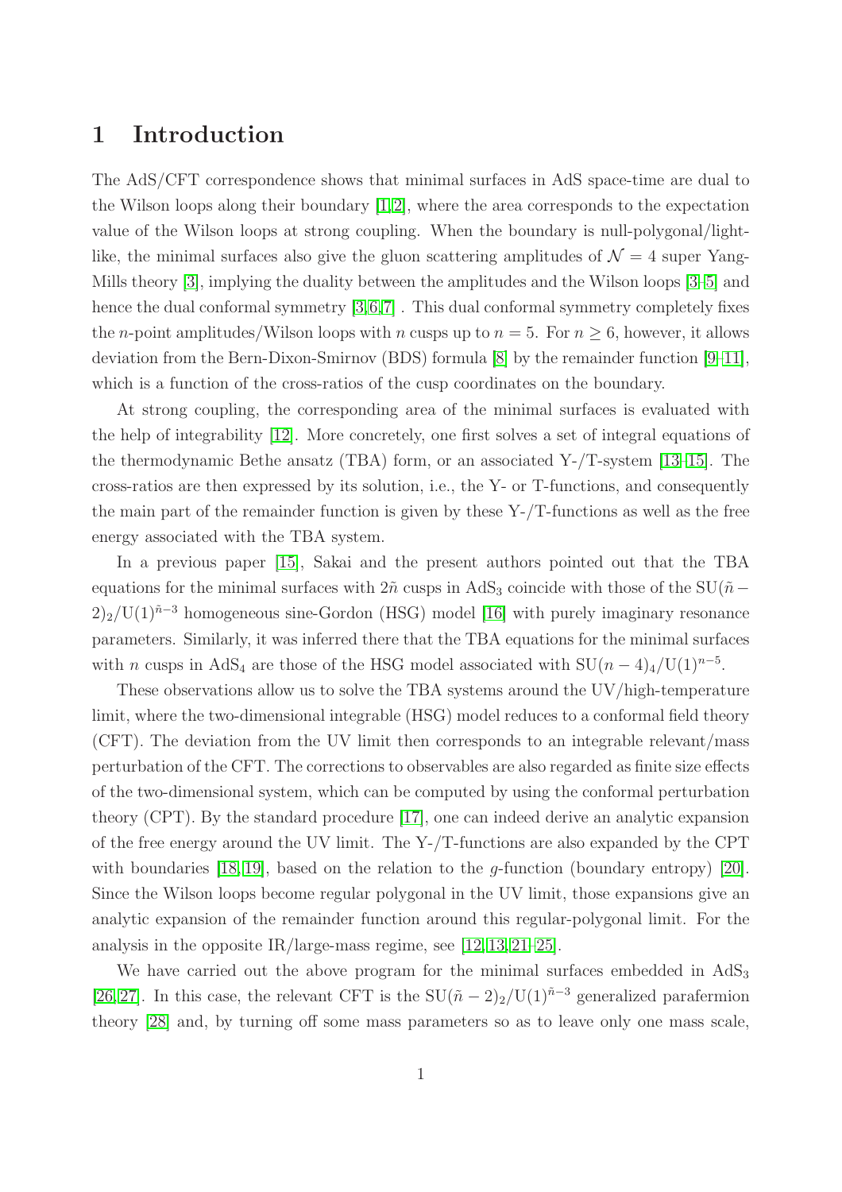# 1 Introduction

The AdS/CFT correspondence shows that minimal surfaces in AdS space-time are dual to the Wilson loops along their boundary [1,2], where the area corresponds to the expectation value of the Wilson loops at strong coupling. When the boundary is null-polygonal/light-like, the minimal surfaces also give the gluon scattering amplitudes of $\mathcal{N} = 4$ super Yang-Mills theory [3], implying the duality between the amplitudes and the Wilson loops [3–5] and hence the dual conformal symmetry [3,6,7] . This dual conformal symmetry completely fixes the $n$-point amplitudes/Wilson loops with $n$ cusps up to $n = 5$. For $n \geq 6$, however, it allows deviation from the Bern-Dixon-Smirnov (BDS) formula [8] by the remainder function [9–11], which is a function of the cross-ratios of the cusp coordinates on the boundary.

At strong coupling, the corresponding area of the minimal surfaces is evaluated with the help of integrability [12]. More concretely, one first solves a set of integral equations of the thermodynamic Bethe ansatz (TBA) form, or an associated Y-/T-system [13–15]. The cross-ratios are then expressed by its solution, i.e., the Y- or T-functions, and consequently the main part of the remainder function is given by these Y-/T-functions as well as the free energy associated with the TBA system.

In a previous paper [15], Sakai and the present authors pointed out that the TBA equations for the minimal surfaces with $2\tilde{n}$ cusps in $AdS_3$ coincide with those of the $SU(\tilde{n}-2)_2/U(1)^{\tilde{n}-3}$ homogeneous sine-Gordon (HSG) model [16] with purely imaginary resonance parameters. Similarly, it was inferred there that the TBA equations for the minimal surfaces with $n$ cusps in $AdS_4$ are those of the HSG model associated with $SU(n-4)_4/U(1)^{n-5}$.

These observations allow us to solve the TBA systems around the UV/high-temperature limit, where the two-dimensional integrable (HSG) model reduces to a conformal field theory (CFT). The deviation from the UV limit then corresponds to an integrable relevant/mass perturbation of the CFT. The corrections to observables are also regarded as finite size effects of the two-dimensional system, which can be computed by using the conformal perturbation theory (CPT). By the standard procedure [17], one can indeed derive an analytic expansion of the free energy around the UV limit. The Y-/T-functions are also expanded by the CPT with boundaries [18,19], based on the relation to the $g$-function (boundary entropy) [20]. Since the Wilson loops become regular polygonal in the UV limit, those expansions give an analytic expansion of the remainder function around this regular-polygonal limit. For the analysis in the opposite IR/large-mass regime, see [12,13,21–25].

We have carried out the above program for the minimal surfaces embedded in $AdS_3$ [26,27]. In this case, the relevant CFT is the $SU(\tilde{n}-2)_2/U(1)^{\tilde{n}-3}$ generalized parafermion theory [28] and, by turning off some mass parameters so as to leave only one mass scale,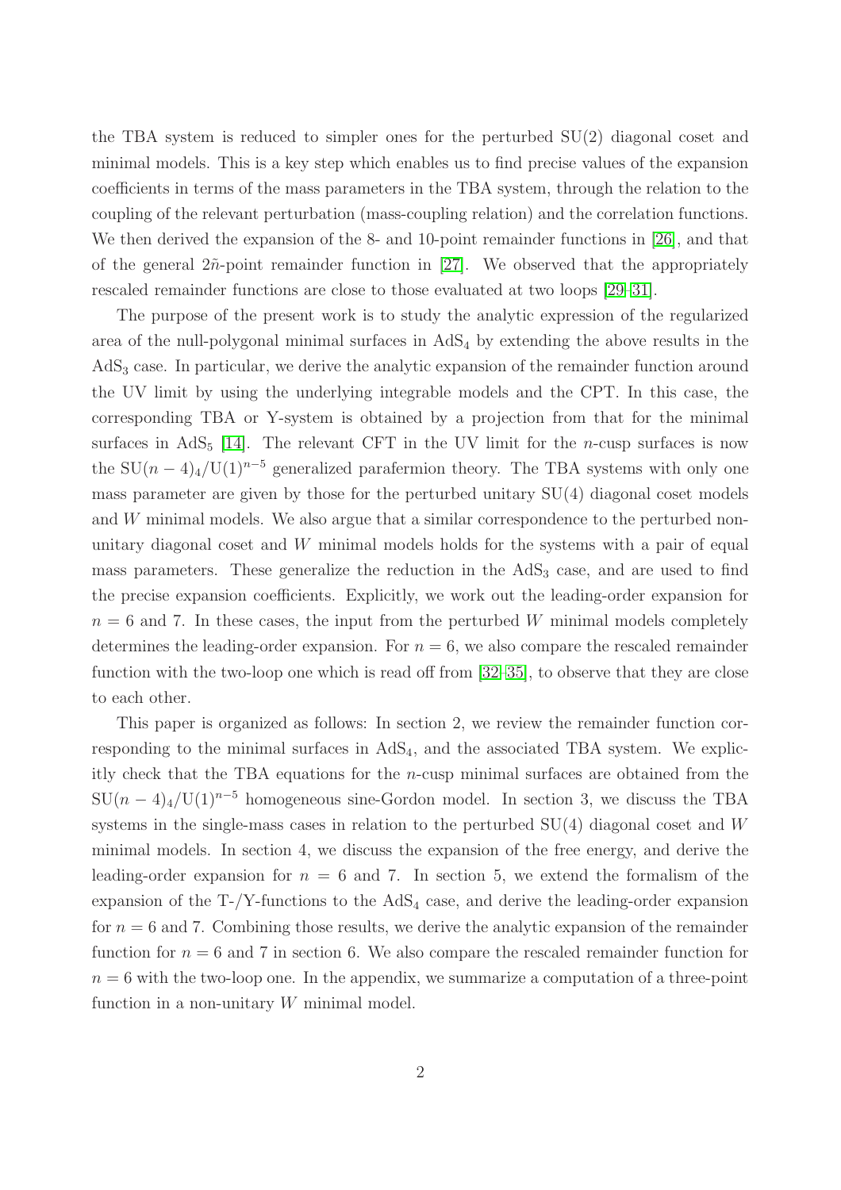the TBA system is reduced to simpler ones for the perturbed SU(2) diagonal coset and minimal models. This is a key step which enables us to find precise values of the expansion coefficients in terms of the mass parameters in the TBA system, through the relation to the coupling of the relevant perturbation (mass-coupling relation) and the correlation functions. We then derived the expansion of the 8- and 10-point remainder functions in [26], and that of the general $2\tilde{n}$-point remainder function in [27]. We observed that the appropriately rescaled remainder functions are close to those evaluated at two loops [29–31].

The purpose of the present work is to study the analytic expression of the regularized area of the null-polygonal minimal surfaces in $\mathrm{AdS}_4$ by extending the above results in the $\mathrm{AdS}_3$ case. In particular, we derive the analytic expansion of the remainder function around the UV limit by using the underlying integrable models and the CPT. In this case, the corresponding TBA or Y-system is obtained by a projection from that for the minimal surfaces in $\mathrm{AdS}_5$ [14]. The relevant CFT in the UV limit for the $n$-cusp surfaces is now the $\mathrm{SU}(n-4)_4/\mathrm{U}(1)^{n-5}$ generalized parafermion theory. The TBA systems with only one mass parameter are given by those for the perturbed unitary SU(4) diagonal coset models and $W$ minimal models. We also argue that a similar correspondence to the perturbed non-unitary diagonal coset and $W$ minimal models holds for the systems with a pair of equal mass parameters. These generalize the reduction in the $\mathrm{AdS}_3$ case, and are used to find the precise expansion coefficients. Explicitly, we work out the leading-order expansion for $n = 6$ and 7. In these cases, the input from the perturbed $W$ minimal models completely determines the leading-order expansion. For $n = 6$, we also compare the rescaled remainder function with the two-loop one which is read off from [32–35], to observe that they are close to each other.

This paper is organized as follows: In section 2, we review the remainder function corresponding to the minimal surfaces in $\mathrm{AdS}_4$, and the associated TBA system. We explicitly check that the TBA equations for the $n$-cusp minimal surfaces are obtained from the $\mathrm{SU}(n-4)_4/\mathrm{U}(1)^{n-5}$ homogeneous sine-Gordon model. In section 3, we discuss the TBA systems in the single-mass cases in relation to the perturbed SU(4) diagonal coset and $W$ minimal models. In section 4, we discuss the expansion of the free energy, and derive the leading-order expansion for $n = 6$ and 7. In section 5, we extend the formalism of the expansion of the T-/Y-functions to the $\mathrm{AdS}_4$ case, and derive the leading-order expansion for $n = 6$ and 7. Combining those results, we derive the analytic expansion of the remainder function for $n = 6$ and 7 in section 6. We also compare the rescaled remainder function for $n = 6$ with the two-loop one. In the appendix, we summarize a computation of a three-point function in a non-unitary $W$ minimal model.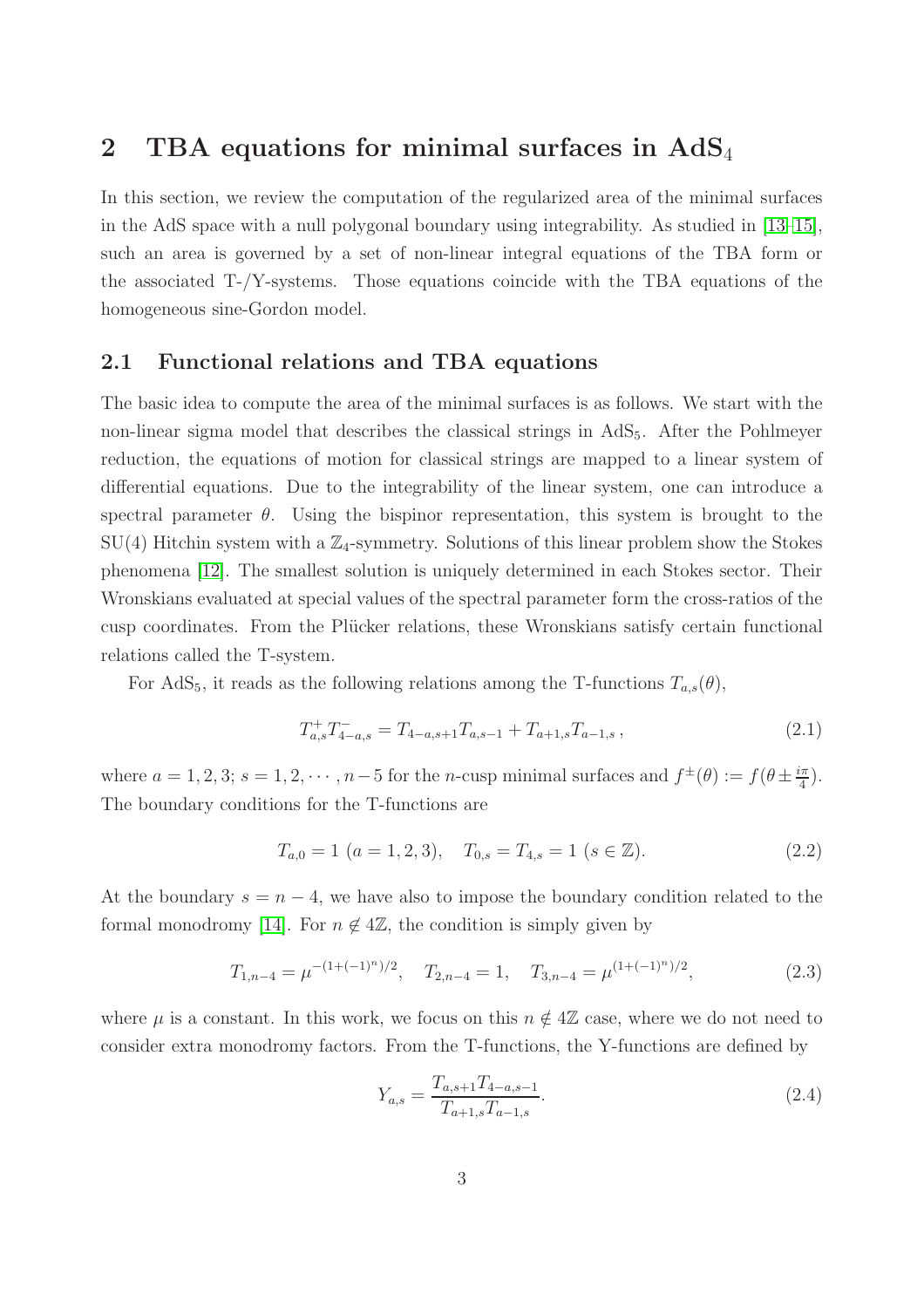## 2 TBA equations for minimal surfaces in AdS$_4$

In this section, we review the computation of the regularized area of the minimal surfaces in the AdS space with a null polygonal boundary using integrability. As studied in [13–15], such an area is governed by a set of non-linear integral equations of the TBA form or the associated T-/Y-systems. Those equations coincide with the TBA equations of the homogeneous sine-Gordon model.

### 2.1 Functional relations and TBA equations

The basic idea to compute the area of the minimal surfaces is as follows. We start with the non-linear sigma model that describes the classical strings in AdS$_5$. After the Pohlmeyer reduction, the equations of motion for classical strings are mapped to a linear system of differential equations. Due to the integrability of the linear system, one can introduce a spectral parameter $\theta$. Using the bispinor representation, this system is brought to the SU(4) Hitchin system with a $\mathbb{Z}_4$-symmetry. Solutions of this linear problem show the Stokes phenomena [12]. The smallest solution is uniquely determined in each Stokes sector. Their Wronskians evaluated at special values of the spectral parameter form the cross-ratios of the cusp coordinates. From the Plücker relations, these Wronskians satisfy certain functional relations called the T-system.

For AdS$_5$, it reads as the following relations among the T-functions $T_{a,s}(\theta)$,

$$T^{+}_{a,s}T^{-}_{4-a,s} = T_{4-a,s+1}T_{a,s-1} + T_{a+1,s}T_{a-1,s}\,, \tag{2.1}$$

where $a = 1, 2, 3$; $s = 1, 2, \cdots, n-5$ for the $n$-cusp minimal surfaces and $f^{\pm}(\theta) := f(\theta \pm \frac{i\pi}{4})$. The boundary conditions for the T-functions are

$$T_{a,0} = 1 \ (a = 1, 2, 3), \quad T_{0,s} = T_{4,s} = 1 \ (s \in \mathbb{Z}). \tag{2.2}$$

At the boundary $s = n-4$, we have also to impose the boundary condition related to the formal monodromy [14]. For $n \notin 4\mathbb{Z}$, the condition is simply given by

$$T_{1,n-4} = \mu^{-(1+(-1)^n)/2}, \quad T_{2,n-4} = 1, \quad T_{3,n-4} = \mu^{(1+(-1)^n)/2}, \tag{2.3}$$

where $\mu$ is a constant. In this work, we focus on this $n \notin 4\mathbb{Z}$ case, where we do not need to consider extra monodromy factors. From the T-functions, the Y-functions are defined by

$$Y_{a,s} = \frac{T_{a,s+1}T_{4-a,s-1}}{T_{a+1,s}T_{a-1,s}}. \tag{2.4}$$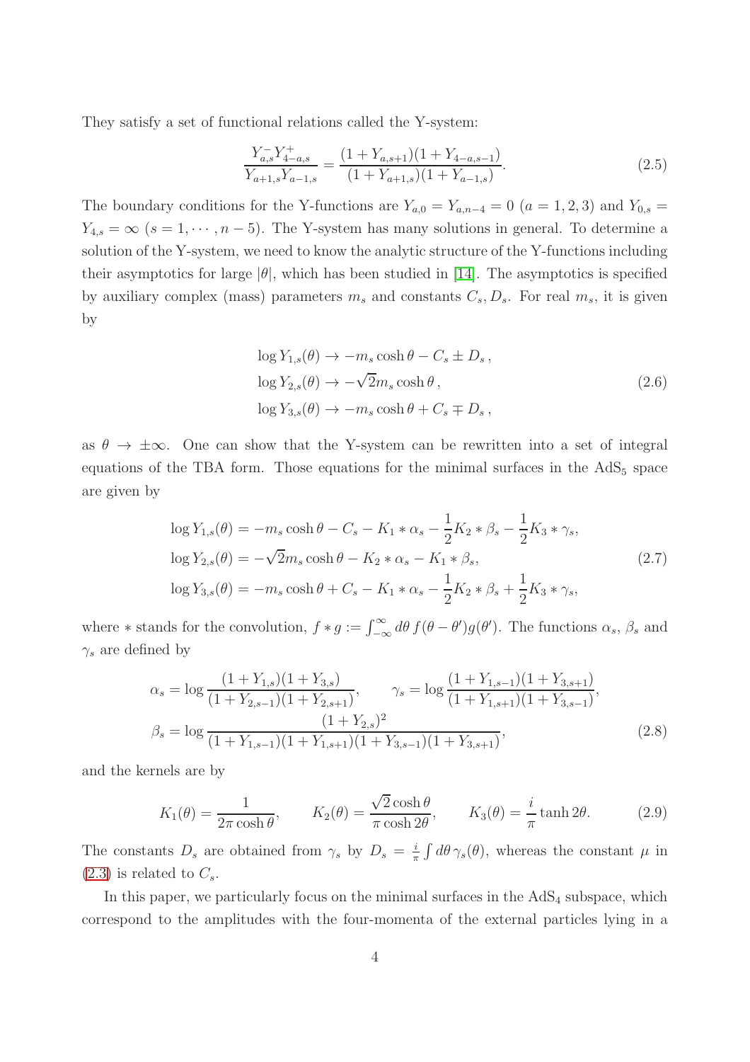They satisfy a set of functional relations called the Y-system:

$$\frac{Y_{a,s}^{-}Y_{4-a,s}^{+}}{Y_{a+1,s}Y_{a-1,s}} = \frac{(1+Y_{a,s+1})(1+Y_{4-a,s-1})}{(1+Y_{a+1,s})(1+Y_{a-1,s})}. \tag{2.5}$$

The boundary conditions for the Y-functions are $Y_{a,0} = Y_{a,n-4} = 0$ $(a = 1, 2, 3)$ and $Y_{0,s} = Y_{4,s} = \infty$ $(s = 1, \cdots, n-5)$. The Y-system has many solutions in general. To determine a solution of the Y-system, we need to know the analytic structure of the Y-functions including their asymptotics for large $|\theta|$, which has been studied in [14]. The asymptotics is specified by auxiliary complex (mass) parameters $m_s$ and constants $C_s, D_s$. For real $m_s$, it is given by

$$\begin{aligned}
\log Y_{1,s}(\theta) &\to -m_s \cosh\theta - C_s \pm D_s\,,\\
\log Y_{2,s}(\theta) &\to -\sqrt{2} m_s \cosh\theta\,,\\
\log Y_{3,s}(\theta) &\to -m_s \cosh\theta + C_s \mp D_s\,,
\end{aligned} \tag{2.6}$$

as $\theta \to \pm\infty$. One can show that the Y-system can be rewritten into a set of integral equations of the TBA form. Those equations for the minimal surfaces in the $\mathrm{AdS}_5$ space are given by

$$\begin{aligned}
\log Y_{1,s}(\theta) &= -m_s \cosh\theta - C_s - K_1 * \alpha_s - \frac{1}{2}K_2 * \beta_s - \frac{1}{2}K_3 * \gamma_s,\\
\log Y_{2,s}(\theta) &= -\sqrt{2} m_s \cosh\theta - K_2 * \alpha_s - K_1 * \beta_s,\\
\log Y_{3,s}(\theta) &= -m_s \cosh\theta + C_s - K_1 * \alpha_s - \frac{1}{2}K_2 * \beta_s + \frac{1}{2}K_3 * \gamma_s,
\end{aligned} \tag{2.7}$$

where $*$ stands for the convolution, $f * g := \int_{-\infty}^{\infty} d\theta\, f(\theta - \theta')g(\theta')$. The functions $\alpha_s$, $\beta_s$ and $\gamma_s$ are defined by

$$\begin{aligned}
\alpha_s &= \log \frac{(1+Y_{1,s})(1+Y_{3,s})}{(1+Y_{2,s-1})(1+Y_{2,s+1})}, \qquad \gamma_s = \log \frac{(1+Y_{1,s-1})(1+Y_{3,s+1})}{(1+Y_{1,s+1})(1+Y_{3,s-1})},\\
\beta_s &= \log \frac{(1+Y_{2,s})^2}{(1+Y_{1,s-1})(1+Y_{1,s+1})(1+Y_{3,s-1})(1+Y_{3,s+1})},
\end{aligned} \tag{2.8}$$

and the kernels are by

$$K_1(\theta) = \frac{1}{2\pi\cosh\theta}, \qquad K_2(\theta) = \frac{\sqrt{2}\cosh\theta}{\pi\cosh 2\theta}, \qquad K_3(\theta) = \frac{i}{\pi}\tanh 2\theta. \tag{2.9}$$

The constants $D_s$ are obtained from $\gamma_s$ by $D_s = \frac{i}{\pi}\int d\theta\, \gamma_s(\theta)$, whereas the constant $\mu$ in (2.3) is related to $C_s$.

In this paper, we particularly focus on the minimal surfaces in the $\mathrm{AdS}_4$ subspace, which correspond to the amplitudes with the four-momenta of the external particles lying in a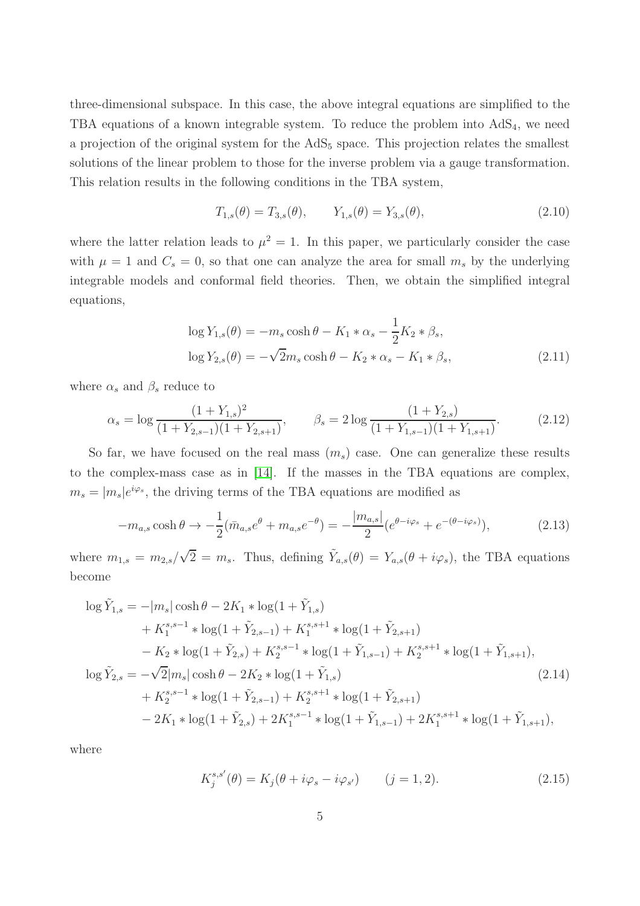three-dimensional subspace. In this case, the above integral equations are simplified to the TBA equations of a known integrable system. To reduce the problem into $\mathrm{AdS}_4$, we need a projection of the original system for the $\mathrm{AdS}_5$ space. This projection relates the smallest solutions of the linear problem to those for the inverse problem via a gauge transformation. This relation results in the following conditions in the TBA system,

$$
T_{1,s}(\theta) = T_{3,s}(\theta), \qquad Y_{1,s}(\theta) = Y_{3,s}(\theta), \tag{2.10}
$$

where the latter relation leads to $\mu^2 = 1$. In this paper, we particularly consider the case with $\mu = 1$ and $C_s = 0$, so that one can analyze the area for small $m_s$ by the underlying integrable models and conformal field theories. Then, we obtain the simplified integral equations,

$$
\begin{aligned}
\log Y_{1,s}(\theta) &= -m_s \cosh\theta - K_1 * \alpha_s - \frac{1}{2} K_2 * \beta_s, \\
\log Y_{2,s}(\theta) &= -\sqrt{2} m_s \cosh\theta - K_2 * \alpha_s - K_1 * \beta_s,
\end{aligned} \tag{2.11}
$$

where $\alpha_s$ and $\beta_s$ reduce to

$$
\alpha_s = \log \frac{(1+Y_{1,s})^2}{(1+Y_{2,s-1})(1+Y_{2,s+1})}, \qquad \beta_s = 2\log\frac{(1+Y_{2,s})}{(1+Y_{1,s-1})(1+Y_{1,s+1})}. \tag{2.12}
$$

So far, we have focused on the real mass ($m_s$) case. One can generalize these results to the complex-mass case as in [14]. If the masses in the TBA equations are complex, $m_s = |m_s| e^{i\varphi_s}$, the driving terms of the TBA equations are modified as

$$
-m_{a,s}\cosh\theta \to -\frac{1}{2}(\bar{m}_{a,s} e^{\theta} + m_{a,s} e^{-\theta}) = -\frac{|m_{a,s}|}{2}(e^{\theta - i\varphi_s} + e^{-(\theta - i\varphi_s)}), \tag{2.13}
$$

where $m_{1,s} = m_{2,s}/\sqrt{2} = m_s$. Thus, defining $\tilde{Y}_{a,s}(\theta) = Y_{a,s}(\theta + i\varphi_s)$, the TBA equations become

$$
\begin{aligned}
\log \tilde{Y}_{1,s} = &-|m_s|\cosh\theta - 2K_1 * \log(1+\tilde{Y}_{1,s}) \\
&+ K_1^{s,s-1} * \log(1+\tilde{Y}_{2,s-1}) + K_1^{s,s+1} * \log(1+\tilde{Y}_{2,s+1}) \\
&- K_2 * \log(1+\tilde{Y}_{2,s}) + K_2^{s,s-1} * \log(1+\tilde{Y}_{1,s-1}) + K_2^{s,s+1} * \log(1+\tilde{Y}_{1,s+1}), \\
\log \tilde{Y}_{2,s} = &-\sqrt{2}|m_s|\cosh\theta - 2K_2 * \log(1+\tilde{Y}_{1,s}) \\
&+ K_2^{s,s-1} * \log(1+\tilde{Y}_{2,s-1}) + K_2^{s,s+1} * \log(1+\tilde{Y}_{2,s+1}) \\
&- 2K_1 * \log(1+\tilde{Y}_{2,s}) + 2K_1^{s,s-1} * \log(1+\tilde{Y}_{1,s-1}) + 2K_1^{s,s+1} * \log(1+\tilde{Y}_{1,s+1}),
\end{aligned} \tag{2.14}
$$

where

$$
K_j^{s,s'}(\theta) = K_j(\theta + i\varphi_s - i\varphi_{s'}) \qquad (j = 1, 2). \tag{2.15}
$$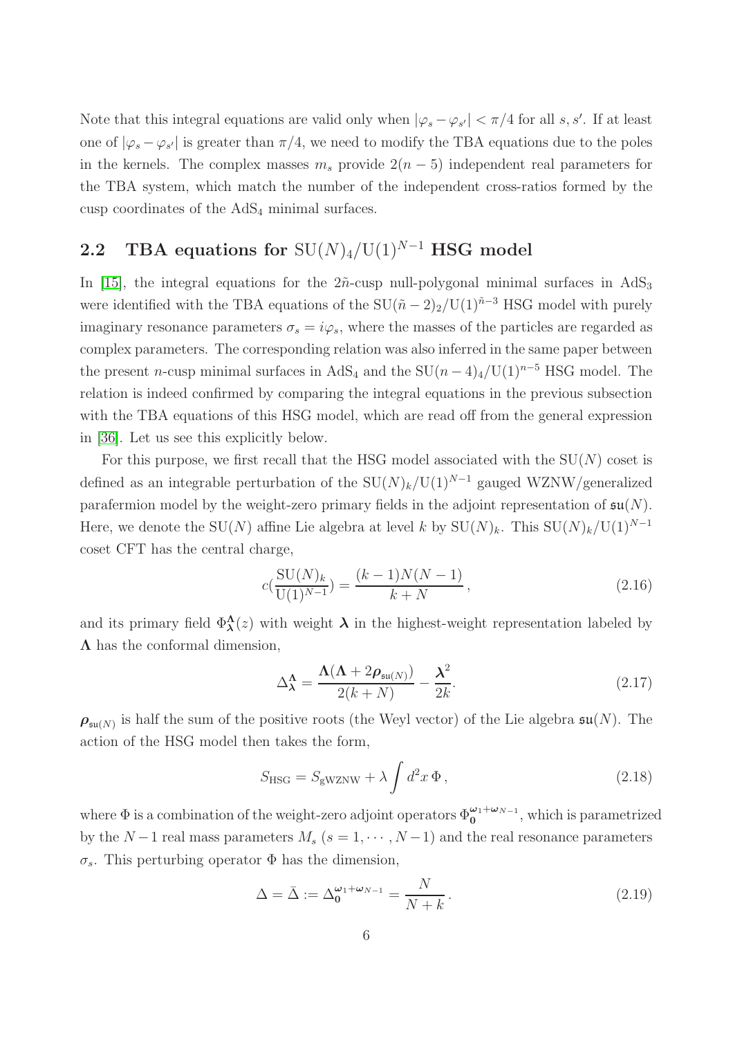Note that this integral equations are valid only when $|\varphi_s - \varphi_{s'}| < \pi/4$ for all $s, s'$. If at least one of $|\varphi_s - \varphi_{s'}|$ is greater than $\pi/4$, we need to modify the TBA equations due to the poles in the kernels. The complex masses $m_s$ provide $2(n-5)$ independent real parameters for the TBA system, which match the number of the independent cross-ratios formed by the cusp coordinates of the $\mathrm{AdS}_4$ minimal surfaces.

## 2.2 TBA equations for $\mathrm{SU}(N)_4/\mathrm{U}(1)^{N-1}$ HSG model

In [15], the integral equations for the $2\tilde{n}$-cusp null-polygonal minimal surfaces in $\mathrm{AdS}_3$ were identified with the TBA equations of the $\mathrm{SU}(\tilde{n}-2)_2/\mathrm{U}(1)^{\tilde{n}-3}$ HSG model with purely imaginary resonance parameters $\sigma_s = i\varphi_s$, where the masses of the particles are regarded as complex parameters. The corresponding relation was also inferred in the same paper between the present $n$-cusp minimal surfaces in $\mathrm{AdS}_4$ and the $\mathrm{SU}(n-4)_4/\mathrm{U}(1)^{n-5}$ HSG model. The relation is indeed confirmed by comparing the integral equations in the previous subsection with the TBA equations of this HSG model, which are read off from the general expression in [36]. Let us see this explicitly below.

For this purpose, we first recall that the HSG model associated with the $\mathrm{SU}(N)$ coset is defined as an integrable perturbation of the $\mathrm{SU}(N)_k/\mathrm{U}(1)^{N-1}$ gauged WZNW/generalized parafermion model by the weight-zero primary fields in the adjoint representation of $\mathfrak{su}(N)$. Here, we denote the $\mathrm{SU}(N)$ affine Lie algebra at level $k$ by $\mathrm{SU}(N)_k$. This $\mathrm{SU}(N)_k/\mathrm{U}(1)^{N-1}$ coset CFT has the central charge,

$$c\left(\frac{\mathrm{SU}(N)_k}{\mathrm{U}(1)^{N-1}}\right) = \frac{(k-1)N(N-1)}{k+N}\,, \tag{2.16}$$

and its primary field $\Phi^{\boldsymbol{\Lambda}}_{\boldsymbol{\lambda}}(z)$ with weight $\boldsymbol{\lambda}$ in the highest-weight representation labeled by $\boldsymbol{\Lambda}$ has the conformal dimension,

$$\Delta^{\boldsymbol{\Lambda}}_{\boldsymbol{\lambda}} = \frac{\boldsymbol{\Lambda}(\boldsymbol{\Lambda}+2\boldsymbol{\rho}_{\mathfrak{su}(N)})}{2(k+N)} - \frac{\boldsymbol{\lambda}^2}{2k}. \tag{2.17}$$

$\boldsymbol{\rho}_{\mathfrak{su}(N)}$ is half the sum of the positive roots (the Weyl vector) of the Lie algebra $\mathfrak{su}(N)$. The action of the HSG model then takes the form,

$$S_{\mathrm{HSG}} = S_{\mathrm{gWZNW}} + \lambda \int d^2x\, \Phi\,, \tag{2.18}$$

where $\Phi$ is a combination of the weight-zero adjoint operators $\Phi^{\boldsymbol{\omega}_1+\boldsymbol{\omega}_{N-1}}_{\boldsymbol{0}}$, which is parametrized by the $N-1$ real mass parameters $M_s$ $(s = 1, \cdots, N-1)$ and the real resonance parameters $\sigma_s$. This perturbing operator $\Phi$ has the dimension,

$$\Delta = \bar{\Delta} := \Delta^{\boldsymbol{\omega}_1+\boldsymbol{\omega}_{N-1}}_{\boldsymbol{0}} = \frac{N}{N+k}\,. \tag{2.19}$$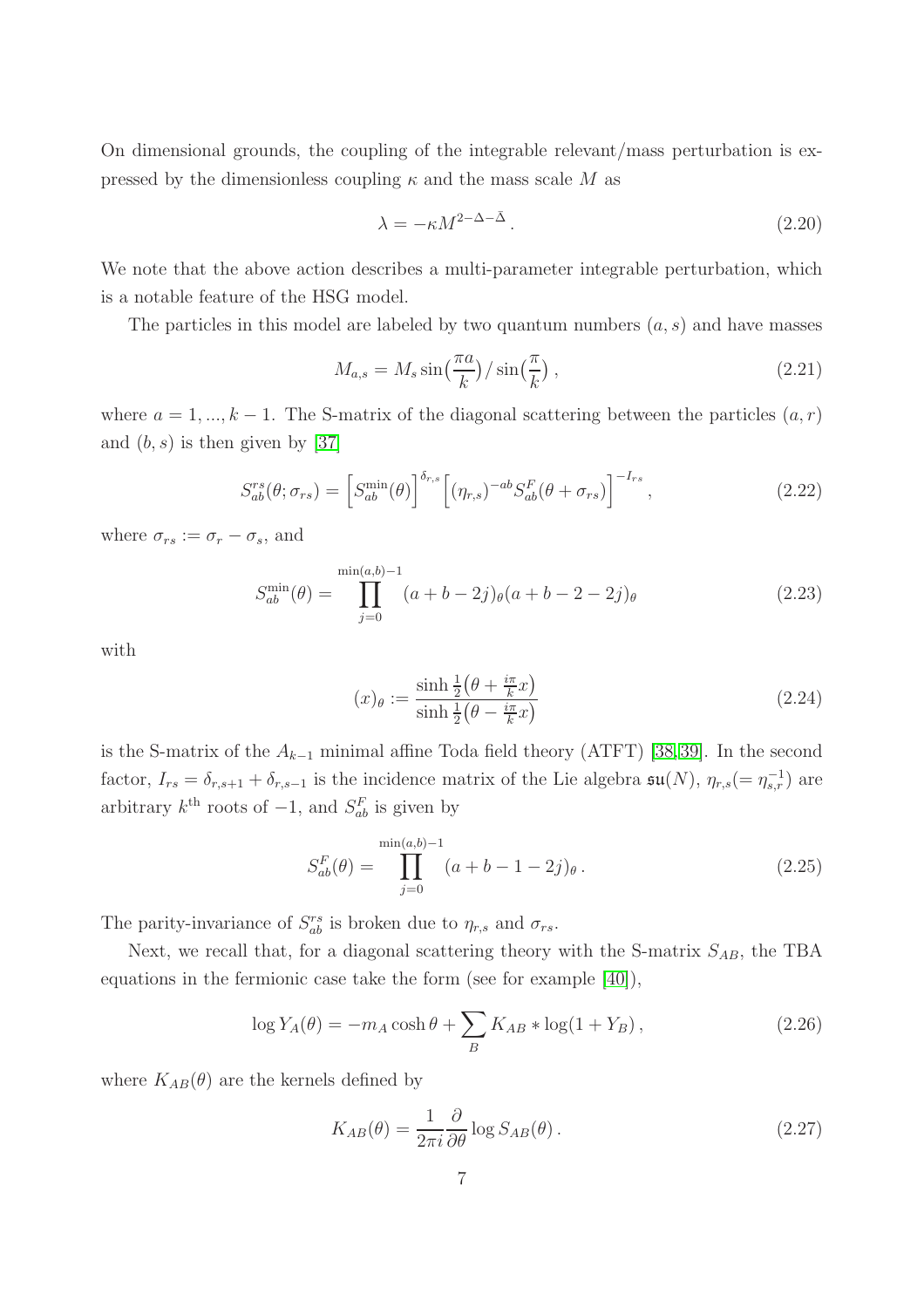On dimensional grounds, the coupling of the integrable relevant/mass perturbation is expressed by the dimensionless coupling $\kappa$ and the mass scale $M$ as

$$\lambda = -\kappa M^{2-\Delta-\bar{\Delta}}\,. \tag{2.20}$$

We note that the above action describes a multi-parameter integrable perturbation, which is a notable feature of the HSG model.

The particles in this model are labeled by two quantum numbers $(a, s)$ and have masses

$$M_{a,s} = M_s \sin\!\left(\frac{\pi a}{k}\right)/\sin\!\left(\frac{\pi}{k}\right), \tag{2.21}$$

where $a = 1, ..., k-1$. The S-matrix of the diagonal scattering between the particles $(a, r)$ and $(b, s)$ is then given by [37]

$$S^{rs}_{ab}(\theta;\sigma_{rs}) = \Big[S^{\min}_{ab}(\theta)\Big]^{\delta_{r,s}}\Big[(\eta_{r,s})^{-ab}S^{F}_{ab}(\theta+\sigma_{rs})\Big]^{-I_{rs}}, \tag{2.22}$$

where $\sigma_{rs} := \sigma_r - \sigma_s$, and

$$S^{\min}_{ab}(\theta) = \prod_{j=0}^{\min(a,b)-1}(a+b-2j)_\theta(a+b-2-2j)_\theta \tag{2.23}$$

with

$$(x)_\theta := \frac{\sinh\frac{1}{2}\big(\theta+\frac{i\pi}{k}x\big)}{\sinh\frac{1}{2}\big(\theta-\frac{i\pi}{k}x\big)} \tag{2.24}$$

is the S-matrix of the $A_{k-1}$ minimal affine Toda field theory (ATFT) [38,39]. In the second factor, $I_{rs} = \delta_{r,s+1} + \delta_{r,s-1}$ is the incidence matrix of the Lie algebra $\mathfrak{su}(N)$, $\eta_{r,s}(=\eta^{-1}_{s,r})$ are arbitrary $k^{\text{th}}$ roots of $-1$, and $S^F_{ab}$ is given by

$$S^{F}_{ab}(\theta) = \prod_{j=0}^{\min(a,b)-1}(a+b-1-2j)_\theta\,. \tag{2.25}$$

The parity-invariance of $S^{rs}_{ab}$ is broken due to $\eta_{r,s}$ and $\sigma_{rs}$.

Next, we recall that, for a diagonal scattering theory with the S-matrix $S_{AB}$, the TBA equations in the fermionic case take the form (see for example [40]),

$$\log Y_A(\theta) = -m_A\cosh\theta + \sum_B K_{AB} * \log(1+Y_B)\,, \tag{2.26}$$

where $K_{AB}(\theta)$ are the kernels defined by

$$K_{AB}(\theta) = \frac{1}{2\pi i}\frac{\partial}{\partial\theta}\log S_{AB}(\theta)\,. \tag{2.27}$$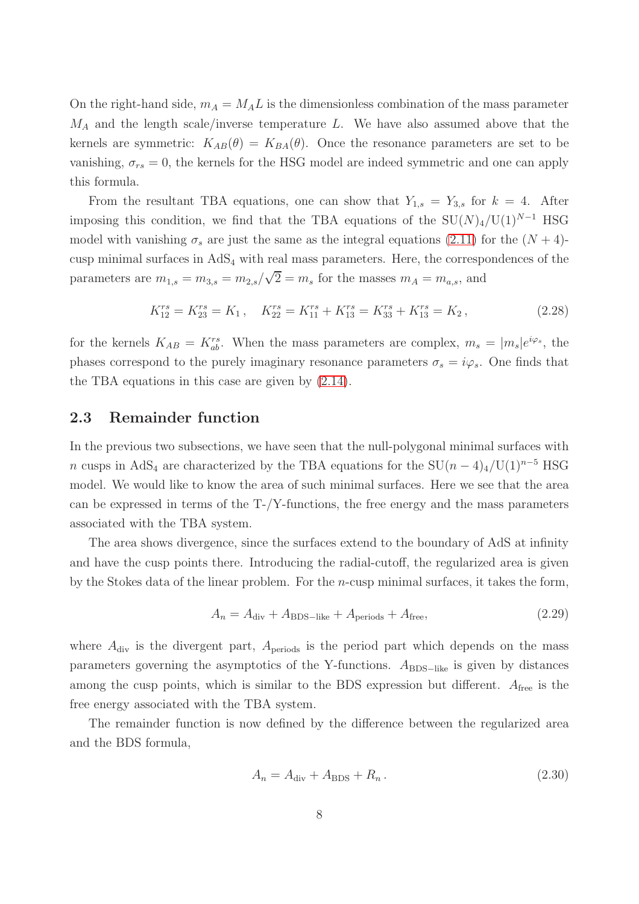On the right-hand side, $m_A = M_A L$ is the dimensionless combination of the mass parameter $M_A$ and the length scale/inverse temperature $L$. We have also assumed above that the kernels are symmetric: $K_{AB}(\theta) = K_{BA}(\theta)$. Once the resonance parameters are set to be vanishing, $\sigma_{rs} = 0$, the kernels for the HSG model are indeed symmetric and one can apply this formula.

From the resultant TBA equations, one can show that $Y_{1,s} = Y_{3,s}$ for $k = 4$. After imposing this condition, we find that the TBA equations of the $\mathrm{SU}(N)_4/\mathrm{U}(1)^{N-1}$ HSG model with vanishing $\sigma_s$ are just the same as the integral equations (2.11) for the $(N+4)$-cusp minimal surfaces in $\mathrm{AdS}_4$ with real mass parameters. Here, the correspondences of the parameters are $m_{1,s} = m_{3,s} = m_{2,s}/\sqrt{2} = m_s$ for the masses $m_A = m_{a,s}$, and

$$K_{12}^{rs} = K_{23}^{rs} = K_1\,, \quad K_{22}^{rs} = K_{11}^{rs} + K_{13}^{rs} = K_{33}^{rs} + K_{13}^{rs} = K_2\,, \tag{2.28}$$

for the kernels $K_{AB} = K_{ab}^{rs}$. When the mass parameters are complex, $m_s = |m_s| e^{i\varphi_s}$, the phases correspond to the purely imaginary resonance parameters $\sigma_s = i\varphi_s$. One finds that the TBA equations in this case are given by (2.14).

## 2.3 Remainder function

In the previous two subsections, we have seen that the null-polygonal minimal surfaces with $n$ cusps in $\mathrm{AdS}_4$ are characterized by the TBA equations for the $\mathrm{SU}(n-4)_4/\mathrm{U}(1)^{n-5}$ HSG model. We would like to know the area of such minimal surfaces. Here we see that the area can be expressed in terms of the T-/Y-functions, the free energy and the mass parameters associated with the TBA system.

The area shows divergence, since the surfaces extend to the boundary of AdS at infinity and have the cusp points there. Introducing the radial-cutoff, the regularized area is given by the Stokes data of the linear problem. For the $n$-cusp minimal surfaces, it takes the form,

$$A_n = A_{\mathrm{div}} + A_{\mathrm{BDS-like}} + A_{\mathrm{periods}} + A_{\mathrm{free}}, \tag{2.29}$$

where $A_{\mathrm{div}}$ is the divergent part, $A_{\mathrm{periods}}$ is the period part which depends on the mass parameters governing the asymptotics of the Y-functions. $A_{\mathrm{BDS-like}}$ is given by distances among the cusp points, which is similar to the BDS expression but different. $A_{\mathrm{free}}$ is the free energy associated with the TBA system.

The remainder function is now defined by the difference between the regularized area and the BDS formula,

$$A_n = A_{\mathrm{div}} + A_{\mathrm{BDS}} + R_n\,. \tag{2.30}$$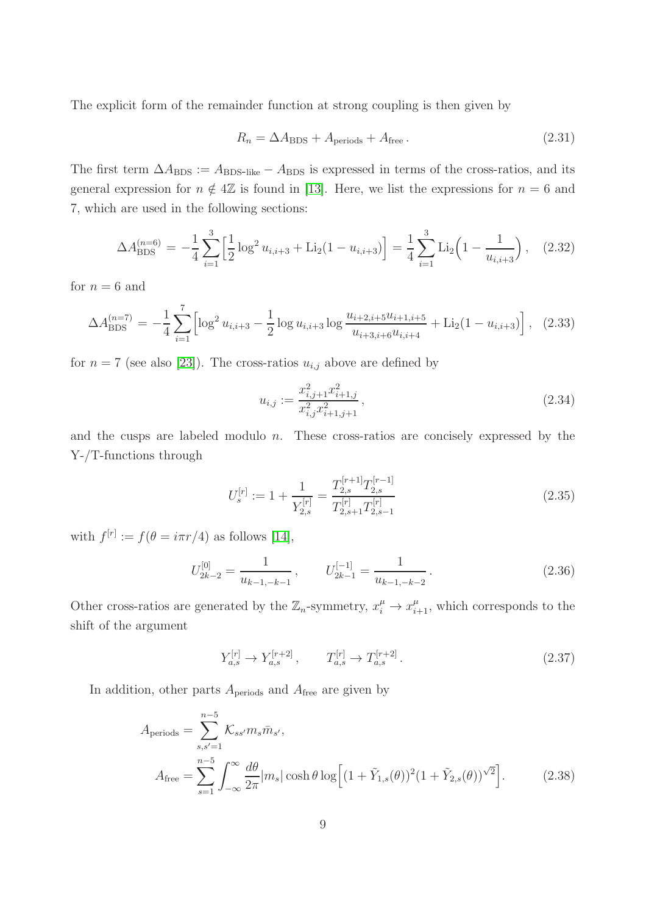The explicit form of the remainder function at strong coupling is then given by

$$R_n = \Delta A_{\rm BDS} + A_{\rm periods} + A_{\rm free} \,. \tag{2.31}$$

The first term $\Delta A_{\rm BDS} := A_{\text{BDS-like}} - A_{\rm BDS}$ is expressed in terms of the cross-ratios, and its general expression for $n \notin 4\mathbb{Z}$ is found in [13]. Here, we list the expressions for $n = 6$ and 7, which are used in the following sections:

$$\Delta A_{\rm BDS}^{(n=6)} = -\frac{1}{4}\sum_{i=1}^{3}\Big[\frac{1}{2}\log^2 u_{i,i+3} + {\rm Li}_2(1-u_{i,i+3})\Big] = \frac{1}{4}\sum_{i=1}^{3}{\rm Li}_2\Big(1-\frac{1}{u_{i,i+3}}\Big)\,, \tag{2.32}$$

for $n = 6$ and

$$\Delta A_{\rm BDS}^{(n=7)} = -\frac{1}{4}\sum_{i=1}^{7}\Big[\log^2 u_{i,i+3} - \frac{1}{2}\log u_{i,i+3}\log\frac{u_{i+2,i+5}u_{i+1,i+5}}{u_{i+3,i+6}u_{i,i+4}} + {\rm Li}_2(1-u_{i,i+3})\Big]\,, \tag{2.33}$$

for $n = 7$ (see also [23]). The cross-ratios $u_{i,j}$ above are defined by

$$u_{i,j} := \frac{x_{i,j+1}^2 x_{i+1,j}^2}{x_{i,j}^2 x_{i+1,j+1}^2}\,, \tag{2.34}$$

and the cusps are labeled modulo $n$. These cross-ratios are concisely expressed by the Y-/T-functions through

$$U_s^{[r]} := 1 + \frac{1}{Y_{2,s}^{[r]}} = \frac{T_{2,s}^{[r+1]}T_{2,s}^{[r-1]}}{T_{2,s+1}^{[r]}T_{2,s-1}^{[r]}} \tag{2.35}$$

with $f^{[r]} := f(\theta = i\pi r/4)$ as follows [14],

$$U_{2k-2}^{[0]} = \frac{1}{u_{k-1,-k-1}}\,, \qquad U_{2k-1}^{[-1]} = \frac{1}{u_{k-1,-k-2}}\,. \tag{2.36}$$

Other cross-ratios are generated by the $\mathbb{Z}_n$-symmetry, $x_i^\mu \to x_{i+1}^\mu$, which corresponds to the shift of the argument

$$Y_{a,s}^{[r]} \to Y_{a,s}^{[r+2]}\,, \qquad T_{a,s}^{[r]} \to T_{a,s}^{[r+2]}\,. \tag{2.37}$$

In addition, other parts $A_{\rm periods}$ and $A_{\rm free}$ are given by

$$\begin{aligned}
A_{\rm periods} &= \sum_{s,s'=1}^{n-5}\mathcal{K}_{ss'}m_s\bar{m}_{s'}\,,\\
A_{\rm free} &= \sum_{s=1}^{n-5}\int_{-\infty}^{\infty}\frac{d\theta}{2\pi}|m_s|\cosh\theta\log\Big[(1+\tilde{Y}_{1,s}(\theta))^2(1+\tilde{Y}_{2,s}(\theta))^{\sqrt{2}}\Big].
\end{aligned} \tag{2.38}$$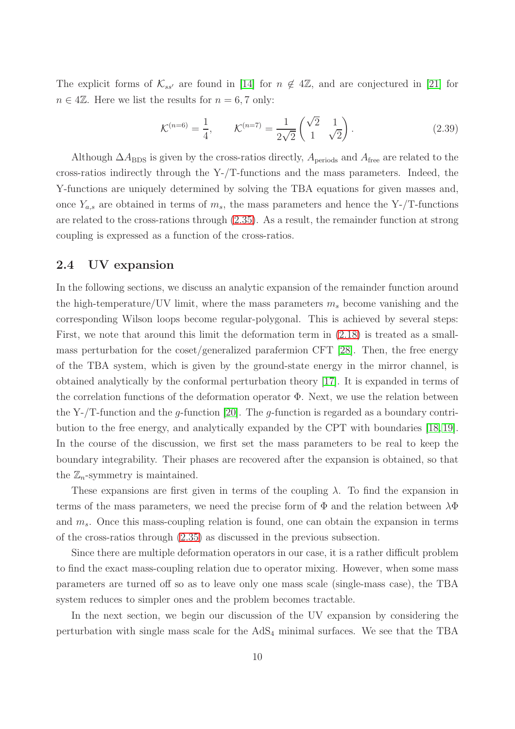The explicit forms of $\mathcal{K}_{ss'}$ are found in [14] for $n \notin 4\mathbb{Z}$, and are conjectured in [21] for $n \in 4\mathbb{Z}$. Here we list the results for $n = 6, 7$ only:

$$
\mathcal{K}^{(n=6)} = \frac{1}{4}, \qquad \mathcal{K}^{(n=7)} = \frac{1}{2\sqrt{2}} \begin{pmatrix} \sqrt{2} & 1 \\ 1 & \sqrt{2} \end{pmatrix}. \tag{2.39}
$$

Although $\Delta A_{\rm BDS}$ is given by the cross-ratios directly, $A_{\rm periods}$ and $A_{\rm free}$ are related to the cross-ratios indirectly through the Y-/T-functions and the mass parameters. Indeed, the Y-functions are uniquely determined by solving the TBA equations for given masses and, once $Y_{a,s}$ are obtained in terms of $m_s$, the mass parameters and hence the Y-/T-functions are related to the cross-rations through (2.35). As a result, the remainder function at strong coupling is expressed as a function of the cross-ratios.

## 2.4 UV expansion

In the following sections, we discuss an analytic expansion of the remainder function around the high-temperature/UV limit, where the mass parameters $m_s$ become vanishing and the corresponding Wilson loops become regular-polygonal. This is achieved by several steps: First, we note that around this limit the deformation term in (2.18) is treated as a small-mass perturbation for the coset/generalized parafermion CFT [28]. Then, the free energy of the TBA system, which is given by the ground-state energy in the mirror channel, is obtained analytically by the conformal perturbation theory [17]. It is expanded in terms of the correlation functions of the deformation operator $\Phi$. Next, we use the relation between the Y-/T-function and the $g$-function [20]. The $g$-function is regarded as a boundary contribution to the free energy, and analytically expanded by the CPT with boundaries [18,19]. In the course of the discussion, we first set the mass parameters to be real to keep the boundary integrability. Their phases are recovered after the expansion is obtained, so that the $\mathbb{Z}_n$-symmetry is maintained.

These expansions are first given in terms of the coupling $\lambda$. To find the expansion in terms of the mass parameters, we need the precise form of $\Phi$ and the relation between $\lambda\Phi$ and $m_s$. Once this mass-coupling relation is found, one can obtain the expansion in terms of the cross-ratios through (2.35) as discussed in the previous subsection.

Since there are multiple deformation operators in our case, it is a rather difficult problem to find the exact mass-coupling relation due to operator mixing. However, when some mass parameters are turned off so as to leave only one mass scale (single-mass case), the TBA system reduces to simpler ones and the problem becomes tractable.

In the next section, we begin our discussion of the UV expansion by considering the perturbation with single mass scale for the $\mathrm{AdS}_4$ minimal surfaces. We see that the TBA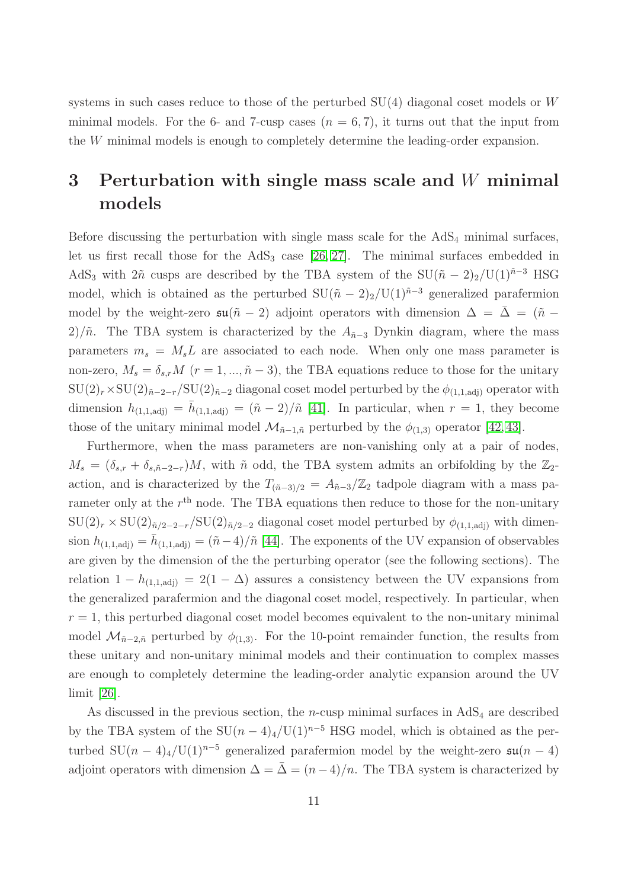systems in such cases reduce to those of the perturbed SU(4) diagonal coset models or $W$ minimal models. For the 6- and 7-cusp cases ($n = 6, 7$), it turns out that the input from the $W$ minimal models is enough to completely determine the leading-order expansion.

# 3 Perturbation with single mass scale and $W$ minimal models

Before discussing the perturbation with single mass scale for the $\mathrm{AdS}_4$ minimal surfaces, let us first recall those for the $\mathrm{AdS}_3$ case [26, 27]. The minimal surfaces embedded in $\mathrm{AdS}_3$ with $2\tilde{n}$ cusps are described by the TBA system of the $\mathrm{SU}(\tilde{n}-2)_2/\mathrm{U}(1)^{\tilde{n}-3}$ HSG model, which is obtained as the perturbed $\mathrm{SU}(\tilde{n}-2)_2/\mathrm{U}(1)^{\tilde{n}-3}$ generalized parafermion model by the weight-zero $\mathfrak{su}(\tilde{n}-2)$ adjoint operators with dimension $\Delta = \bar{\Delta} = (\tilde{n}-2)/\tilde{n}$. The TBA system is characterized by the $A_{\tilde{n}-3}$ Dynkin diagram, where the mass parameters $m_s = M_s L$ are associated to each node. When only one mass parameter is non-zero, $M_s = \delta_{s,r} M$ ($r = 1, ..., \tilde{n}-3$), the TBA equations reduce to those for the unitary $\mathrm{SU}(2)_r \times \mathrm{SU}(2)_{\tilde{n}-2-r}/\mathrm{SU}(2)_{\tilde{n}-2}$ diagonal coset model perturbed by the $\phi_{(1,1,\mathrm{adj})}$ operator with dimension $h_{(1,1,\mathrm{adj})} = \bar{h}_{(1,1,\mathrm{adj})} = (\tilde{n}-2)/\tilde{n}$ [41]. In particular, when $r = 1$, they become those of the unitary minimal model $\mathcal{M}_{\tilde{n}-1,\tilde{n}}$ perturbed by the $\phi_{(1,3)}$ operator [42, 43].

Furthermore, when the mass parameters are non-vanishing only at a pair of nodes, $M_s = (\delta_{s,r} + \delta_{s,\tilde{n}-2-r})M$, with $\tilde{n}$ odd, the TBA system admits an orbifolding by the $\mathbb{Z}_2$-action, and is characterized by the $T_{(\tilde{n}-3)/2} = A_{\tilde{n}-3}/\mathbb{Z}_2$ tadpole diagram with a mass parameter only at the $r^{\mathrm{th}}$ node. The TBA equations then reduce to those for the non-unitary $\mathrm{SU}(2)_r \times \mathrm{SU}(2)_{\tilde{n}/2-2-r}/\mathrm{SU}(2)_{\tilde{n}/2-2}$ diagonal coset model perturbed by $\phi_{(1,1,\mathrm{adj})}$ with dimension $h_{(1,1,\mathrm{adj})} = \bar{h}_{(1,1,\mathrm{adj})} = (\tilde{n}-4)/\tilde{n}$ [44]. The exponents of the UV expansion of observables are given by the dimension of the the perturbing operator (see the following sections). The relation $1 - h_{(1,1,\mathrm{adj})} = 2(1-\Delta)$ assures a consistency between the UV expansions from the generalized parafermion and the diagonal coset model, respectively. In particular, when $r = 1$, this perturbed diagonal coset model becomes equivalent to the non-unitary minimal model $\mathcal{M}_{\tilde{n}-2,\tilde{n}}$ perturbed by $\phi_{(1,3)}$. For the 10-point remainder function, the results from these unitary and non-unitary minimal models and their continuation to complex masses are enough to completely determine the leading-order analytic expansion around the UV limit [26].

As discussed in the previous section, the $n$-cusp minimal surfaces in $\mathrm{AdS}_4$ are described by the TBA system of the $\mathrm{SU}(n-4)_4/\mathrm{U}(1)^{n-5}$ HSG model, which is obtained as the perturbed $\mathrm{SU}(n-4)_4/\mathrm{U}(1)^{n-5}$ generalized parafermion model by the weight-zero $\mathfrak{su}(n-4)$ adjoint operators with dimension $\Delta = \bar{\Delta} = (n-4)/n$. The TBA system is characterized by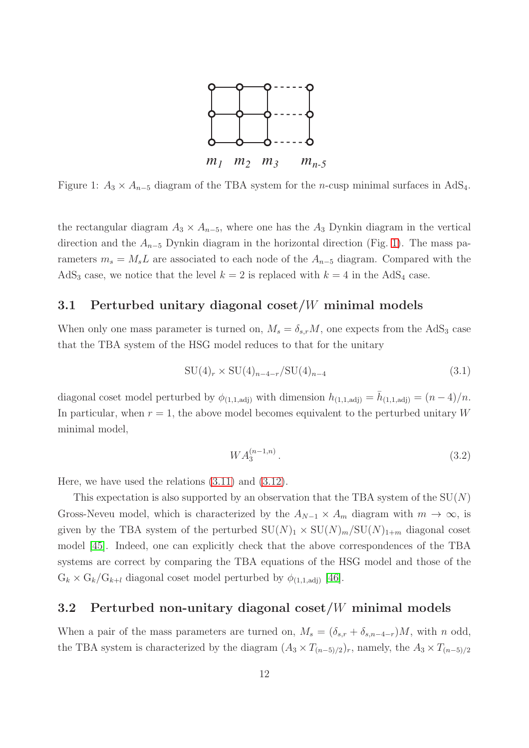Figure 1: $A_3 \times A_{n-5}$ diagram of the TBA system for the $n$-cusp minimal surfaces in AdS$_4$.

the rectangular diagram $A_3 \times A_{n-5}$, where one has the $A_3$ Dynkin diagram in the vertical direction and the $A_{n-5}$ Dynkin diagram in the horizontal direction (Fig. 1). The mass parameters $m_s = M_s L$ are associated to each node of the $A_{n-5}$ diagram. Compared with the AdS$_3$ case, we notice that the level $k = 2$ is replaced with $k = 4$ in the AdS$_4$ case.

### 3.1 Perturbed unitary diagonal coset/$W$ minimal models

When only one mass parameter is turned on, $M_s = \delta_{s,r} M$, one expects from the AdS$_3$ case that the TBA system of the HSG model reduces to that for the unitary

$$\mathrm{SU}(4)_r \times \mathrm{SU}(4)_{n-4-r}/\mathrm{SU}(4)_{n-4} \tag{3.1}$$

diagonal coset model perturbed by $\phi_{(1,1,\mathrm{adj})}$ with dimension $h_{(1,1,\mathrm{adj})} = \bar{h}_{(1,1,\mathrm{adj})} = (n-4)/n$. In particular, when $r = 1$, the above model becomes equivalent to the perturbed unitary $W$ minimal model,

$$WA_3^{(n-1,n)}. \tag{3.2}$$

Here, we have used the relations (3.11) and (3.12).

This expectation is also supported by an observation that the TBA system of the SU($N$) Gross-Neveu model, which is characterized by the $A_{N-1} \times A_m$ diagram with $m \to \infty$, is given by the TBA system of the perturbed $\mathrm{SU}(N)_1 \times \mathrm{SU}(N)_m/\mathrm{SU}(N)_{1+m}$ diagonal coset model [45]. Indeed, one can explicitly check that the above correspondences of the TBA systems are correct by comparing the TBA equations of the HSG model and those of the $\mathrm{G}_k \times \mathrm{G}_k/\mathrm{G}_{k+l}$ diagonal coset model perturbed by $\phi_{(1,1,\mathrm{adj})}$ [46].

### 3.2 Perturbed non-unitary diagonal coset/$W$ minimal models

When a pair of the mass parameters are turned on, $M_s = (\delta_{s,r} + \delta_{s,n-4-r})M$, with $n$ odd, the TBA system is characterized by the diagram $(A_3 \times T_{(n-5)/2})_r$, namely, the $A_3 \times T_{(n-5)/2}$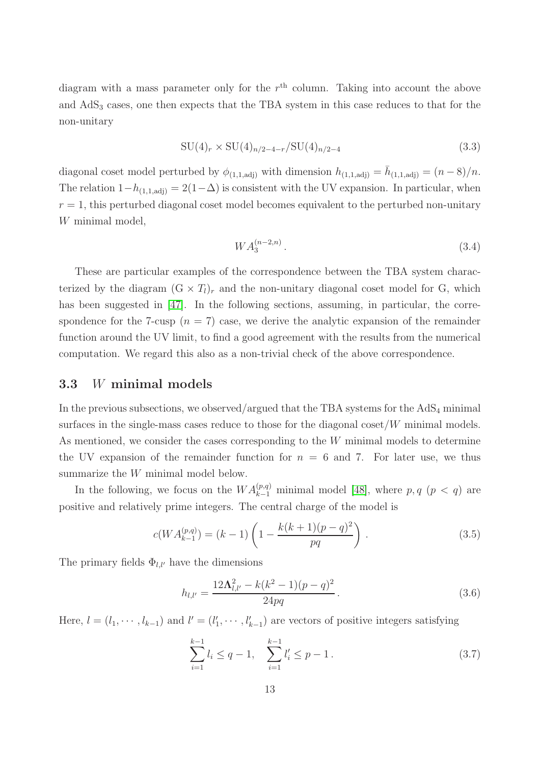diagram with a mass parameter only for the $r^{\rm th}$ column. Taking into account the above and $\mathrm{AdS}_3$ cases, one then expects that the TBA system in this case reduces to that for the non-unitary

$$\mathrm{SU}(4)_r \times \mathrm{SU}(4)_{n/2-4-r}/\mathrm{SU}(4)_{n/2-4} \tag{3.3}$$

diagonal coset model perturbed by $\phi_{(1,1,\mathrm{adj})}$ with dimension $h_{(1,1,\mathrm{adj})} = \bar{h}_{(1,1,\mathrm{adj})} = (n-8)/n$. The relation $1-h_{(1,1,\mathrm{adj})} = 2(1-\Delta)$ is consistent with the UV expansion. In particular, when $r = 1$, this perturbed diagonal coset model becomes equivalent to the perturbed non-unitary $W$ minimal model,

$$WA_3^{(n-2,n)}\,. \tag{3.4}$$

These are particular examples of the correspondence between the TBA system characterized by the diagram $(\mathrm{G} \times T_l)_r$ and the non-unitary diagonal coset model for G, which has been suggested in [47]. In the following sections, assuming, in particular, the correspondence for the 7-cusp ($n = 7$) case, we derive the analytic expansion of the remainder function around the UV limit, to find a good agreement with the results from the numerical computation. We regard this also as a non-trivial check of the above correspondence.

### 3.3 $W$ minimal models

In the previous subsections, we observed/argued that the TBA systems for the $\mathrm{AdS}_4$ minimal surfaces in the single-mass cases reduce to those for the diagonal coset/$W$ minimal models. As mentioned, we consider the cases corresponding to the $W$ minimal models to determine the UV expansion of the remainder function for $n = 6$ and 7. For later use, we thus summarize the $W$ minimal model below.

In the following, we focus on the $WA_{k-1}^{(p,q)}$ minimal model [48], where $p, q$ $(p < q)$ are positive and relatively prime integers. The central charge of the model is

$$c(WA_{k-1}^{(p,q)}) = (k-1)\left(1 - \frac{k(k+1)(p-q)^2}{pq}\right)\,. \tag{3.5}$$

The primary fields $\Phi_{l,l'}$ have the dimensions

$$h_{l,l'} = \frac{12\mathbf{\Lambda}_{l,l'}^2 - k(k^2-1)(p-q)^2}{24pq}\,. \tag{3.6}$$

Here, $l = (l_1, \cdots, l_{k-1})$ and $l' = (l'_1, \cdots, l'_{k-1})$ are vectors of positive integers satisfying

$$\sum_{i=1}^{k-1} l_i \leq q-1, \quad \sum_{i=1}^{k-1} l'_i \leq p-1\,. \tag{3.7}$$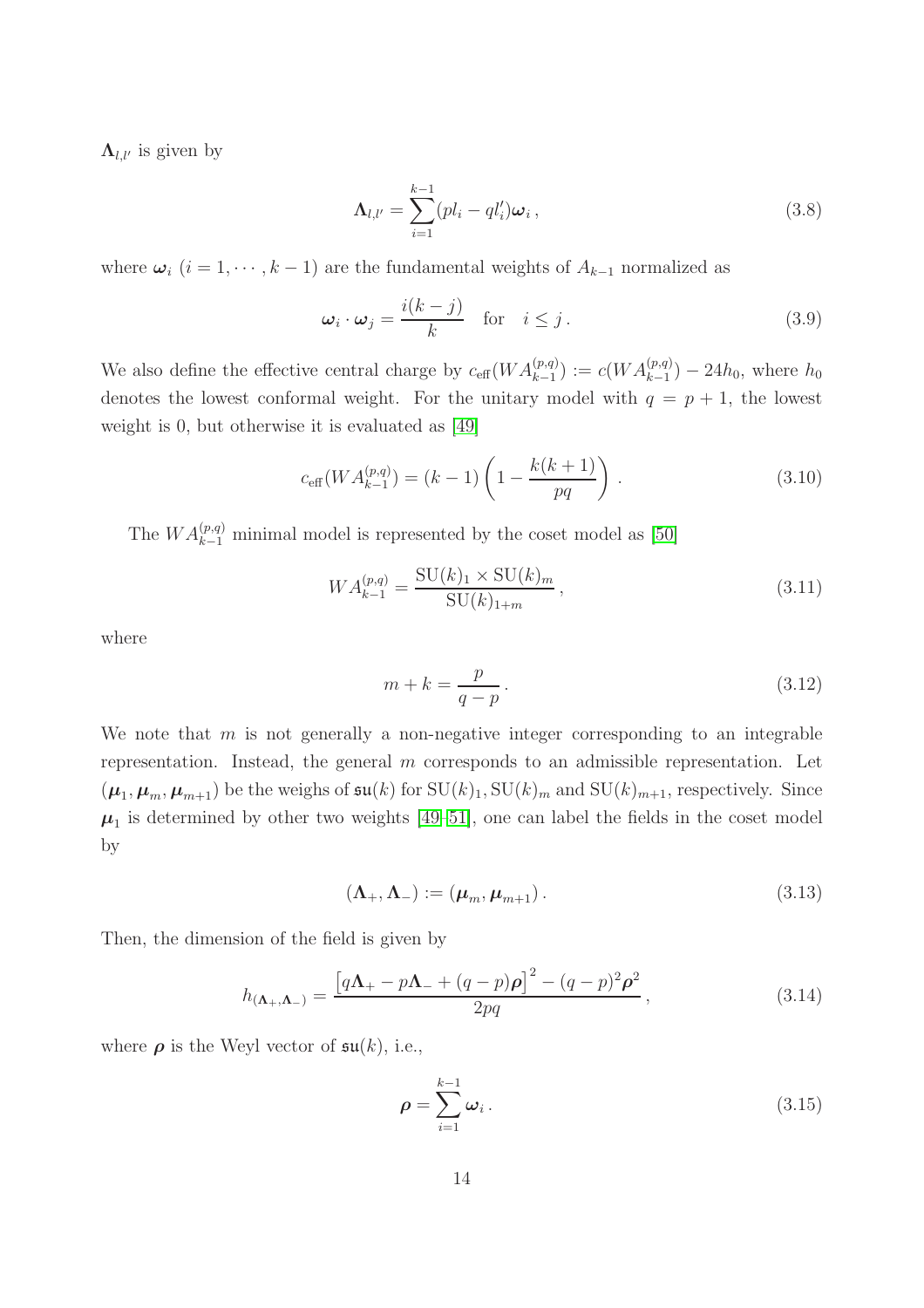$\mathbf{\Lambda}_{l,l'}$ is given by

$$
\mathbf{\Lambda}_{l,l'} = \sum_{i=1}^{k-1} (pl_i - ql'_i)\boldsymbol{\omega}_i \,, \tag{3.8}
$$

where $\boldsymbol{\omega}_i$ $(i = 1, \cdots, k-1)$ are the fundamental weights of $A_{k-1}$ normalized as

$$
\boldsymbol{\omega}_i \cdot \boldsymbol{\omega}_j = \frac{i(k-j)}{k} \quad \text{for} \quad i \leq j \,. \tag{3.9}
$$

We also define the effective central charge by $c_{\text{eff}}(WA_{k-1}^{(p,q)}) := c(WA_{k-1}^{(p,q)}) - 24h_0$, where $h_0$ denotes the lowest conformal weight. For the unitary model with $q = p + 1$, the lowest weight is 0, but otherwise it is evaluated as [49]

$$
c_{\text{eff}}(WA_{k-1}^{(p,q)}) = (k-1)\left(1 - \frac{k(k+1)}{pq}\right) . \tag{3.10}
$$

The $WA_{k-1}^{(p,q)}$ minimal model is represented by the coset model as [50]

$$
WA_{k-1}^{(p,q)} = \frac{\text{SU}(k)_1 \times \text{SU}(k)_m}{\text{SU}(k)_{1+m}} \,, \tag{3.11}
$$

where

$$
m + k = \frac{p}{q-p} \,. \tag{3.12}
$$

We note that $m$ is not generally a non-negative integer corresponding to an integrable representation. Instead, the general $m$ corresponds to an admissible representation. Let $(\boldsymbol{\mu}_1, \boldsymbol{\mu}_m, \boldsymbol{\mu}_{m+1})$ be the weighs of $\mathfrak{su}(k)$ for $\text{SU}(k)_1, \text{SU}(k)_m$ and $\text{SU}(k)_{m+1}$, respectively. Since $\boldsymbol{\mu}_1$ is determined by other two weights [49–51], one can label the fields in the coset model by

$$
(\mathbf{\Lambda}_+, \mathbf{\Lambda}_-) := (\boldsymbol{\mu}_m, \boldsymbol{\mu}_{m+1}) \,. \tag{3.13}
$$

Then, the dimension of the field is given by

$$
h_{(\mathbf{\Lambda}_+, \mathbf{\Lambda}_-)} = \frac{\left[q\mathbf{\Lambda}_+ - p\mathbf{\Lambda}_- + (q-p)\boldsymbol{\rho}\right]^2 - (q-p)^2\boldsymbol{\rho}^2}{2pq} \,, \tag{3.14}
$$

where $\boldsymbol{\rho}$ is the Weyl vector of $\mathfrak{su}(k)$, i.e.,

$$
\boldsymbol{\rho} = \sum_{i=1}^{k-1} \boldsymbol{\omega}_i \,. \tag{3.15}
$$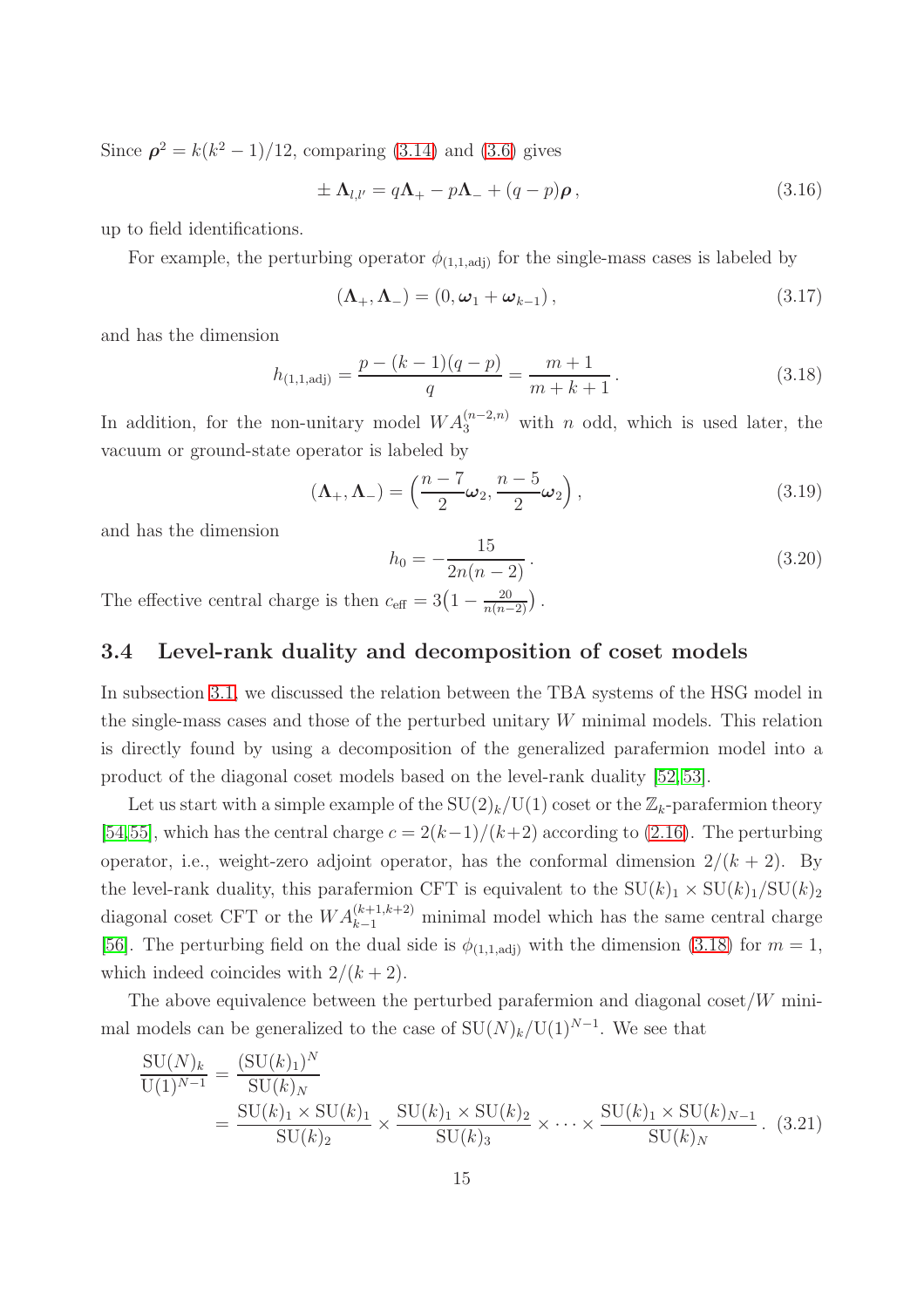Since $\boldsymbol{\rho}^2 = k(k^2-1)/12$, comparing (3.14) and (3.6) gives

$$\pm \boldsymbol{\Lambda}_{l,l'} = q\boldsymbol{\Lambda}_+ - p\boldsymbol{\Lambda}_- + (q-p)\boldsymbol{\rho}\,, \tag{3.16}$$

up to field identifications.

For example, the perturbing operator $\phi_{(1,1,\mathrm{adj})}$ for the single-mass cases is labeled by

$$(\boldsymbol{\Lambda}_+, \boldsymbol{\Lambda}_-) = (0, \boldsymbol{\omega}_1 + \boldsymbol{\omega}_{k-1})\,, \tag{3.17}$$

and has the dimension

$$h_{(1,1,\mathrm{adj})} = \frac{p-(k-1)(q-p)}{q} = \frac{m+1}{m+k+1}\,. \tag{3.18}$$

In addition, for the non-unitary model $WA_3^{(n-2,n)}$ with $n$ odd, which is used later, the vacuum or ground-state operator is labeled by

$$(\boldsymbol{\Lambda}_+, \boldsymbol{\Lambda}_-) = \Big(\frac{n-7}{2}\boldsymbol{\omega}_2, \frac{n-5}{2}\boldsymbol{\omega}_2\Big)\,, \tag{3.19}$$

and has the dimension

$$h_0 = -\frac{15}{2n(n-2)}\,. \tag{3.20}$$

The effective central charge is then $c_{\mathrm{eff}} = 3\big(1-\frac{20}{n(n-2)}\big)$.

### 3.4 Level-rank duality and decomposition of coset models

In subsection 3.1, we discussed the relation between the TBA systems of the HSG model in the single-mass cases and those of the perturbed unitary $W$ minimal models. This relation is directly found by using a decomposition of the generalized parafermion model into a product of the diagonal coset models based on the level-rank duality [52,53].

Let us start with a simple example of the $\mathrm{SU}(2)_k/\mathrm{U}(1)$ coset or the $\mathbb{Z}_k$-parafermion theory [54,55], which has the central charge $c = 2(k-1)/(k+2)$ according to (2.16). The perturbing operator, i.e., weight-zero adjoint operator, has the conformal dimension $2/(k+2)$. By the level-rank duality, this parafermion CFT is equivalent to the $\mathrm{SU}(k)_1 \times \mathrm{SU}(k)_1/\mathrm{SU}(k)_2$ diagonal coset CFT or the $WA_{k-1}^{(k+1,k+2)}$ minimal model which has the same central charge [56]. The perturbing field on the dual side is $\phi_{(1,1,\mathrm{adj})}$ with the dimension (3.18) for $m=1$, which indeed coincides with $2/(k+2)$.

The above equivalence between the perturbed parafermion and diagonal coset/$W$ minimal models can be generalized to the case of $\mathrm{SU}(N)_k/\mathrm{U}(1)^{N-1}$. We see that

$$\begin{aligned}
\frac{\mathrm{SU}(N)_k}{\mathrm{U}(1)^{N-1}} &= \frac{(\mathrm{SU}(k)_1)^N}{\mathrm{SU}(k)_N} \\
&= \frac{\mathrm{SU}(k)_1 \times \mathrm{SU}(k)_1}{\mathrm{SU}(k)_2} \times \frac{\mathrm{SU}(k)_1 \times \mathrm{SU}(k)_2}{\mathrm{SU}(k)_3} \times \cdots \times \frac{\mathrm{SU}(k)_1 \times \mathrm{SU}(k)_{N-1}}{\mathrm{SU}(k)_N}\,.
\end{aligned} \tag{3.21}$$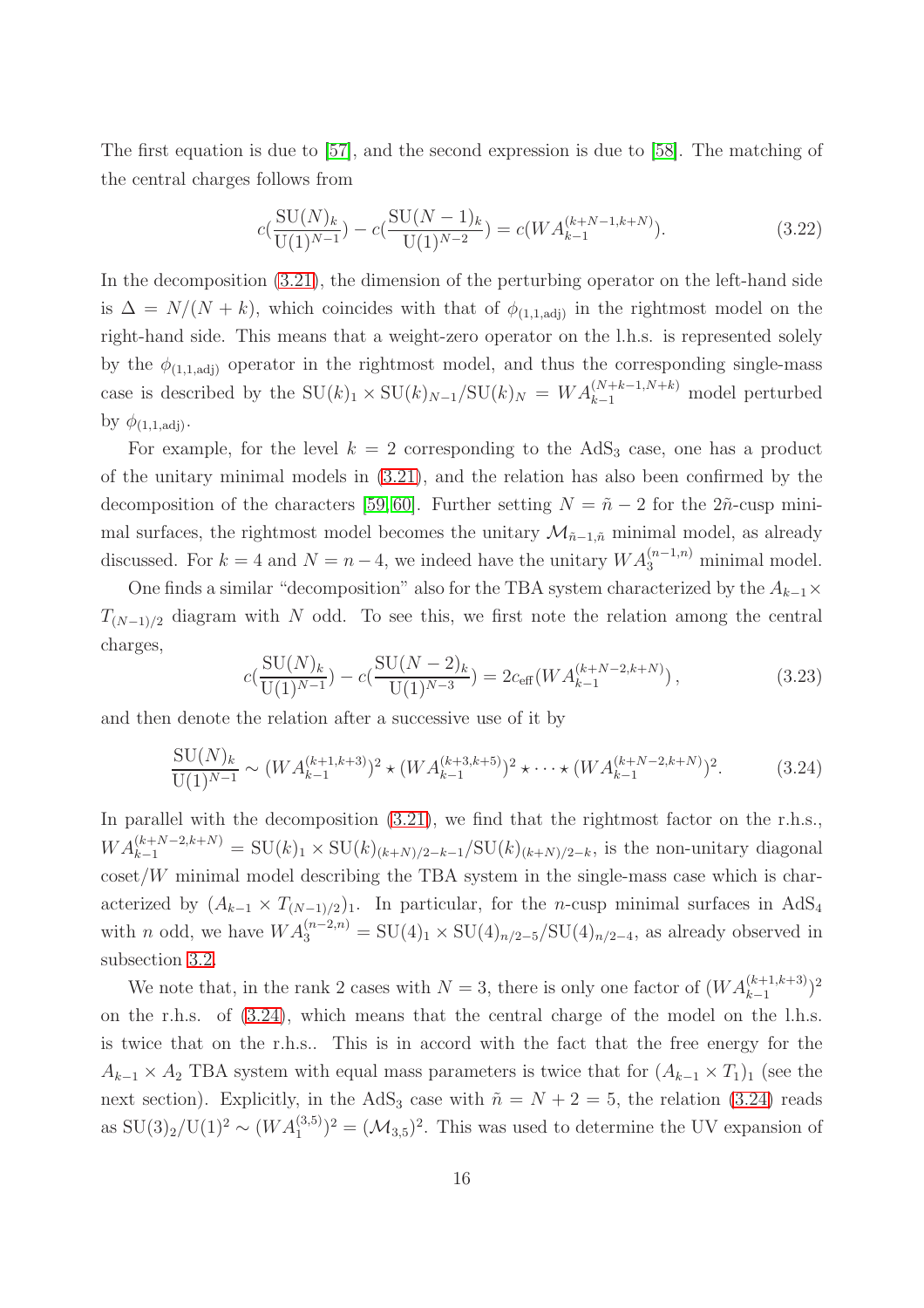The first equation is due to [57], and the second expression is due to [58]. The matching of the central charges follows from

$$c(\frac{\mathrm{SU}(N)_k}{\mathrm{U}(1)^{N-1}}) - c(\frac{\mathrm{SU}(N-1)_k}{\mathrm{U}(1)^{N-2}}) = c(WA_{k-1}^{(k+N-1,k+N)}). \tag{3.22}$$

In the decomposition (3.21), the dimension of the perturbing operator on the left-hand side is $\Delta = N/(N+k)$, which coincides with that of $\phi_{(1,1,\mathrm{adj})}$ in the rightmost model on the right-hand side. This means that a weight-zero operator on the l.h.s. is represented solely by the $\phi_{(1,1,\mathrm{adj})}$ operator in the rightmost model, and thus the corresponding single-mass case is described by the $\mathrm{SU}(k)_1 \times \mathrm{SU}(k)_{N-1}/\mathrm{SU}(k)_N = WA_{k-1}^{(N+k-1,N+k)}$ model perturbed by $\phi_{(1,1,\mathrm{adj})}$.

For example, for the level $k=2$ corresponding to the $\mathrm{AdS}_3$ case, one has a product of the unitary minimal models in (3.21), and the relation has also been confirmed by the decomposition of the characters [59, 60]. Further setting $N = \tilde{n}-2$ for the $2\tilde{n}$-cusp minimal surfaces, the rightmost model becomes the unitary $\mathcal{M}_{\tilde{n}-1,\tilde{n}}$ minimal model, as already discussed. For $k=4$ and $N=n-4$, we indeed have the unitary $WA_3^{(n-1,n)}$ minimal model.

One finds a similar "decomposition" also for the TBA system characterized by the $A_{k-1} \times T_{(N-1)/2}$ diagram with $N$ odd. To see this, we first note the relation among the central charges,

$$c(\frac{\mathrm{SU}(N)_k}{\mathrm{U}(1)^{N-1}}) - c(\frac{\mathrm{SU}(N-2)_k}{\mathrm{U}(1)^{N-3}}) = 2c_{\mathrm{eff}}(WA_{k-1}^{(k+N-2,k+N)}), \tag{3.23}$$

and then denote the relation after a successive use of it by

$$\frac{\mathrm{SU}(N)_k}{\mathrm{U}(1)^{N-1}} \sim (WA_{k-1}^{(k+1,k+3)})^2 \star (WA_{k-1}^{(k+3,k+5)})^2 \star \cdots \star (WA_{k-1}^{(k+N-2,k+N)})^2. \tag{3.24}$$

In parallel with the decomposition (3.21), we find that the rightmost factor on the r.h.s., $WA_{k-1}^{(k+N-2,k+N)} = \mathrm{SU}(k)_1 \times \mathrm{SU}(k)_{(k+N)/2-k-1}/\mathrm{SU}(k)_{(k+N)/2-k}$, is the non-unitary diagonal coset/$W$ minimal model describing the TBA system in the single-mass case which is characterized by $(A_{k-1} \times T_{(N-1)/2})_1$. In particular, for the $n$-cusp minimal surfaces in $\mathrm{AdS}_4$ with $n$ odd, we have $WA_3^{(n-2,n)} = \mathrm{SU}(4)_1 \times \mathrm{SU}(4)_{n/2-5}/\mathrm{SU}(4)_{n/2-4}$, as already observed in subsection 3.2.

We note that, in the rank 2 cases with $N=3$, there is only one factor of $(WA_{k-1}^{(k+1,k+3)})^2$ on the r.h.s. of (3.24), which means that the central charge of the model on the l.h.s. is twice that on the r.h.s.. This is in accord with the fact that the free energy for the $A_{k-1} \times A_2$ TBA system with equal mass parameters is twice that for $(A_{k-1} \times T_1)_1$ (see the next section). Explicitly, in the $\mathrm{AdS}_3$ case with $\tilde{n} = N+2 = 5$, the relation (3.24) reads as $\mathrm{SU}(3)_2/\mathrm{U}(1)^2 \sim (WA_1^{(3,5)})^2 = (\mathcal{M}_{3,5})^2$. This was used to determine the UV expansion of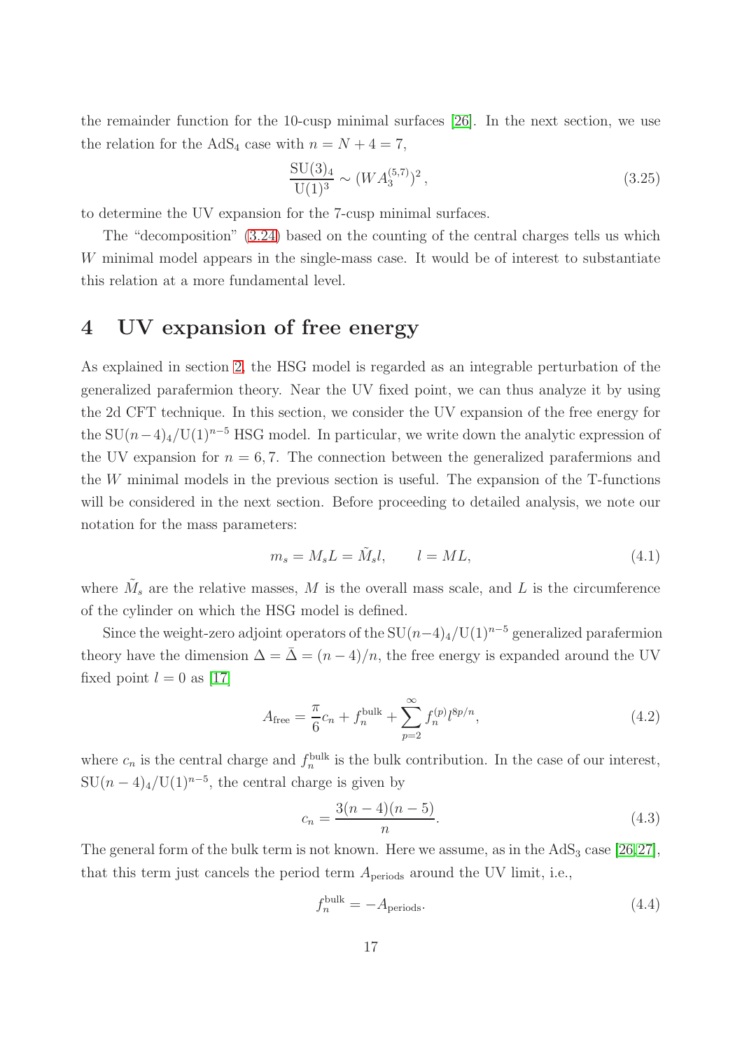the remainder function for the 10-cusp minimal surfaces [26]. In the next section, we use the relation for the $\mathrm{AdS}_4$ case with $n = N + 4 = 7$,

$$\frac{\mathrm{SU}(3)_4}{\mathrm{U}(1)^3} \sim (WA_3^{(5,7)})^2\,, \tag{3.25}$$

to determine the UV expansion for the 7-cusp minimal surfaces.

The "decomposition" (3.24) based on the counting of the central charges tells us which $W$ minimal model appears in the single-mass case. It would be of interest to substantiate this relation at a more fundamental level.

# 4 UV expansion of free energy

As explained in section 2, the HSG model is regarded as an integrable perturbation of the generalized parafermion theory. Near the UV fixed point, we can thus analyze it by using the 2d CFT technique. In this section, we consider the UV expansion of the free energy for the $\mathrm{SU}(n-4)_4/\mathrm{U}(1)^{n-5}$ HSG model. In particular, we write down the analytic expression of the UV expansion for $n = 6, 7$. The connection between the generalized parafermions and the $W$ minimal models in the previous section is useful. The expansion of the T-functions will be considered in the next section. Before proceeding to detailed analysis, we note our notation for the mass parameters:

$$m_s = M_s L = \tilde{M}_s l, \qquad l = ML, \tag{4.1}$$

where $\tilde{M}_s$ are the relative masses, $M$ is the overall mass scale, and $L$ is the circumference of the cylinder on which the HSG model is defined.

Since the weight-zero adjoint operators of the $\mathrm{SU}(n-4)_4/\mathrm{U}(1)^{n-5}$ generalized parafermion theory have the dimension $\Delta = \bar{\Delta} = (n-4)/n$, the free energy is expanded around the UV fixed point $l = 0$ as [17]

$$A_{\rm free} = \frac{\pi}{6} c_n + f_n^{\rm bulk} + \sum_{p=2}^{\infty} f_n^{(p)} l^{8p/n}, \tag{4.2}$$

where $c_n$ is the central charge and $f_n^{\rm bulk}$ is the bulk contribution. In the case of our interest, $\mathrm{SU}(n-4)_4/\mathrm{U}(1)^{n-5}$, the central charge is given by

$$c_n = \frac{3(n-4)(n-5)}{n}. \tag{4.3}$$

The general form of the bulk term is not known. Here we assume, as in the $\mathrm{AdS}_3$ case [26,27], that this term just cancels the period term $A_{\rm periods}$ around the UV limit, i.e.,

$$f_n^{\rm bulk} = -A_{\rm periods}. \tag{4.4}$$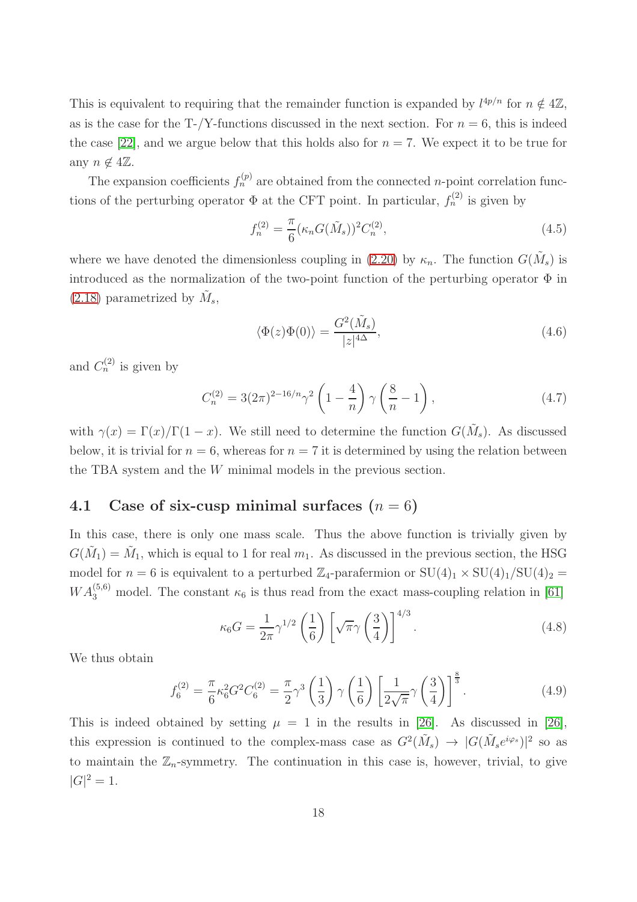This is equivalent to requiring that the remainder function is expanded by $l^{4p/n}$ for $n \notin 4\mathbb{Z}$, as is the case for the T-/Y-functions discussed in the next section. For $n = 6$, this is indeed the case [22], and we argue below that this holds also for $n = 7$. We expect it to be true for any $n \notin 4\mathbb{Z}$.

The expansion coefficients $f_n^{(p)}$ are obtained from the connected $n$-point correlation functions of the perturbing operator $\Phi$ at the CFT point. In particular, $f_n^{(2)}$ is given by

$$f_n^{(2)} = \frac{\pi}{6}(\kappa_n G(\tilde{M}_s))^2 C_n^{(2)}, \tag{4.5}$$

where we have denoted the dimensionless coupling in (2.20) by $\kappa_n$. The function $G(\tilde{M}_s)$ is introduced as the normalization of the two-point function of the perturbing operator $\Phi$ in (2.18) parametrized by $\tilde{M}_s$,

$$\langle \Phi(z)\Phi(0)\rangle = \frac{G^2(\tilde{M}_s)}{|z|^{4\Delta}}, \tag{4.6}$$

and $C_n^{(2)}$ is given by

$$C_n^{(2)} = 3(2\pi)^{2-16/n}\gamma^2\left(1-\frac{4}{n}\right)\gamma\left(\frac{8}{n}-1\right), \tag{4.7}$$

with $\gamma(x) = \Gamma(x)/\Gamma(1-x)$. We still need to determine the function $G(\tilde{M}_s)$. As discussed below, it is trivial for $n = 6$, whereas for $n = 7$ it is determined by using the relation between the TBA system and the $W$ minimal models in the previous section.

## 4.1 Case of six-cusp minimal surfaces ($n = 6$)

In this case, there is only one mass scale. Thus the above function is trivially given by $G(\tilde{M}_1) = \tilde{M}_1$, which is equal to 1 for real $m_1$. As discussed in the previous section, the HSG model for $n = 6$ is equivalent to a perturbed $\mathbb{Z}_4$-parafermion or $\mathrm{SU}(4)_1 \times \mathrm{SU}(4)_1/\mathrm{SU}(4)_2 = WA_3^{(5,6)}$ model. The constant $\kappa_6$ is thus read from the exact mass-coupling relation in [61]

$$\kappa_6 G = \frac{1}{2\pi}\gamma^{1/2}\left(\frac{1}{6}\right)\left[\sqrt{\pi}\gamma\left(\frac{3}{4}\right)\right]^{4/3}. \tag{4.8}$$

We thus obtain

$$f_6^{(2)} = \frac{\pi}{6}\kappa_6^2 G^2 C_6^{(2)} = \frac{\pi}{2}\gamma^3\left(\frac{1}{3}\right)\gamma\left(\frac{1}{6}\right)\left[\frac{1}{2\sqrt{\pi}}\gamma\left(\frac{3}{4}\right)\right]^{\frac{8}{3}}. \tag{4.9}$$

This is indeed obtained by setting $\mu = 1$ in the results in [26]. As discussed in [26], this expression is continued to the complex-mass case as $G^2(\tilde{M}_s) \to |G(\tilde{M}_s e^{i\varphi_s})|^2$ so as to maintain the $\mathbb{Z}_n$-symmetry. The continuation in this case is, however, trivial, to give $|G|^2 = 1$.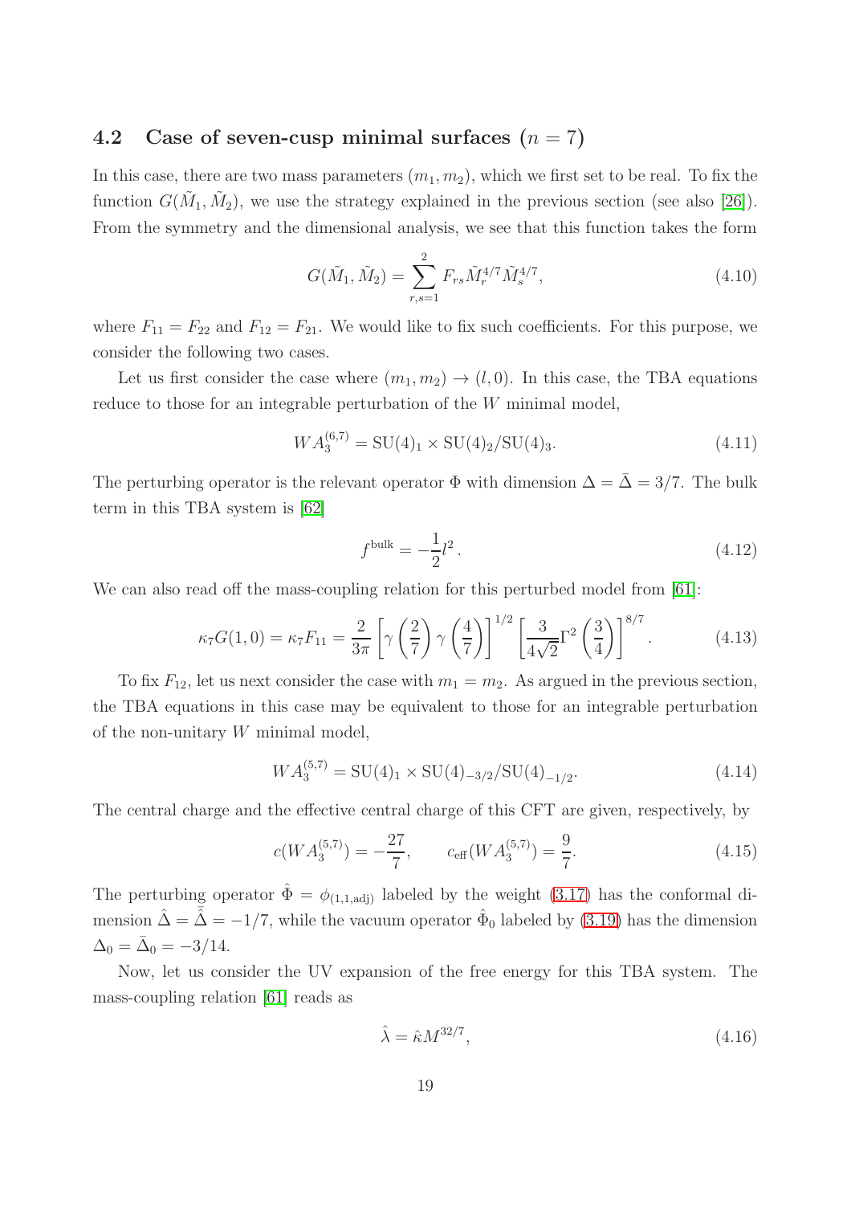### 4.2 Case of seven-cusp minimal surfaces ($n = 7$)

In this case, there are two mass parameters $(m_1, m_2)$, which we first set to be real. To fix the function $G(\tilde{M}_1, \tilde{M}_2)$, we use the strategy explained in the previous section (see also [26]). From the symmetry and the dimensional analysis, we see that this function takes the form

$$G(\tilde{M}_1, \tilde{M}_2) = \sum_{r,s=1}^{2} F_{rs} \tilde{M}_r^{4/7} \tilde{M}_s^{4/7}, \tag{4.10}$$

where $F_{11} = F_{22}$ and $F_{12} = F_{21}$. We would like to fix such coefficients. For this purpose, we consider the following two cases.

Let us first consider the case where $(m_1, m_2) \to (l, 0)$. In this case, the TBA equations reduce to those for an integrable perturbation of the $W$ minimal model,

$$WA_3^{(6,7)} = \mathrm{SU}(4)_1 \times \mathrm{SU}(4)_2 / \mathrm{SU}(4)_3. \tag{4.11}$$

The perturbing operator is the relevant operator $\Phi$ with dimension $\Delta = \bar{\Delta} = 3/7$. The bulk term in this TBA system is [62]

$$f^{\mathrm{bulk}} = -\frac{1}{2} l^2 \,. \tag{4.12}$$

We can also read off the mass-coupling relation for this perturbed model from [61]:

$$\kappa_7 G(1,0) = \kappa_7 F_{11} = \frac{2}{3\pi} \left[ \gamma\left(\frac{2}{7}\right) \gamma\left(\frac{4}{7}\right) \right]^{1/2} \left[ \frac{3}{4\sqrt{2}} \Gamma^2\left(\frac{3}{4}\right) \right]^{8/7} . \tag{4.13}$$

To fix $F_{12}$, let us next consider the case with $m_1 = m_2$. As argued in the previous section, the TBA equations in this case may be equivalent to those for an integrable perturbation of the non-unitary $W$ minimal model,

$$WA_3^{(5,7)} = \mathrm{SU}(4)_1 \times \mathrm{SU}(4)_{-3/2} / \mathrm{SU}(4)_{-1/2}. \tag{4.14}$$

The central charge and the effective central charge of this CFT are given, respectively, by

$$c(WA_3^{(5,7)}) = -\frac{27}{7}, \qquad c_{\mathrm{eff}}(WA_3^{(5,7)}) = \frac{9}{7}. \tag{4.15}$$

The perturbing operator $\hat{\Phi} = \phi_{(1,1,\mathrm{adj})}$ labeled by the weight (3.17) has the conformal dimension $\hat{\Delta} = \bar{\hat{\Delta}} = -1/7$, while the vacuum operator $\hat{\Phi}_0$ labeled by (3.19) has the dimension $\Delta_0 = \bar{\Delta}_0 = -3/14$.

Now, let us consider the UV expansion of the free energy for this TBA system. The mass-coupling relation [61] reads as

$$\hat{\lambda} = \hat{\kappa} M^{32/7}, \tag{4.16}$$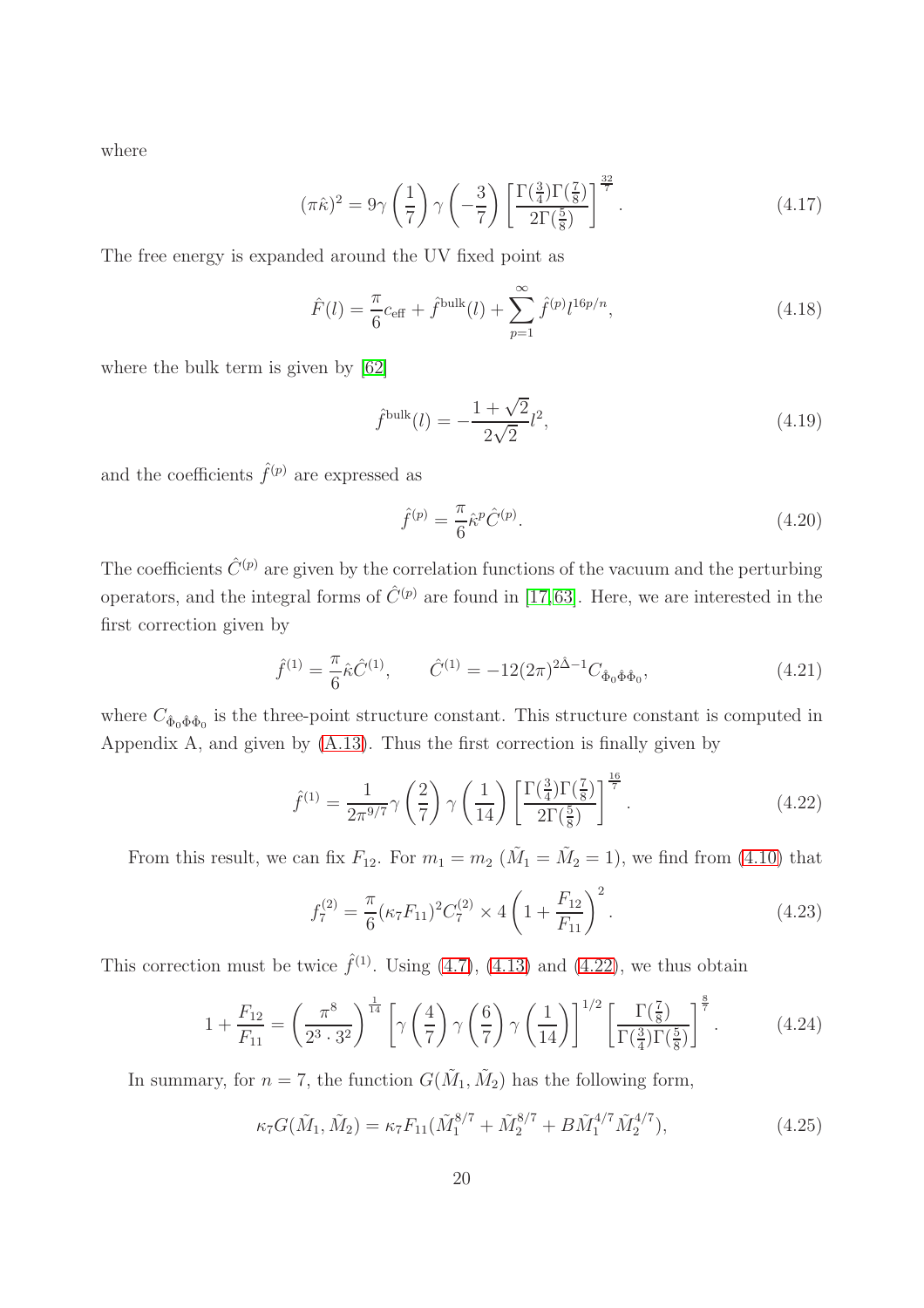where

$$(\pi\hat{\kappa})^2 = 9\gamma\left(\frac{1}{7}\right)\gamma\left(-\frac{3}{7}\right)\left[\frac{\Gamma(\frac{3}{4})\Gamma(\frac{7}{8})}{2\Gamma(\frac{5}{8})}\right]^{\frac{32}{7}}. \tag{4.17}$$

The free energy is expanded around the UV fixed point as

$$\hat{F}(l) = \frac{\pi}{6}c_{\text{eff}} + \hat{f}^{\text{bulk}}(l) + \sum_{p=1}^{\infty}\hat{f}^{(p)}l^{16p/n}, \tag{4.18}$$

where the bulk term is given by [62]

$$\hat{f}^{\text{bulk}}(l) = -\frac{1+\sqrt{2}}{2\sqrt{2}}l^2, \tag{4.19}$$

and the coefficients $\hat{f}^{(p)}$ are expressed as

$$\hat{f}^{(p)} = \frac{\pi}{6}\hat{\kappa}^p\hat{C}^{(p)}. \tag{4.20}$$

The coefficients $\hat{C}^{(p)}$ are given by the correlation functions of the vacuum and the perturbing operators, and the integral forms of $\hat{C}^{(p)}$ are found in [17,63]. Here, we are interested in the first correction given by

$$\hat{f}^{(1)} = \frac{\pi}{6}\hat{\kappa}\hat{C}^{(1)}, \qquad \hat{C}^{(1)} = -12(2\pi)^{2\hat{\Delta}-1}C_{\hat{\Phi}_0\hat{\Phi}\hat{\Phi}_0}, \tag{4.21}$$

where $C_{\hat{\Phi}_0\hat{\Phi}\hat{\Phi}_0}$ is the three-point structure constant. This structure constant is computed in Appendix A, and given by (A.13). Thus the first correction is finally given by

$$\hat{f}^{(1)} = \frac{1}{2\pi^{9/7}}\gamma\left(\frac{2}{7}\right)\gamma\left(\frac{1}{14}\right)\left[\frac{\Gamma(\frac{3}{4})\Gamma(\frac{7}{8})}{2\Gamma(\frac{5}{8})}\right]^{\frac{16}{7}}. \tag{4.22}$$

From this result, we can fix $F_{12}$. For $m_1 = m_2$ ($\tilde{M}_1 = \tilde{M}_2 = 1$), we find from (4.10) that

$$f_7^{(2)} = \frac{\pi}{6}(\kappa_7 F_{11})^2 C_7^{(2)} \times 4\left(1 + \frac{F_{12}}{F_{11}}\right)^2. \tag{4.23}$$

This correction must be twice $\hat{f}^{(1)}$. Using (4.7), (4.13) and (4.22), we thus obtain

$$1 + \frac{F_{12}}{F_{11}} = \left(\frac{\pi^8}{2^3\cdot 3^2}\right)^{\frac{1}{14}}\left[\gamma\left(\frac{4}{7}\right)\gamma\left(\frac{6}{7}\right)\gamma\left(\frac{1}{14}\right)\right]^{1/2}\left[\frac{\Gamma(\frac{7}{8})}{\Gamma(\frac{3}{4})\Gamma(\frac{5}{8})}\right]^{\frac{8}{7}}. \tag{4.24}$$

In summary, for $n = 7$, the function $G(\tilde{M}_1, \tilde{M}_2)$ has the following form,

$$\kappa_7 G(\tilde{M}_1, \tilde{M}_2) = \kappa_7 F_{11}(\tilde{M}_1^{8/7} + \tilde{M}_2^{8/7} + B\tilde{M}_1^{4/7}\tilde{M}_2^{4/7}), \tag{4.25}$$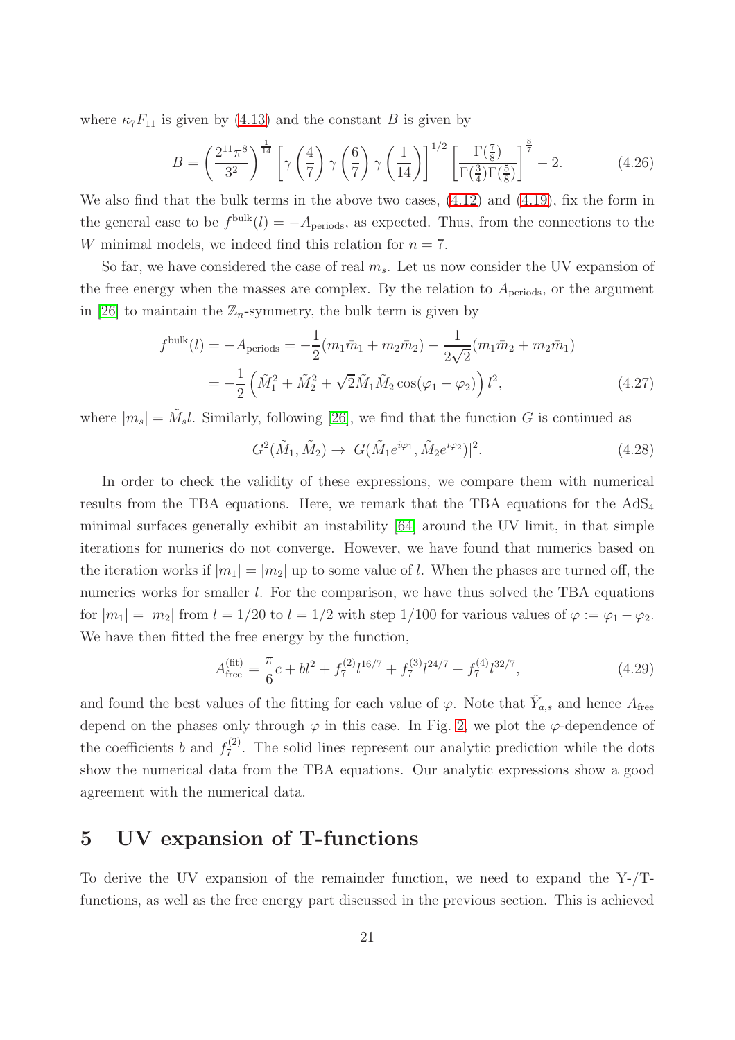where $\kappa_7 F_{11}$ is given by (4.13) and the constant $B$ is given by

$$B = \left(\frac{2^{11}\pi^8}{3^2}\right)^{\frac{1}{14}} \left[\gamma\left(\frac{4}{7}\right)\gamma\left(\frac{6}{7}\right)\gamma\left(\frac{1}{14}\right)\right]^{1/2} \left[\frac{\Gamma(\frac{7}{8})}{\Gamma(\frac{3}{4})\Gamma(\frac{5}{8})}\right]^{\frac{8}{7}} - 2. \tag{4.26}$$

We also find that the bulk terms in the above two cases, (4.12) and (4.19), fix the form in the general case to be $f^{\text{bulk}}(l) = -A_{\text{periods}}$, as expected. Thus, from the connections to the $W$ minimal models, we indeed find this relation for $n = 7$.

So far, we have considered the case of real $m_s$. Let us now consider the UV expansion of the free energy when the masses are complex. By the relation to $A_{\text{periods}}$, or the argument in [26] to maintain the $\mathbb{Z}_n$-symmetry, the bulk term is given by

$$\begin{aligned} f^{\text{bulk}}(l) = -A_{\text{periods}} &= -\frac{1}{2}(m_1\bar{m}_1 + m_2\bar{m}_2) - \frac{1}{2\sqrt{2}}(m_1\bar{m}_2 + m_2\bar{m}_1) \\ &= -\frac{1}{2}\left(\tilde{M}_1^2 + \tilde{M}_2^2 + \sqrt{2}\tilde{M}_1\tilde{M}_2\cos(\varphi_1 - \varphi_2)\right) l^2, \end{aligned} \tag{4.27}$$

where $|m_s| = \tilde{M}_s l$. Similarly, following [26], we find that the function $G$ is continued as

$$G^2(\tilde{M}_1, \tilde{M}_2) \to |G(\tilde{M}_1 e^{i\varphi_1}, \tilde{M}_2 e^{i\varphi_2})|^2. \tag{4.28}$$

In order to check the validity of these expressions, we compare them with numerical results from the TBA equations. Here, we remark that the TBA equations for the $\text{AdS}_4$ minimal surfaces generally exhibit an instability [64] around the UV limit, in that simple iterations for numerics do not converge. However, we have found that numerics based on the iteration works if $|m_1| = |m_2|$ up to some value of $l$. When the phases are turned off, the numerics works for smaller $l$. For the comparison, we have thus solved the TBA equations for $|m_1| = |m_2|$ from $l = 1/20$ to $l = 1/2$ with step $1/100$ for various values of $\varphi := \varphi_1 - \varphi_2$. We have then fitted the free energy by the function,

$$A_{\text{free}}^{(\text{fit})} = \frac{\pi}{6}c + bl^2 + f_7^{(2)} l^{16/7} + f_7^{(3)} l^{24/7} + f_7^{(4)} l^{32/7}, \tag{4.29}$$

and found the best values of the fitting for each value of $\varphi$. Note that $\tilde{Y}_{a,s}$ and hence $A_{\text{free}}$ depend on the phases only through $\varphi$ in this case. In Fig. 2, we plot the $\varphi$-dependence of the coefficients $b$ and $f_7^{(2)}$. The solid lines represent our analytic prediction while the dots show the numerical data from the TBA equations. Our analytic expressions show a good agreement with the numerical data.

# 5 UV expansion of T-functions

To derive the UV expansion of the remainder function, we need to expand the Y-/T-functions, as well as the free energy part discussed in the previous section. This is achieved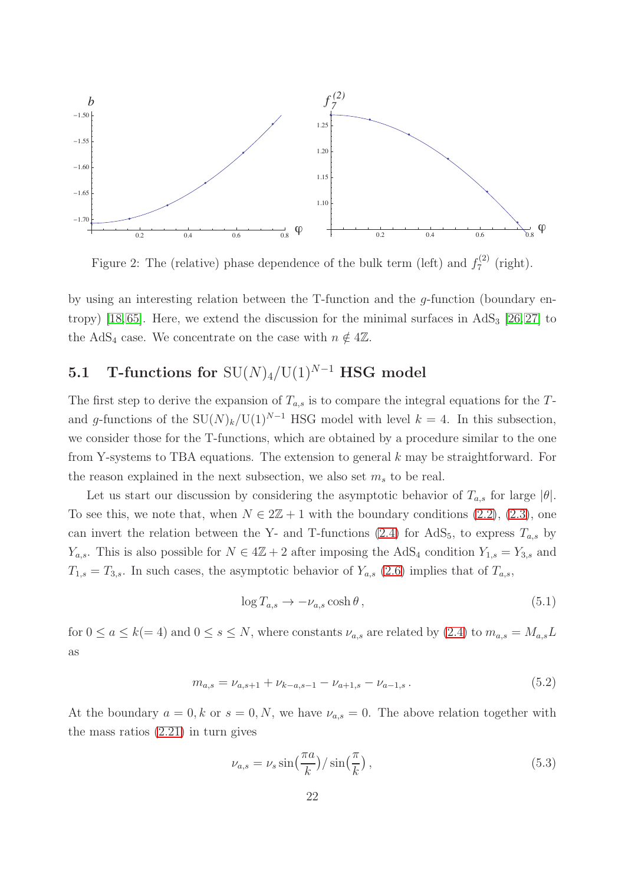Figure 2: The (relative) phase dependence of the bulk term (left) and $f_7^{(2)}$ (right).

by using an interesting relation between the T-function and the $g$-function (boundary entropy) [18,65]. Here, we extend the discussion for the minimal surfaces in AdS$_3$ [26,27] to the AdS$_4$ case. We concentrate on the case with $n \notin 4\mathbb{Z}$.

## 5.1 T-functions for $\mathrm{SU}(N)_4/\mathrm{U}(1)^{N-1}$ HSG model

The first step to derive the expansion of $T_{a,s}$ is to compare the integral equations for the $T$- and $g$-functions of the $\mathrm{SU}(N)_k/\mathrm{U}(1)^{N-1}$ HSG model with level $k=4$. In this subsection, we consider those for the T-functions, which are obtained by a procedure similar to the one from Y-systems to TBA equations. The extension to general $k$ may be straightforward. For the reason explained in the next subsection, we also set $m_s$ to be real.

Let us start our discussion by considering the asymptotic behavior of $T_{a,s}$ for large $|\theta|$. To see this, we note that, when $N \in 2\mathbb{Z}+1$ with the boundary conditions (2.2), (2.3), one can invert the relation between the Y- and T-functions (2.4) for AdS$_5$, to express $T_{a,s}$ by $Y_{a,s}$. This is also possible for $N \in 4\mathbb{Z}+2$ after imposing the AdS$_4$ condition $Y_{1,s} = Y_{3,s}$ and $T_{1,s} = T_{3,s}$. In such cases, the asymptotic behavior of $Y_{a,s}$ (2.6) implies that of $T_{a,s}$,

$$\log T_{a,s} \to -\nu_{a,s} \cosh\theta\,, \tag{5.1}$$

for $0 \leq a \leq k (=4)$ and $0 \leq s \leq N$, where constants $\nu_{a,s}$ are related by (2.4) to $m_{a,s} = M_{a,s}L$ as

$$m_{a,s} = \nu_{a,s+1} + \nu_{k-a,s-1} - \nu_{a+1,s} - \nu_{a-1,s}\,. \tag{5.2}$$

At the boundary $a = 0, k$ or $s = 0, N$, we have $\nu_{a,s} = 0$. The above relation together with the mass ratios (2.21) in turn gives

$$\nu_{a,s} = \nu_s \sin\bigl(\frac{\pi a}{k}\bigr) / \sin\bigl(\frac{\pi}{k}\bigr)\,, \tag{5.3}$$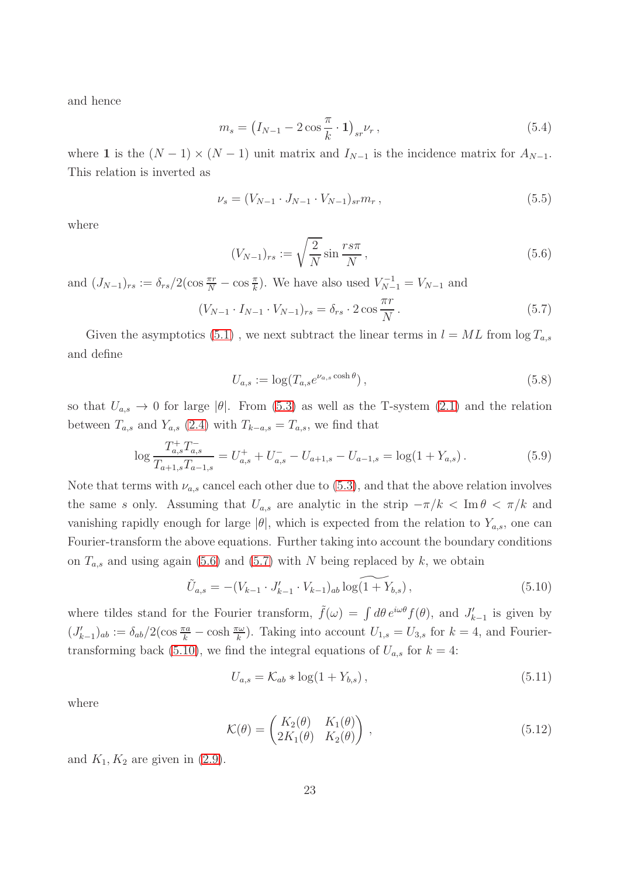and hence

$$
m_s = \left(I_{N-1} - 2\cos\frac{\pi}{k}\cdot \mathbf{1}\right)_{sr} \nu_r \,, \tag{5.4}
$$

where $\mathbf{1}$ is the $(N-1)\times(N-1)$ unit matrix and $I_{N-1}$ is the incidence matrix for $A_{N-1}$. This relation is inverted as

$$
\nu_s = (V_{N-1}\cdot J_{N-1}\cdot V_{N-1})_{sr} m_r \,, \tag{5.5}
$$

where

$$
(V_{N-1})_{rs} := \sqrt{\frac{2}{N}} \sin\frac{rs\pi}{N} \,, \tag{5.6}
$$

and $(J_{N-1})_{rs} := \delta_{rs}/2(\cos\frac{\pi r}{N} - \cos\frac{\pi}{k})$. We have also used $V_{N-1}^{-1} = V_{N-1}$ and

$$
(V_{N-1}\cdot I_{N-1}\cdot V_{N-1})_{rs} = \delta_{rs}\cdot 2\cos\frac{\pi r}{N} \,. \tag{5.7}
$$

Given the asymptotics (5.1) , we next subtract the linear terms in $l = ML$ from $\log T_{a,s}$ and define

$$
U_{a,s} := \log(T_{a,s} e^{\nu_{a,s}\cosh\theta}) \,, \tag{5.8}
$$

so that $U_{a,s} \to 0$ for large $|\theta|$. From (5.3) as well as the T-system (2.1) and the relation between $T_{a,s}$ and $Y_{a,s}$ (2.4) with $T_{k-a,s} = T_{a,s}$, we find that

$$
\log\frac{T^+_{a,s}T^-_{a,s}}{T_{a+1,s}T_{a-1,s}} = U^+_{a,s} + U^-_{a,s} - U_{a+1,s} - U_{a-1,s} = \log(1+Y_{a,s}) \,. \tag{5.9}
$$

Note that terms with $\nu_{a,s}$ cancel each other due to (5.3), and that the above relation involves the same $s$ only. Assuming that $U_{a,s}$ are analytic in the strip $-\pi/k < \operatorname{Im}\theta < \pi/k$ and vanishing rapidly enough for large $|\theta|$, which is expected from the relation to $Y_{a,s}$, one can Fourier-transform the above equations. Further taking into account the boundary conditions on $T_{a,s}$ and using again (5.6) and (5.7) with $N$ being replaced by $k$, we obtain

$$
\tilde{U}_{a,s} = -(V_{k-1}\cdot J'_{k-1}\cdot V_{k-1})_{ab} \widetilde{\log(1+Y_{b,s})} \,, \tag{5.10}
$$

where tildes stand for the Fourier transform, $\tilde{f}(\omega) = \int d\theta\, e^{i\omega\theta} f(\theta)$, and $J'_{k-1}$ is given by $(J'_{k-1})_{ab} := \delta_{ab}/2(\cos\frac{\pi a}{k} - \cosh\frac{\pi\omega}{k})$. Taking into account $U_{1,s} = U_{3,s}$ for $k=4$, and Fourier-transforming back (5.10), we find the integral equations of $U_{a,s}$ for $k=4$:

$$
U_{a,s} = \mathcal{K}_{ab} * \log(1+Y_{b,s}) \,, \tag{5.11}
$$

where

$$
\mathcal{K}(\theta) = \begin{pmatrix} K_2(\theta) & K_1(\theta) \\ 2K_1(\theta) & K_2(\theta) \end{pmatrix} \,, \tag{5.12}
$$

and $K_1, K_2$ are given in (2.9).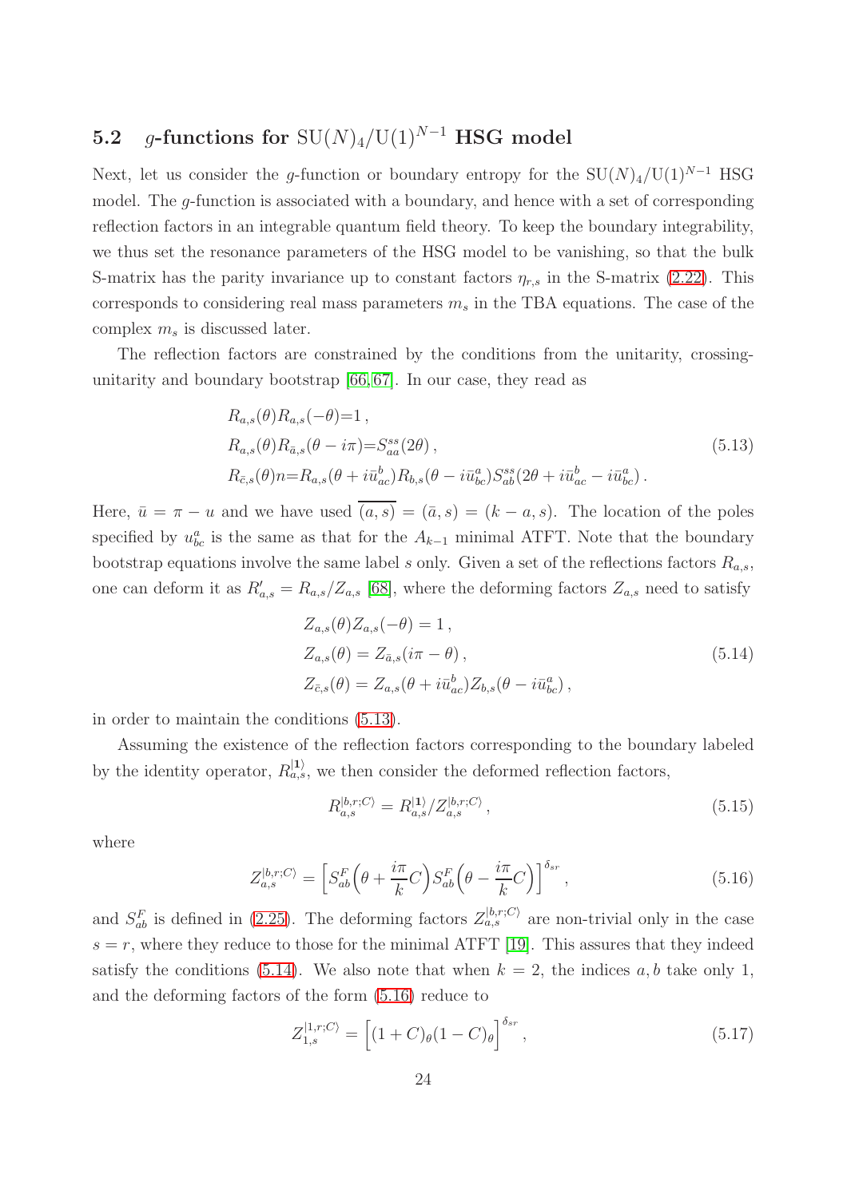### 5.2 $g$-functions for $\mathrm{SU}(N)_4/\mathrm{U}(1)^{N-1}$ HSG model

Next, let us consider the $g$-function or boundary entropy for the $\mathrm{SU}(N)_4/\mathrm{U}(1)^{N-1}$ HSG model. The $g$-function is associated with a boundary, and hence with a set of corresponding reflection factors in an integrable quantum field theory. To keep the boundary integrability, we thus set the resonance parameters of the HSG model to be vanishing, so that the bulk S-matrix has the parity invariance up to constant factors $\eta_{r,s}$ in the S-matrix (2.22). This corresponds to considering real mass parameters $m_s$ in the TBA equations. The case of the complex $m_s$ is discussed later.

The reflection factors are constrained by the conditions from the unitarity, crossing-unitarity and boundary bootstrap [66,67]. In our case, they read as

$$
\begin{aligned}
&R_{a,s}(\theta)R_{a,s}(-\theta)=1\,,\\
&R_{a,s}(\theta)R_{\bar{a},s}(\theta-i\pi)=S^{ss}_{aa}(2\theta)\,,\\
&R_{\bar{c},s}(\theta)n=R_{a,s}(\theta+i\bar{u}^b_{ac})R_{b,s}(\theta-i\bar{u}^a_{bc})S^{ss}_{ab}(2\theta+i\bar{u}^b_{ac}-i\bar{u}^a_{bc})\,.
\end{aligned}
\tag{5.13}
$$

Here, $\bar{u}=\pi-u$ and we have used $\overline{(a,s)}=(\bar{a},s)=(k-a,s)$. The location of the poles specified by $u^a_{bc}$ is the same as that for the $A_{k-1}$ minimal ATFT. Note that the boundary bootstrap equations involve the same label $s$ only. Given a set of the reflections factors $R_{a,s}$, one can deform it as $R'_{a,s}=R_{a,s}/Z_{a,s}$ [68], where the deforming factors $Z_{a,s}$ need to satisfy

$$
\begin{aligned}
&Z_{a,s}(\theta)Z_{a,s}(-\theta)=1\,,\\
&Z_{a,s}(\theta)=Z_{\bar{a},s}(i\pi-\theta)\,,\\
&Z_{\bar{c},s}(\theta)=Z_{a,s}(\theta+i\bar{u}^b_{ac})Z_{b,s}(\theta-i\bar{u}^a_{bc})\,,
\end{aligned}
\tag{5.14}
$$

in order to maintain the conditions (5.13).

Assuming the existence of the reflection factors corresponding to the boundary labeled by the identity operator, $R^{|\mathbf{1}\rangle}_{a,s}$, we then consider the deformed reflection factors,

$$
R^{|b,r;C\rangle}_{a,s}=R^{|\mathbf{1}\rangle}_{a,s}/Z^{|b,r;C\rangle}_{a,s}\,,
\tag{5.15}
$$

where

$$
Z^{|b,r;C\rangle}_{a,s}=\left[S^F_{ab}\Big(\theta+\frac{i\pi}{k}C\Big)S^F_{ab}\Big(\theta-\frac{i\pi}{k}C\Big)\right]^{\delta_{sr}}\,,
\tag{5.16}
$$

and $S^F_{ab}$ is defined in (2.25). The deforming factors $Z^{|b,r;C\rangle}_{a,s}$ are non-trivial only in the case $s=r$, where they reduce to those for the minimal ATFT [19]. This assures that they indeed satisfy the conditions (5.14). We also note that when $k=2$, the indices $a,b$ take only 1, and the deforming factors of the form (5.16) reduce to

$$
Z^{|1,r;C\rangle}_{1,s}=\Big[(1+C)_\theta(1-C)_\theta\Big]^{\delta_{sr}}\,,
\tag{5.17}
$$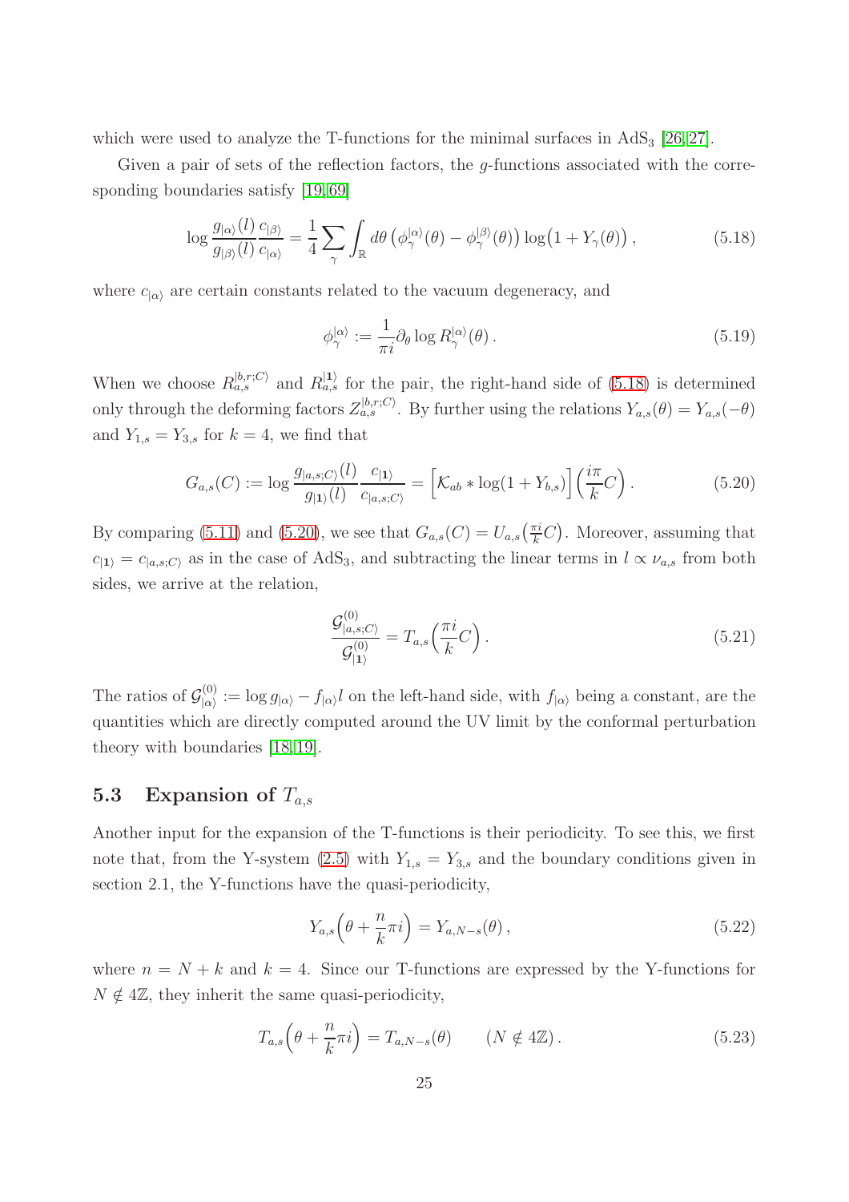which were used to analyze the T-functions for the minimal surfaces in $\mathrm{AdS}_3$ [26,27].

Given a pair of sets of the reflection factors, the $g$-functions associated with the corresponding boundaries satisfy [19,69]

$$\log \frac{g_{|\alpha\rangle}(l)}{g_{|\beta\rangle}(l)} \frac{c_{|\beta\rangle}}{c_{|\alpha\rangle}} = \frac{1}{4} \sum_{\gamma} \int_{\mathbb{R}} d\theta \left( \phi_{\gamma}^{|\alpha\rangle}(\theta) - \phi_{\gamma}^{|\beta\rangle}(\theta) \right) \log\bigl(1 + Y_{\gamma}(\theta)\bigr) \,, \tag{5.18}$$

where $c_{|\alpha\rangle}$ are certain constants related to the vacuum degeneracy, and

$$\phi_{\gamma}^{|\alpha\rangle} := \frac{1}{\pi i} \partial_{\theta} \log R_{\gamma}^{|\alpha\rangle}(\theta) \,. \tag{5.19}$$

When we choose $R_{a,s}^{|b,r;C\rangle}$ and $R_{a,s}^{|\mathbf{1}\rangle}$ for the pair, the right-hand side of (5.18) is determined only through the deforming factors $Z_{a,s}^{|b,r;C\rangle}$. By further using the relations $Y_{a,s}(\theta) = Y_{a,s}(-\theta)$ and $Y_{1,s} = Y_{3,s}$ for $k = 4$, we find that

$$G_{a,s}(C) := \log \frac{g_{|a,s;C\rangle}(l)}{g_{|\mathbf{1}\rangle}(l)} \frac{c_{|\mathbf{1}\rangle}}{c_{|a,s;C\rangle}} = \Bigl[ \mathcal{K}_{ab} * \log(1 + Y_{b,s}) \Bigr] \Bigl( \frac{i\pi}{k} C \Bigr) \,. \tag{5.20}$$

By comparing (5.11) and (5.20), we see that $G_{a,s}(C) = U_{a,s}\bigl(\frac{\pi i}{k} C\bigr)$. Moreover, assuming that $c_{|\mathbf{1}\rangle} = c_{|a,s;C\rangle}$ as in the case of $\mathrm{AdS}_3$, and subtracting the linear terms in $l \propto \nu_{a,s}$ from both sides, we arrive at the relation,

$$\frac{\mathcal{G}^{(0)}_{|a,s;C\rangle}}{\mathcal{G}^{(0)}_{|\mathbf{1}\rangle}} = T_{a,s}\Bigl( \frac{\pi i}{k} C \Bigr) \,. \tag{5.21}$$

The ratios of $\mathcal{G}^{(0)}_{|\alpha\rangle} := \log g_{|\alpha\rangle} - f_{|\alpha\rangle} l$ on the left-hand side, with $f_{|\alpha\rangle}$ being a constant, are the quantities which are directly computed around the UV limit by the conformal perturbation theory with boundaries [18,19].

### 5.3 Expansion of $T_{a,s}$

Another input for the expansion of the T-functions is their periodicity. To see this, we first note that, from the Y-system (2.5) with $Y_{1,s} = Y_{3,s}$ and the boundary conditions given in section 2.1, the Y-functions have the quasi-periodicity,

$$Y_{a,s}\Bigl( \theta + \frac{n}{k} \pi i \Bigr) = Y_{a,N-s}(\theta) \,, \tag{5.22}$$

where $n = N + k$ and $k = 4$. Since our T-functions are expressed by the Y-functions for $N \notin 4\mathbb{Z}$, they inherit the same quasi-periodicity,

$$T_{a,s}\Bigl( \theta + \frac{n}{k} \pi i \Bigr) = T_{a,N-s}(\theta) \qquad (N \notin 4\mathbb{Z}) \,. \tag{5.23}$$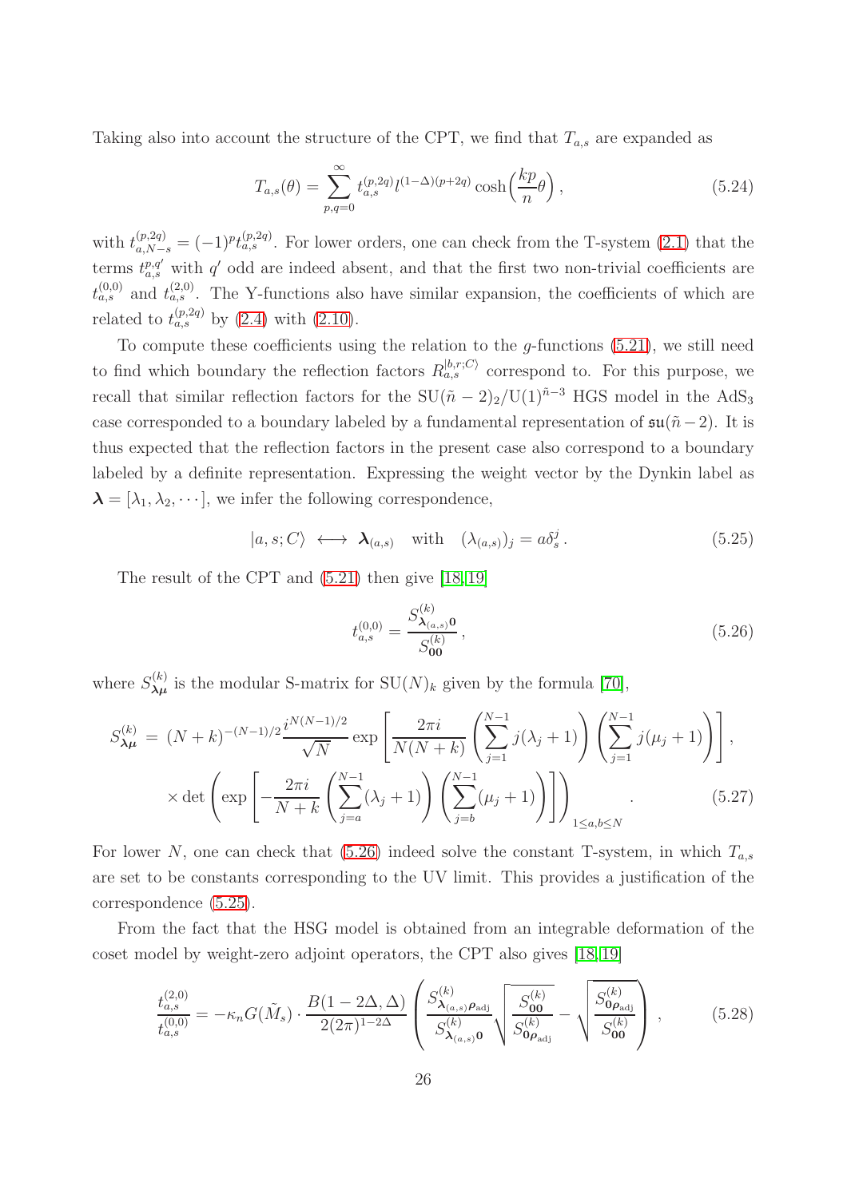Taking also into account the structure of the CPT, we find that $T_{a,s}$ are expanded as

$$T_{a,s}(\theta) = \sum_{p,q=0}^{\infty} t_{a,s}^{(p,2q)} l^{(1-\Delta)(p+2q)} \cosh\Big(\frac{kp}{n}\theta\Big)\,, \tag{5.24}$$

with $t_{a,N-s}^{(p,2q)} = (-1)^p t_{a,s}^{(p,2q)}$. For lower orders, one can check from the T-system (2.1) that the terms $t_{a,s}^{p,q'}$ with $q'$ odd are indeed absent, and that the first two non-trivial coefficients are $t_{a,s}^{(0,0)}$ and $t_{a,s}^{(2,0)}$. The Y-functions also have similar expansion, the coefficients of which are related to $t_{a,s}^{(p,2q)}$ by (2.4) with (2.10).

To compute these coefficients using the relation to the $g$-functions (5.21), we still need to find which boundary the reflection factors $R_{a,s}^{|b,r;C\rangle}$ correspond to. For this purpose, we recall that similar reflection factors for the $\mathrm{SU}(\tilde{n}-2)_2/\mathrm{U}(1)^{\tilde{n}-3}$ HGS model in the $\mathrm{AdS}_3$ case corresponded to a boundary labeled by a fundamental representation of $\mathfrak{su}(\tilde{n}-2)$. It is thus expected that the reflection factors in the present case also correspond to a boundary labeled by a definite representation. Expressing the weight vector by the Dynkin label as $\boldsymbol{\lambda} = [\lambda_1, \lambda_2, \cdots]$, we infer the following correspondence,

$$|a,s;C\rangle \;\longleftrightarrow\; \boldsymbol{\lambda}_{(a,s)} \quad \text{with} \quad (\lambda_{(a,s)})_j = a\delta_s^j\,. \tag{5.25}$$

The result of the CPT and (5.21) then give [18,19]

$$t_{a,s}^{(0,0)} = \frac{S^{(k)}_{\boldsymbol{\lambda}_{(a,s)}\mathbf{0}}}{S^{(k)}_{\mathbf{0}\mathbf{0}}}\,, \tag{5.26}$$

where $S^{(k)}_{\boldsymbol{\lambda}\boldsymbol{\mu}}$ is the modular S-matrix for $\mathrm{SU}(N)_k$ given by the formula [70],

$$\begin{aligned} S^{(k)}_{\boldsymbol{\lambda}\boldsymbol{\mu}} \;=\; & (N+k)^{-(N-1)/2}\frac{i^{N(N-1)/2}}{\sqrt{N}} \exp\left[\frac{2\pi i}{N(N+k)}\left(\sum_{j=1}^{N-1} j(\lambda_j+1)\right)\left(\sum_{j=1}^{N-1} j(\mu_j+1)\right)\right], \\ & \times \det\left(\exp\left[-\frac{2\pi i}{N+k}\left(\sum_{j=a}^{N-1}(\lambda_j+1)\right)\left(\sum_{j=b}^{N-1}(\mu_j+1)\right)\right]\right)_{1\le a,b\le N}. \end{aligned} \tag{5.27}$$

For lower $N$, one can check that (5.26) indeed solve the constant T-system, in which $T_{a,s}$ are set to be constants corresponding to the UV limit. This provides a justification of the correspondence (5.25).

From the fact that the HSG model is obtained from an integrable deformation of the coset model by weight-zero adjoint operators, the CPT also gives [18,19]

$$\frac{t_{a,s}^{(2,0)}}{t_{a,s}^{(0,0)}} = -\kappa_n G(\tilde{M}_s)\cdot \frac{B(1-2\Delta,\Delta)}{2(2\pi)^{1-2\Delta}} \left(\frac{S^{(k)}_{\boldsymbol{\lambda}_{(a,s)}\boldsymbol{\rho}_{\mathrm{adj}}}}{S^{(k)}_{\boldsymbol{\lambda}_{(a,s)}\mathbf{0}}}\sqrt{\frac{S^{(k)}_{\mathbf{0}\mathbf{0}}}{S^{(k)}_{\mathbf{0}\boldsymbol{\rho}_{\mathrm{adj}}}}} - \sqrt{\frac{S^{(k)}_{\mathbf{0}\boldsymbol{\rho}_{\mathrm{adj}}}}{S^{(k)}_{\mathbf{0}\mathbf{0}}}}\right)\,, \tag{5.28}$$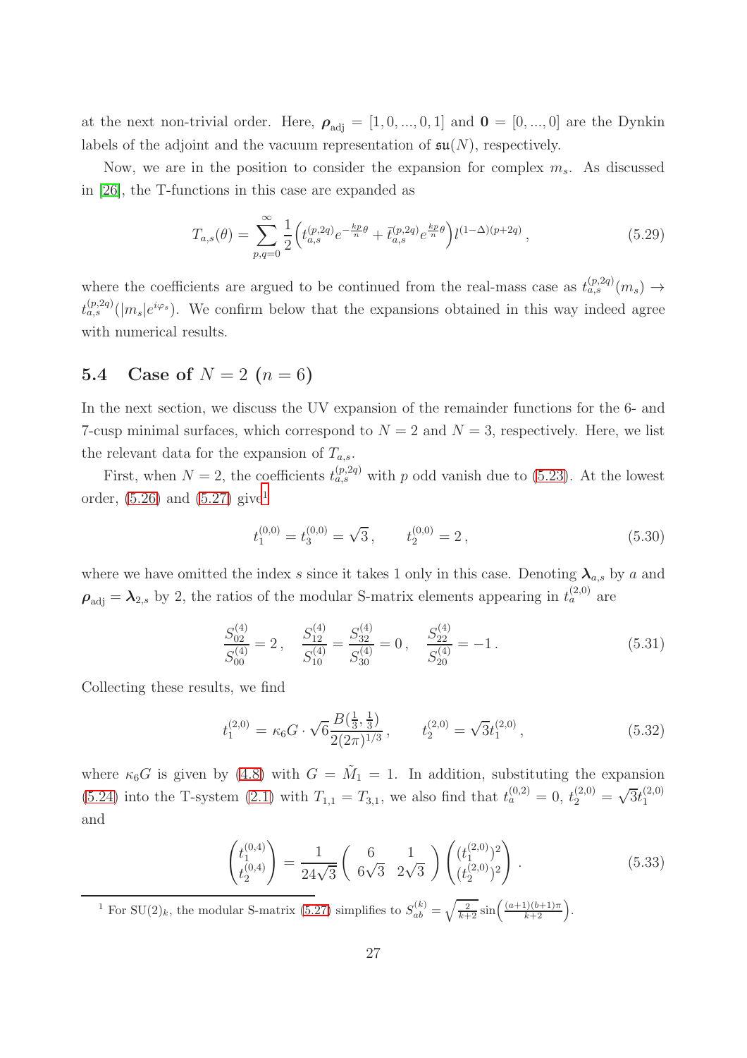at the next non-trivial order. Here, $\boldsymbol{\rho}_{\mathrm{adj}} = [1, 0, ..., 0, 1]$ and $\mathbf{0} = [0, ..., 0]$ are the Dynkin labels of the adjoint and the vacuum representation of $\mathfrak{su}(N)$, respectively.

Now, we are in the position to consider the expansion for complex $m_s$. As discussed in [26], the T-functions in this case are expanded as

$$T_{a,s}(\theta) = \sum_{p,q=0}^{\infty} \frac{1}{2}\Big(t_{a,s}^{(p,2q)} e^{-\frac{kp}{n}\theta} + \bar{t}_{a,s}^{(p,2q)} e^{\frac{kp}{n}\theta}\Big) l^{(1-\Delta)(p+2q)}\,, \tag{5.29}$$

where the coefficients are argued to be continued from the real-mass case as $t_{a,s}^{(p,2q)}(m_s) \to t_{a,s}^{(p,2q)}(|m_s|e^{i\varphi_s})$. We confirm below that the expansions obtained in this way indeed agree with numerical results.

## 5.4 Case of $N = 2$ $(n = 6)$

In the next section, we discuss the UV expansion of the remainder functions for the 6- and 7-cusp minimal surfaces, which correspond to $N = 2$ and $N = 3$, respectively. Here, we list the relevant data for the expansion of $T_{a,s}$.

First, when $N = 2$, the coefficients $t_{a,s}^{(p,2q)}$ with $p$ odd vanish due to (5.23). At the lowest order, (5.26) and (5.27) give[1]

$$t_1^{(0,0)} = t_3^{(0,0)} = \sqrt{3}\,, \qquad t_2^{(0,0)} = 2\,, \tag{5.30}$$

where we have omitted the index $s$ since it takes 1 only in this case. Denoting $\boldsymbol{\lambda}_{a,s}$ by $a$ and $\boldsymbol{\rho}_{\mathrm{adj}} = \boldsymbol{\lambda}_{2,s}$ by 2, the ratios of the modular S-matrix elements appearing in $t_a^{(2,0)}$ are

$$\frac{S_{02}^{(4)}}{S_{00}^{(4)}} = 2\,, \quad \frac{S_{12}^{(4)}}{S_{10}^{(4)}} = \frac{S_{32}^{(4)}}{S_{30}^{(4)}} = 0\,, \quad \frac{S_{22}^{(4)}}{S_{20}^{(4)}} = -1\,. \tag{5.31}$$

Collecting these results, we find

$$t_1^{(2,0)} = \kappa_6 G \cdot \sqrt{6}\frac{B(\frac{1}{3},\frac{1}{3})}{2(2\pi)^{1/3}}\,, \qquad t_2^{(2,0)} = \sqrt{3} t_1^{(2,0)}\,, \tag{5.32}$$

where $\kappa_6 G$ is given by (4.8) with $G = \tilde{M}_1 = 1$. In addition, substituting the expansion (5.24) into the T-system (2.1) with $T_{1,1} = T_{3,1}$, we also find that $t_a^{(0,2)} = 0$, $t_2^{(2,0)} = \sqrt{3} t_1^{(2,0)}$ and

$$\begin{pmatrix} t_1^{(0,4)} \\ t_2^{(0,4)} \end{pmatrix} = \frac{1}{24\sqrt{3}} \begin{pmatrix} 6 & 1 \\ 6\sqrt{3} & 2\sqrt{3} \end{pmatrix} \begin{pmatrix} (t_1^{(2,0)})^2 \\ (t_2^{(2,0)})^2 \end{pmatrix}. \tag{5.33}$$

---

[1] For $\mathrm{SU}(2)_k$, the modular S-matrix (5.27) simplifies to $S_{ab}^{(k)} = \sqrt{\frac{2}{k+2}} \sin\Big(\frac{(a+1)(b+1)\pi}{k+2}\Big)$.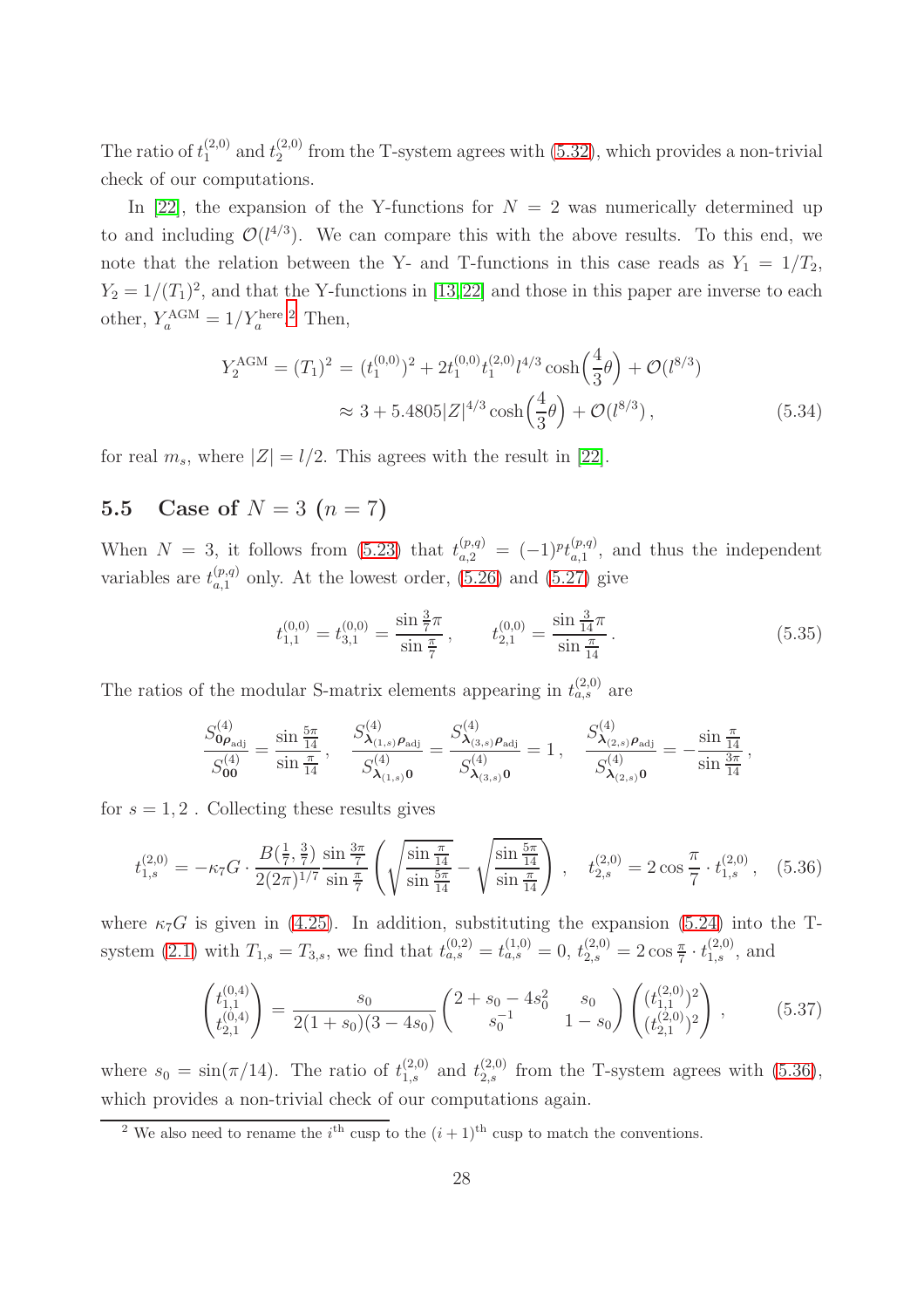The ratio of $t_1^{(2,0)}$ and $t_2^{(2,0)}$ from the T-system agrees with (5.32), which provides a non-trivial check of our computations.

In [22], the expansion of the Y-functions for $N = 2$ was numerically determined up to and including $\mathcal{O}(l^{4/3})$. We can compare this with the above results. To this end, we note that the relation between the Y- and T-functions in this case reads as $Y_1 = 1/T_2$, $Y_2 = 1/(T_1)^2$, and that the Y-functions in [13,22] and those in this paper are inverse to each other, $Y_a^{\rm AGM} = 1/Y_a^{\rm here}$.[2] Then,

$$
\begin{aligned}
Y_2^{\rm AGM} = (T_1)^2 &= (t_1^{(0,0)})^2 + 2t_1^{(0,0)} t_1^{(2,0)} l^{4/3} \cosh\Big(\frac{4}{3}\theta\Big) + \mathcal{O}(l^{8/3}) \\
&\approx 3 + 5.4805 |Z|^{4/3} \cosh\Big(\frac{4}{3}\theta\Big) + \mathcal{O}(l^{8/3}) \,,
\end{aligned}
\tag{5.34}
$$

for real $m_s$, where $|Z| = l/2$. This agrees with the result in [22].

## 5.5 Case of $N = 3$ $(n = 7)$

When $N = 3$, it follows from (5.23) that $t_{a,2}^{(p,q)} = (-1)^p t_{a,1}^{(p,q)}$, and thus the independent variables are $t_{a,1}^{(p,q)}$ only. At the lowest order, (5.26) and (5.27) give

$$
t_{1,1}^{(0,0)} = t_{3,1}^{(0,0)} = \frac{\sin\frac{3}{7}\pi}{\sin\frac{\pi}{7}} \,, \qquad t_{2,1}^{(0,0)} = \frac{\sin\frac{3}{14}\pi}{\sin\frac{\pi}{14}} \,. \tag{5.35}
$$

The ratios of the modular S-matrix elements appearing in $t_{a,s}^{(2,0)}$ are

$$
\frac{S^{(4)}_{\mathbf{0}\boldsymbol{\rho}_{\rm adj}}}{S^{(4)}_{\mathbf{0}\mathbf{0}}} = \frac{\sin\frac{5\pi}{14}}{\sin\frac{\pi}{14}} \,, \quad \frac{S^{(4)}_{\boldsymbol{\lambda}_{(1,s)}\boldsymbol{\rho}_{\rm adj}}}{S^{(4)}_{\boldsymbol{\lambda}_{(1,s)}\mathbf{0}}} = \frac{S^{(4)}_{\boldsymbol{\lambda}_{(3,s)}\boldsymbol{\rho}_{\rm adj}}}{S^{(4)}_{\boldsymbol{\lambda}_{(3,s)}\mathbf{0}}} = 1 \,, \quad \frac{S^{(4)}_{\boldsymbol{\lambda}_{(2,s)}\boldsymbol{\rho}_{\rm adj}}}{S^{(4)}_{\boldsymbol{\lambda}_{(2,s)}\mathbf{0}}} = -\frac{\sin\frac{\pi}{14}}{\sin\frac{3\pi}{14}} \,,
$$

for $s = 1, 2$ . Collecting these results gives

$$
t_{1,s}^{(2,0)} = -\kappa_7 G \cdot \frac{B(\frac{1}{7},\frac{3}{7})}{2(2\pi)^{1/7}} \frac{\sin\frac{3\pi}{7}}{\sin\frac{\pi}{7}} \left( \sqrt{\frac{\sin\frac{\pi}{14}}{\sin\frac{5\pi}{14}}} - \sqrt{\frac{\sin\frac{5\pi}{14}}{\sin\frac{\pi}{14}}} \right) \,, \quad t_{2,s}^{(2,0)} = 2\cos\frac{\pi}{7} \cdot t_{1,s}^{(2,0)} \,, \tag{5.36}
$$

where $\kappa_7 G$ is given in (4.25). In addition, substituting the expansion (5.24) into the T-system (2.1) with $T_{1,s} = T_{3,s}$, we find that $t_{a,s}^{(0,2)} = t_{a,s}^{(1,0)} = 0$, $t_{2,s}^{(2,0)} = 2\cos\frac{\pi}{7} \cdot t_{1,s}^{(2,0)}$, and

$$
\begin{pmatrix} t_{1,1}^{(0,4)} \\ t_{2,1}^{(0,4)} \end{pmatrix} = \frac{s_0}{2(1+s_0)(3-4s_0)} \begin{pmatrix} 2 + s_0 - 4s_0^2 & s_0 \\ s_0^{-1} & 1 - s_0 \end{pmatrix} \begin{pmatrix} (t_{1,1}^{(2,0)})^2 \\ (t_{2,1}^{(2,0)})^2 \end{pmatrix} \,, \tag{5.37}
$$

where $s_0 = \sin(\pi/14)$. The ratio of $t_{1,s}^{(2,0)}$ and $t_{2,s}^{(2,0)}$ from the T-system agrees with (5.36), which provides a non-trivial check of our computations again.

---

[2] We also need to rename the $i^{\rm th}$ cusp to the $(i+1)^{\rm th}$ cusp to match the conventions.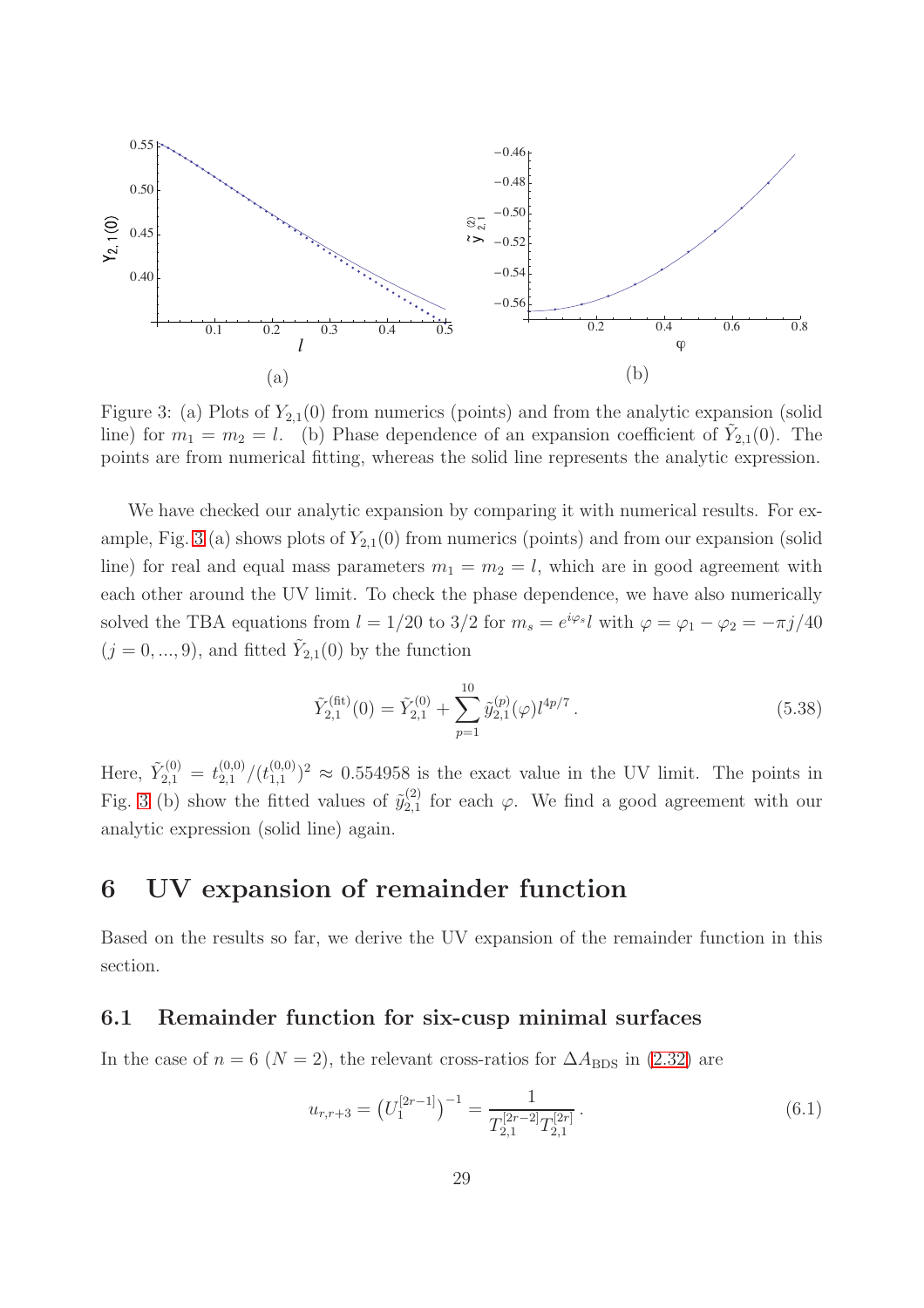Figure 3: (a) Plots of $Y_{2,1}(0)$ from numerics (points) and from the analytic expansion (solid line) for $m_1 = m_2 = l$. (b) Phase dependence of an expansion coefficient of $\tilde{Y}_{2,1}(0)$. The points are from numerical fitting, whereas the solid line represents the analytic expression.

We have checked our analytic expansion by comparing it with numerical results. For example, Fig. 3 (a) shows plots of $Y_{2,1}(0)$ from numerics (points) and from our expansion (solid line) for real and equal mass parameters $m_1 = m_2 = l$, which are in good agreement with each other around the UV limit. To check the phase dependence, we have also numerically solved the TBA equations from $l = 1/20$ to $3/2$ for $m_s = e^{i\varphi_s} l$ with $\varphi = \varphi_1 - \varphi_2 = -\pi j/40$ $(j = 0, ..., 9)$, and fitted $\tilde{Y}_{2,1}(0)$ by the function

$$\tilde{Y}_{2,1}^{(\text{fit})}(0) = \tilde{Y}_{2,1}^{(0)} + \sum_{p=1}^{10} \tilde{y}_{2,1}^{(p)}(\varphi) l^{4p/7} \,. \tag{5.38}$$

Here, $\tilde{Y}_{2,1}^{(0)} = t_{2,1}^{(0,0)}/(t_{1,1}^{(0,0)})^2 \approx 0.554958$ is the exact value in the UV limit. The points in Fig. 3 (b) show the fitted values of $\tilde{y}_{2,1}^{(2)}$ for each $\varphi$. We find a good agreement with our analytic expression (solid line) again.

# 6 UV expansion of remainder function

Based on the results so far, we derive the UV expansion of the remainder function in this section.

## 6.1 Remainder function for six-cusp minimal surfaces

In the case of $n = 6$ $(N = 2)$, the relevant cross-ratios for $\Delta A_{\text{BDS}}$ in (2.32) are

$$u_{r,r+3} = \left(U_1^{[2r-1]}\right)^{-1} = \frac{1}{T_{2,1}^{[2r-2]} T_{2,1}^{[2r]}} \,. \tag{6.1}$$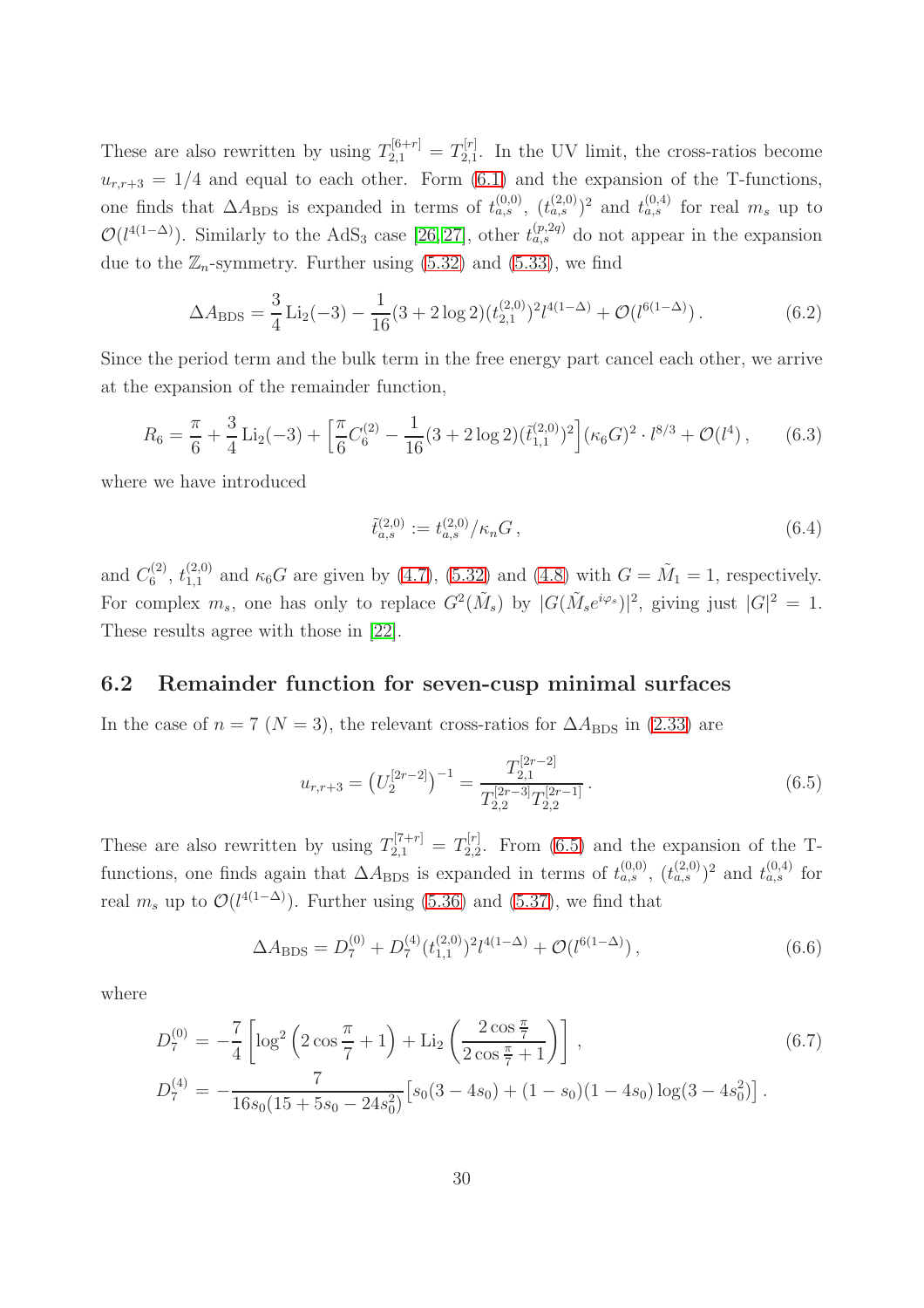These are also rewritten by using $T_{2,1}^{[6+r]} = T_{2,1}^{[r]}$. In the UV limit, the cross-ratios become $u_{r,r+3} = 1/4$ and equal to each other. Form (6.1) and the expansion of the T-functions, one finds that $\Delta A_{\rm BDS}$ is expanded in terms of $t_{a,s}^{(0,0)}$, $(t_{a,s}^{(2,0)})^2$ and $t_{a,s}^{(0,4)}$ for real $m_s$ up to $\mathcal{O}(l^{4(1-\Delta)})$. Similarly to the AdS$_3$ case [26, 27], other $t_{a,s}^{(p,2q)}$ do not appear in the expansion due to the $\mathbb{Z}_n$-symmetry. Further using (5.32) and (5.33), we find

$$
\Delta A_{\rm BDS} = \frac{3}{4}\,{\rm Li}_2(-3) - \frac{1}{16}(3 + 2\log 2)(t_{2,1}^{(2,0)})^2 l^{4(1-\Delta)} + \mathcal{O}(l^{6(1-\Delta)})\,. \tag{6.2}
$$

Since the period term and the bulk term in the free energy part cancel each other, we arrive at the expansion of the remainder function,

$$
R_6 = \frac{\pi}{6} + \frac{3}{4}\,{\rm Li}_2(-3) + \Big[\frac{\pi}{6}C_6^{(2)} - \frac{1}{16}(3 + 2\log 2)(\tilde{t}_{1,1}^{(2,0)})^2\Big](\kappa_6 G)^2 \cdot l^{8/3} + \mathcal{O}(l^4)\,, \tag{6.3}
$$

where we have introduced

$$
\tilde{t}_{a,s}^{(2,0)} := t_{a,s}^{(2,0)}/\kappa_n G\,, \tag{6.4}
$$

and $C_6^{(2)}$, $t_{1,1}^{(2,0)}$ and $\kappa_6 G$ are given by (4.7), (5.32) and (4.8) with $G = \tilde{M}_1 = 1$, respectively. For complex $m_s$, one has only to replace $G^2(\tilde{M}_s)$ by $|G(\tilde{M}_s e^{i\varphi_s})|^2$, giving just $|G|^2 = 1$. These results agree with those in [22].

## 6.2 Remainder function for seven-cusp minimal surfaces

In the case of $n = 7$ $(N = 3)$, the relevant cross-ratios for $\Delta A_{\rm BDS}$ in (2.33) are

$$
u_{r,r+3} = \big(U_2^{[2r-2]}\big)^{-1} = \frac{T_{2,1}^{[2r-2]}}{T_{2,2}^{[2r-3]}T_{2,2}^{[2r-1]}}\,. \tag{6.5}
$$

These are also rewritten by using $T_{2,1}^{[7+r]} = T_{2,2}^{[r]}$. From (6.5) and the expansion of the T-functions, one finds again that $\Delta A_{\rm BDS}$ is expanded in terms of $t_{a,s}^{(0,0)}$, $(t_{a,s}^{(2,0)})^2$ and $t_{a,s}^{(0,4)}$ for real $m_s$ up to $\mathcal{O}(l^{4(1-\Delta)})$. Further using (5.36) and (5.37), we find that

$$
\Delta A_{\rm BDS} = D_7^{(0)} + D_7^{(4)}(t_{1,1}^{(2,0)})^2 l^{4(1-\Delta)} + \mathcal{O}(l^{6(1-\Delta)})\,, \tag{6.6}
$$

where

$$
\begin{aligned}
D_7^{(0)} &= -\frac{7}{4}\left[\log^2\Big(2\cos\frac{\pi}{7} + 1\Big) + {\rm Li}_2\left(\frac{2\cos\frac{\pi}{7}}{2\cos\frac{\pi}{7} + 1}\right)\right]\,, \\
D_7^{(4)} &= -\frac{7}{16 s_0(15 + 5s_0 - 24s_0^2)}\big[s_0(3 - 4s_0) + (1 - s_0)(1 - 4s_0)\log(3 - 4s_0^2)\big]\,.
\end{aligned} \tag{6.7}
$$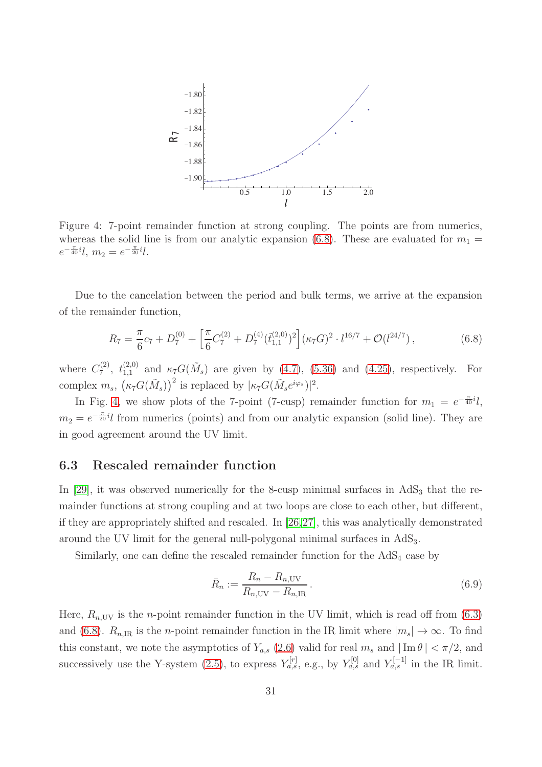Figure 4: 7-point remainder function at strong coupling. The points are from numerics, whereas the solid line is from our analytic expansion (6.8). These are evaluated for $m_1 = e^{-\frac{\pi}{40}i}l$, $m_2 = e^{-\frac{\pi}{20}i}l$.

Due to the cancelation between the period and bulk terms, we arrive at the expansion of the remainder function,

$$R_7 = \frac{\pi}{6}c_7 + D_7^{(0)} + \left[\frac{\pi}{6}C_7^{(2)} + D_7^{(4)}(\tilde{t}_{1,1}^{(2,0)})^2\right](\kappa_7 G)^2 \cdot l^{16/7} + \mathcal{O}(l^{24/7}), \tag{6.8}$$

where $C_7^{(2)}$, $t_{1,1}^{(2,0)}$ and $\kappa_7 G(\tilde{M}_s)$ are given by (4.7), (5.36) and (4.25), respectively. For complex $m_s$, $\left(\kappa_7 G(\tilde{M}_s)\right)^2$ is replaced by $|\kappa_7 G(\tilde{M}_s e^{i\varphi_s})|^2$.

In Fig. 4, we show plots of the 7-point (7-cusp) remainder function for $m_1 = e^{-\frac{\pi}{40}i}l$, $m_2 = e^{-\frac{\pi}{20}i}l$ from numerics (points) and from our analytic expansion (solid line). They are in good agreement around the UV limit.

### 6.3 Rescaled remainder function

In [29], it was observed numerically for the 8-cusp minimal surfaces in $\mathrm{AdS}_3$ that the remainder functions at strong coupling and at two loops are close to each other, but different, if they are appropriately shifted and rescaled. In [26,27], this was analytically demonstrated around the UV limit for the general null-polygonal minimal surfaces in $\mathrm{AdS}_3$.

Similarly, one can define the rescaled remainder function for the $\mathrm{AdS}_4$ case by

$$\bar{R}_n := \frac{R_n - R_{n,\mathrm{UV}}}{R_{n,\mathrm{UV}} - R_{n,\mathrm{IR}}}. \tag{6.9}$$

Here, $R_{n,\mathrm{UV}}$ is the $n$-point remainder function in the UV limit, which is read off from (6.3) and (6.8). $R_{n,\mathrm{IR}}$ is the $n$-point remainder function in the IR limit where $|m_s| \to \infty$. To find this constant, we note the asymptotics of $Y_{a,s}$ (2.6) valid for real $m_s$ and $|\,\mathrm{Im}\,\theta\,| < \pi/2$, and successively use the Y-system (2.5), to express $Y_{a,s}^{[r]}$, e.g., by $Y_{a,s}^{[0]}$ and $Y_{a,s}^{[-1]}$ in the IR limit.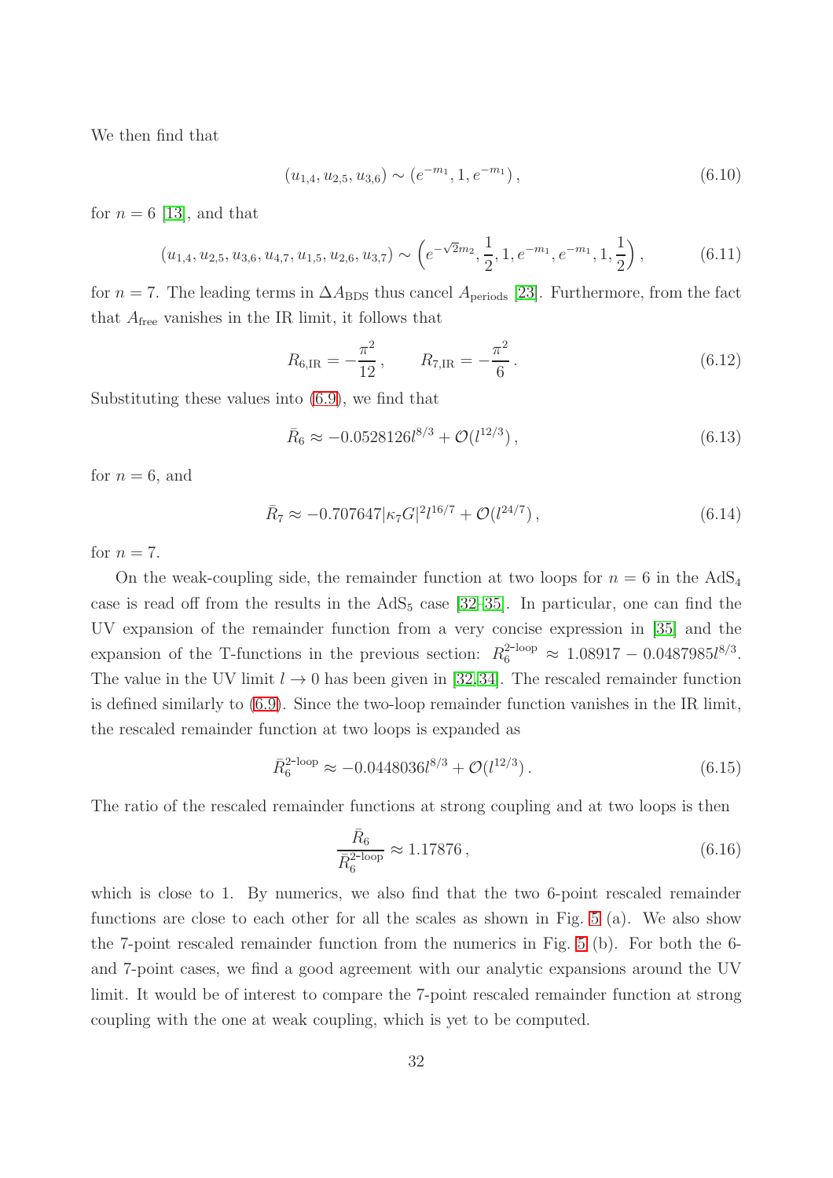We then find that

$$(u_{1,4}, u_{2,5}, u_{3,6}) \sim (e^{-m_1}, 1, e^{-m_1}), \tag{6.10}$$

for $n = 6$ [13], and that

$$(u_{1,4}, u_{2,5}, u_{3,6}, u_{4,7}, u_{1,5}, u_{2,6}, u_{3,7}) \sim \left(e^{-\sqrt{2}m_2}, \frac{1}{2}, 1, e^{-m_1}, e^{-m_1}, 1, \frac{1}{2}\right), \tag{6.11}$$

for $n = 7$. The leading terms in $\Delta A_{\mathrm{BDS}}$ thus cancel $A_{\mathrm{periods}}$ [23]. Furthermore, from the fact that $A_{\mathrm{free}}$ vanishes in the IR limit, it follows that

$$R_{6,\mathrm{IR}} = -\frac{\pi^2}{12}, \qquad R_{7,\mathrm{IR}} = -\frac{\pi^2}{6}. \tag{6.12}$$

Substituting these values into (6.9), we find that

$$\bar{R}_6 \approx -0.0528126 l^{8/3} + \mathcal{O}(l^{12/3}), \tag{6.13}$$

for $n = 6$, and

$$\bar{R}_7 \approx -0.707647 |\kappa_7 G|^2 l^{16/7} + \mathcal{O}(l^{24/7}), \tag{6.14}$$

for $n = 7$.

On the weak-coupling side, the remainder function at two loops for $n = 6$ in the $\mathrm{AdS}_4$ case is read off from the results in the $\mathrm{AdS}_5$ case [32–35]. In particular, one can find the UV expansion of the remainder function from a very concise expression in [35] and the expansion of the T-functions in the previous section: $R_6^{\text{2-loop}} \approx 1.08917 - 0.0487985 l^{8/3}$. The value in the UV limit $l \to 0$ has been given in [32,34]. The rescaled remainder function is defined similarly to (6.9). Since the two-loop remainder function vanishes in the IR limit, the rescaled remainder function at two loops is expanded as

$$\bar{R}_6^{\text{2-loop}} \approx -0.0448036 l^{8/3} + \mathcal{O}(l^{12/3}). \tag{6.15}$$

The ratio of the rescaled remainder functions at strong coupling and at two loops is then

$$\frac{\bar{R}_6}{\bar{R}_6^{\text{2-loop}}} \approx 1.17876, \tag{6.16}$$

which is close to 1. By numerics, we also find that the two 6-point rescaled remainder functions are close to each other for all the scales as shown in Fig. 5 (a). We also show the 7-point rescaled remainder function from the numerics in Fig. 5 (b). For both the 6- and 7-point cases, we find a good agreement with our analytic expansions around the UV limit. It would be of interest to compare the 7-point rescaled remainder function at strong coupling with the one at weak coupling, which is yet to be computed.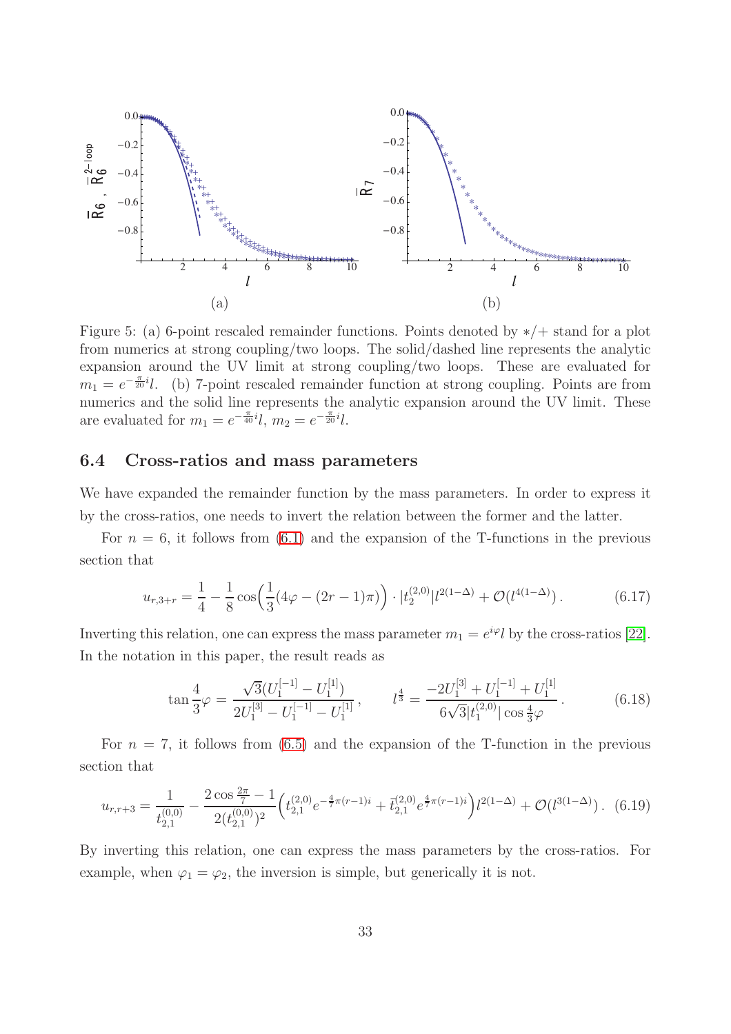Figure 5: (a) 6-point rescaled remainder functions. Points denoted by ∗/+ stand for a plot from numerics at strong coupling/two loops. The solid/dashed line represents the analytic expansion around the UV limit at strong coupling/two loops. These are evaluated for $m_1 = e^{-\frac{\pi}{20}i}l$. (b) 7-point rescaled remainder function at strong coupling. Points are from numerics and the solid line represents the analytic expansion around the UV limit. These are evaluated for $m_1 = e^{-\frac{\pi}{40}i}l$, $m_2 = e^{-\frac{\pi}{20}i}l$.

### 6.4 Cross-ratios and mass parameters

We have expanded the remainder function by the mass parameters. In order to express it by the cross-ratios, one needs to invert the relation between the former and the latter.

For $n = 6$, it follows from (6.1) and the expansion of the T-functions in the previous section that

$$u_{r,3+r} = \frac{1}{4} - \frac{1}{8}\cos\Big(\frac{1}{3}(4\varphi - (2r-1)\pi)\Big) \cdot |t_2^{(2,0)}| l^{2(1-\Delta)} + \mathcal{O}(l^{4(1-\Delta)}) \,. \tag{6.17}$$

Inverting this relation, one can express the mass parameter $m_1 = e^{i\varphi}l$ by the cross-ratios [22]. In the notation in this paper, the result reads as

$$\tan\frac{4}{3}\varphi = \frac{\sqrt{3}(U_1^{[-1]} - U_1^{[1]})}{2U_1^{[3]} - U_1^{[-1]} - U_1^{[1]}} \,, \qquad l^{\frac{4}{3}} = \frac{-2U_1^{[3]} + U_1^{[-1]} + U_1^{[1]}}{6\sqrt{3}|t_1^{(2,0)}|\cos\frac{4}{3}\varphi} \,. \tag{6.18}$$

For $n = 7$, it follows from (6.5) and the expansion of the T-function in the previous section that

$$u_{r,r+3} = \frac{1}{t_{2,1}^{(0,0)}} - \frac{2\cos\frac{2\pi}{7} - 1}{2(t_{2,1}^{(0,0)})^2}\Big(t_{2,1}^{(2,0)} e^{-\frac{4}{7}\pi(r-1)i} + \bar{t}_{2,1}^{(2,0)} e^{\frac{4}{7}\pi(r-1)i}\Big) l^{2(1-\Delta)} + \mathcal{O}(l^{3(1-\Delta)}) \,. \tag{6.19}$$

By inverting this relation, one can express the mass parameters by the cross-ratios. For example, when $\varphi_1 = \varphi_2$, the inversion is simple, but generically it is not.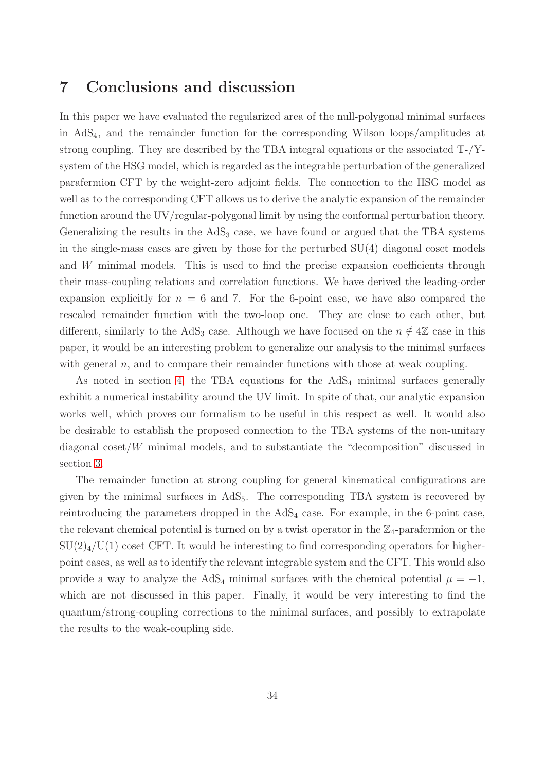## 7 Conclusions and discussion

In this paper we have evaluated the regularized area of the null-polygonal minimal surfaces in $AdS_4$, and the remainder function for the corresponding Wilson loops/amplitudes at strong coupling. They are described by the TBA integral equations or the associated T-/Y-system of the HSG model, which is regarded as the integrable perturbation of the generalized parafermion CFT by the weight-zero adjoint fields. The connection to the HSG model as well as to the corresponding CFT allows us to derive the analytic expansion of the remainder function around the UV/regular-polygonal limit by using the conformal perturbation theory. Generalizing the results in the $AdS_3$ case, we have found or argued that the TBA systems in the single-mass cases are given by those for the perturbed SU(4) diagonal coset models and $W$ minimal models. This is used to find the precise expansion coefficients through their mass-coupling relations and correlation functions. We have derived the leading-order expansion explicitly for $n = 6$ and 7. For the 6-point case, we have also compared the rescaled remainder function with the two-loop one. They are close to each other, but different, similarly to the $AdS_3$ case. Although we have focused on the $n \notin 4\mathbb{Z}$ case in this paper, it would be an interesting problem to generalize our analysis to the minimal surfaces with general $n$, and to compare their remainder functions with those at weak coupling.

As noted in section 4, the TBA equations for the $AdS_4$ minimal surfaces generally exhibit a numerical instability around the UV limit. In spite of that, our analytic expansion works well, which proves our formalism to be useful in this respect as well. It would also be desirable to establish the proposed connection to the TBA systems of the non-unitary diagonal coset/$W$ minimal models, and to substantiate the "decomposition" discussed in section 3.

The remainder function at strong coupling for general kinematical configurations are given by the minimal surfaces in $AdS_5$. The corresponding TBA system is recovered by reintroducing the parameters dropped in the $AdS_4$ case. For example, in the 6-point case, the relevant chemical potential is turned on by a twist operator in the $\mathbb{Z}_4$-parafermion or the $SU(2)_4/U(1)$ coset CFT. It would be interesting to find corresponding operators for higher-point cases, as well as to identify the relevant integrable system and the CFT. This would also provide a way to analyze the $AdS_4$ minimal surfaces with the chemical potential $\mu = -1$, which are not discussed in this paper. Finally, it would be very interesting to find the quantum/strong-coupling corrections to the minimal surfaces, and possibly to extrapolate the results to the weak-coupling side.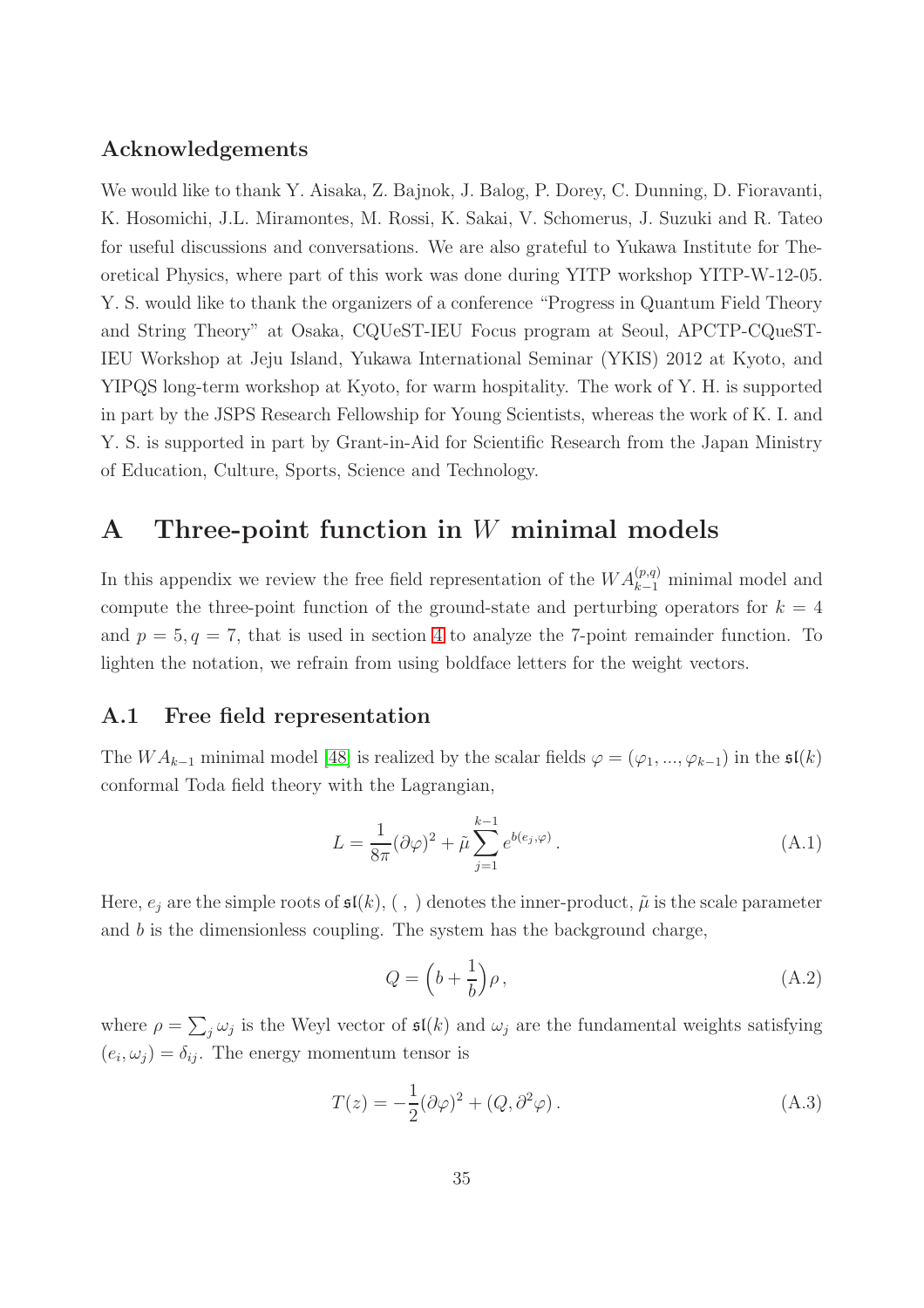### Acknowledgements

We would like to thank Y. Aisaka, Z. Bajnok, J. Balog, P. Dorey, C. Dunning, D. Fioravanti, K. Hosomichi, J.L. Miramontes, M. Rossi, K. Sakai, V. Schomerus, J. Suzuki and R. Tateo for useful discussions and conversations. We are also grateful to Yukawa Institute for Theoretical Physics, where part of this work was done during YITP workshop YITP-W-12-05. Y. S. would like to thank the organizers of a conference "Progress in Quantum Field Theory and String Theory" at Osaka, CQUeST-IEU Focus program at Seoul, APCTP-CQueST-IEU Workshop at Jeju Island, Yukawa International Seminar (YKIS) 2012 at Kyoto, and YIPQS long-term workshop at Kyoto, for warm hospitality. The work of Y. H. is supported in part by the JSPS Research Fellowship for Young Scientists, whereas the work of K. I. and Y. S. is supported in part by Grant-in-Aid for Scientific Research from the Japan Ministry of Education, Culture, Sports, Science and Technology.

# A Three-point function in $W$ minimal models

In this appendix we review the free field representation of the $WA_{k-1}^{(p,q)}$ minimal model and compute the three-point function of the ground-state and perturbing operators for $k = 4$ and $p = 5, q = 7$, that is used in section 4 to analyze the 7-point remainder function. To lighten the notation, we refrain from using boldface letters for the weight vectors.

## A.1 Free field representation

The $WA_{k-1}$ minimal model [48] is realized by the scalar fields $\varphi = (\varphi_1, ..., \varphi_{k-1})$ in the $\mathfrak{sl}(k)$ conformal Toda field theory with the Lagrangian,

$$L = \frac{1}{8\pi}(\partial\varphi)^2 + \tilde{\mu}\sum_{j=1}^{k-1} e^{b(e_j,\varphi)}\,. \tag{A.1}$$

Here, $e_j$ are the simple roots of $\mathfrak{sl}(k)$, ( , ) denotes the inner-product, $\tilde{\mu}$ is the scale parameter and $b$ is the dimensionless coupling. The system has the background charge,

$$Q = \Big(b + \frac{1}{b}\Big)\rho\,, \tag{A.2}$$

where $\rho = \sum_j \omega_j$ is the Weyl vector of $\mathfrak{sl}(k)$ and $\omega_j$ are the fundamental weights satisfying $(e_i, \omega_j) = \delta_{ij}$. The energy momentum tensor is

$$T(z) = -\frac{1}{2}(\partial\varphi)^2 + (Q, \partial^2\varphi)\,. \tag{A.3}$$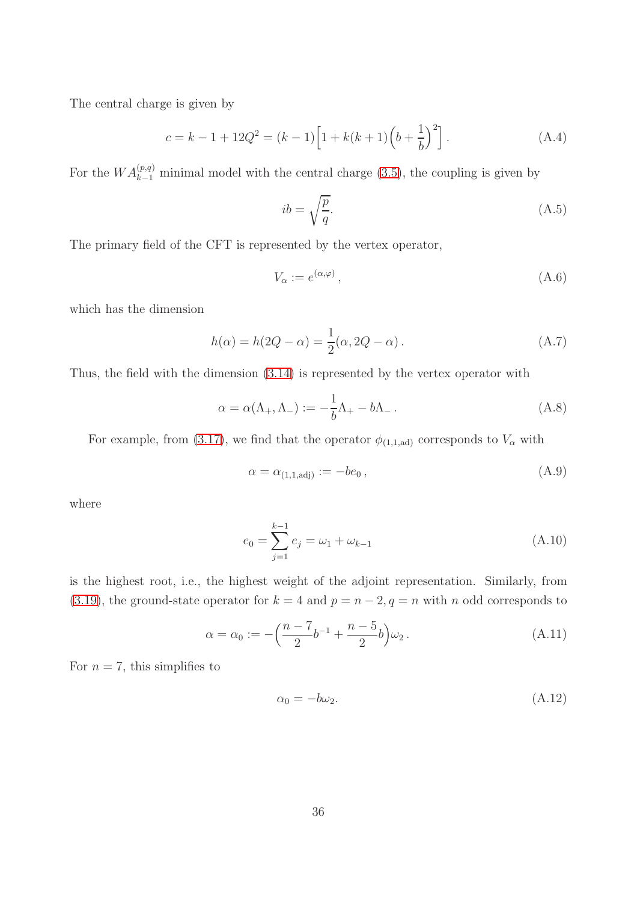The central charge is given by

$$c = k - 1 + 12Q^2 = (k-1)\left[1 + k(k+1)\left(b + \frac{1}{b}\right)^2\right]. \tag{A.4}$$

For the $WA_{k-1}^{(p,q)}$ minimal model with the central charge (3.5), the coupling is given by

$$ib = \sqrt{\frac{p}{q}}. \tag{A.5}$$

The primary field of the CFT is represented by the vertex operator,

$$V_\alpha := e^{(\alpha,\varphi)}, \tag{A.6}$$

which has the dimension

$$h(\alpha) = h(2Q - \alpha) = \frac{1}{2}(\alpha, 2Q - \alpha). \tag{A.7}$$

Thus, the field with the dimension (3.14) is represented by the vertex operator with

$$\alpha = \alpha(\Lambda_+, \Lambda_-) := -\frac{1}{b}\Lambda_+ - b\Lambda_-. \tag{A.8}$$

For example, from (3.17), we find that the operator $\phi_{(1,1,\mathrm{ad})}$ corresponds to $V_\alpha$ with

$$\alpha = \alpha_{(1,1,\mathrm{adj})} := -be_0, \tag{A.9}$$

where

$$e_0 = \sum_{j=1}^{k-1} e_j = \omega_1 + \omega_{k-1} \tag{A.10}$$

is the highest root, i.e., the highest weight of the adjoint representation. Similarly, from (3.19), the ground-state operator for $k = 4$ and $p = n-2, q = n$ with $n$ odd corresponds to

$$\alpha = \alpha_0 := -\left(\frac{n-7}{2}b^{-1} + \frac{n-5}{2}b\right)\omega_2. \tag{A.11}$$

For $n = 7$, this simplifies to

$$\alpha_0 = -b\omega_2. \tag{A.12}$$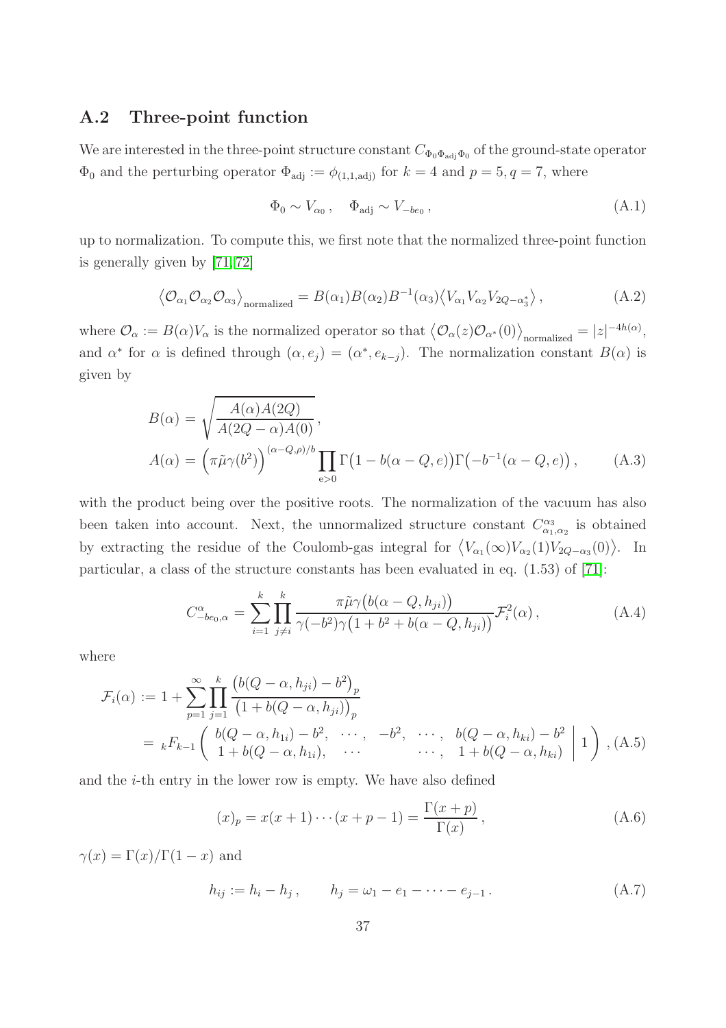## A.2 Three-point function

We are interested in the three-point structure constant $C_{\Phi_0\Phi_{\rm adj}\Phi_0}$ of the ground-state operator $\Phi_0$ and the perturbing operator $\Phi_{\rm adj} := \phi_{(1,1,{\rm adj})}$ for $k=4$ and $p=5, q=7$, where

$$\Phi_0 \sim V_{\alpha_0}\,, \quad \Phi_{\rm adj} \sim V_{-be_0}\,, \tag{A.1}$$

up to normalization. To compute this, we first note that the normalized three-point function is generally given by [71, 72]

$$\big\langle \mathcal{O}_{\alpha_1}\mathcal{O}_{\alpha_2}\mathcal{O}_{\alpha_3}\big\rangle_{\rm normalized} = B(\alpha_1)B(\alpha_2)B^{-1}(\alpha_3)\big\langle V_{\alpha_1}V_{\alpha_2}V_{2Q-\alpha_3^*}\big\rangle\,, \tag{A.2}$$

where $\mathcal{O}_\alpha := B(\alpha)V_\alpha$ is the normalized operator so that $\big\langle \mathcal{O}_\alpha(z)\mathcal{O}_{\alpha^*}(0)\big\rangle_{\rm normalized} = |z|^{-4h(\alpha)}$, and $\alpha^*$ for $\alpha$ is defined through $(\alpha, e_j) = (\alpha^*, e_{k-j})$. The normalization constant $B(\alpha)$ is given by

$$\begin{aligned} B(\alpha) &= \sqrt{\frac{A(\alpha)A(2Q)}{A(2Q-\alpha)A(0)}}\,, \\ A(\alpha) &= \Big(\pi\tilde{\mu}\gamma(b^2)\Big)^{(\alpha-Q,\rho)/b}\prod_{{\rm e}>0}\Gamma\big(1-b(\alpha-Q,e)\big)\Gamma\big(-b^{-1}(\alpha-Q,e)\big)\,, \end{aligned} \tag{A.3}$$

with the product being over the positive roots. The normalization of the vacuum has also been taken into account. Next, the unnormalized structure constant $C^{\alpha_3}_{\alpha_1,\alpha_2}$ is obtained by extracting the residue of the Coulomb-gas integral for $\big\langle V_{\alpha_1}(\infty)V_{\alpha_2}(1)V_{2Q-\alpha_3}(0)\big\rangle$. In particular, a class of the structure constants has been evaluated in eq. (1.53) of [71]:

$$C^{\alpha}_{-be_0,\alpha} = \sum_{i=1}^{k}\prod_{j\neq i}^{k}\frac{\pi\tilde{\mu}\gamma\big(b(\alpha-Q,h_{ji})\big)}{\gamma(-b^2)\gamma\big(1+b^2+b(\alpha-Q,h_{ji})\big)}\mathcal{F}_i^2(\alpha)\,, \tag{A.4}$$

where

$$\begin{aligned} \mathcal{F}_i(\alpha) &:= 1+\sum_{p=1}^{\infty}\prod_{j=1}^{k}\frac{\big(b(Q-\alpha,h_{ji})-b^2\big)_p}{\big(1+b(Q-\alpha,h_{ji})\big)_p} \\ &= {}_kF_{k-1}\left(\begin{array}{c} b(Q-\alpha,h_{1i})-b^2,\ \cdots,\ -b^2,\ \cdots,\ b(Q-\alpha,h_{ki})-b^2 \\ 1+b(Q-\alpha,h_{1i}),\ \cdots\qquad\qquad\cdots,\ 1+b(Q-\alpha,h_{ki}) \end{array}\Bigg|\,1\right)\,, \end{aligned} \tag{A.5}$$

and the $i$-th entry in the lower row is empty. We have also defined

$$(x)_p = x(x+1)\cdots(x+p-1) = \frac{\Gamma(x+p)}{\Gamma(x)}\,, \tag{A.6}$$

$\gamma(x) = \Gamma(x)/\Gamma(1-x)$ and

$$h_{ij} := h_i - h_j\,, \qquad h_j = \omega_1 - e_1 - \cdots - e_{j-1}\,. \tag{A.7}$$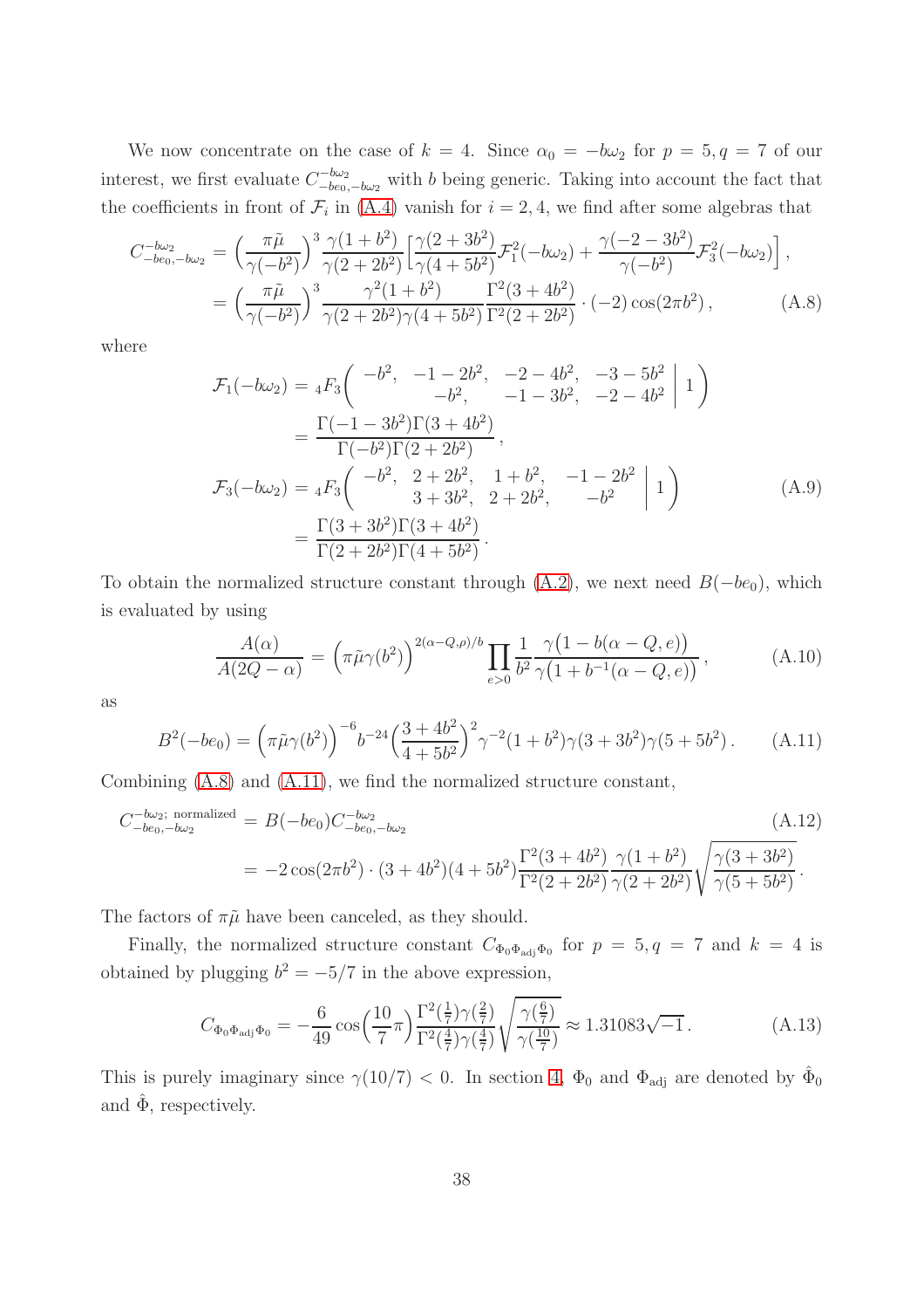We now concentrate on the case of $k = 4$. Since $\alpha_0 = -b\omega_2$ for $p = 5, q = 7$ of our interest, we first evaluate $C^{-b\omega_2}_{-be_0,-b\omega_2}$ with $b$ being generic. Taking into account the fact that the coefficients in front of $\mathcal{F}_i$ in (A.4) vanish for $i = 2, 4$, we find after some algebras that

$$
\begin{aligned}
C^{-b\omega_2}_{-be_0,-b\omega_2} &= \Big(\frac{\pi\tilde{\mu}}{\gamma(-b^2)}\Big)^3 \frac{\gamma(1+b^2)}{\gamma(2+2b^2)}\Big[\frac{\gamma(2+3b^2)}{\gamma(4+5b^2)}\mathcal{F}_1^2(-b\omega_2) + \frac{\gamma(-2-3b^2)}{\gamma(-b^2)}\mathcal{F}_3^2(-b\omega_2)\Big]\,, \\
&= \Big(\frac{\pi\tilde{\mu}}{\gamma(-b^2)}\Big)^3 \frac{\gamma^2(1+b^2)}{\gamma(2+2b^2)\gamma(4+5b^2)} \frac{\Gamma^2(3+4b^2)}{\Gamma^2(2+2b^2)} \cdot (-2)\cos(2\pi b^2)\,, \qquad \text{(A.8)}
\end{aligned}
$$

where

$$
\begin{aligned}
\mathcal{F}_1(-b\omega_2) &= {}_4F_3\!\left( \begin{matrix} -b^2, & -1-2b^2, & -2-4b^2, & -3-5b^2 \\ & -b^2, & -1-3b^2, & -2-4b^2 \end{matrix} \,\Big|\, 1 \right) \\
&= \frac{\Gamma(-1-3b^2)\Gamma(3+4b^2)}{\Gamma(-b^2)\Gamma(2+2b^2)}\,, \\
\mathcal{F}_3(-b\omega_2) &= {}_4F_3\!\left( \begin{matrix} -b^2, & 2+2b^2, & 1+b^2, & -1-2b^2 \\ & 3+3b^2, & 2+2b^2, & -b^2 \end{matrix} \,\Big|\, 1 \right) \qquad \text{(A.9)} \\
&= \frac{\Gamma(3+3b^2)\Gamma(3+4b^2)}{\Gamma(2+2b^2)\Gamma(4+5b^2)}\,.
\end{aligned}
$$

To obtain the normalized structure constant through (A.2), we next need $B(-be_0)$, which is evaluated by using

$$
\frac{A(\alpha)}{A(2Q-\alpha)} = \Big(\pi\tilde{\mu}\gamma(b^2)\Big)^{2(\alpha-Q,\rho)/b} \prod_{e>0} \frac{1}{b^2} \frac{\gamma\big(1-b(\alpha-Q,e)\big)}{\gamma\big(1+b^{-1}(\alpha-Q,e)\big)}\,, \qquad \text{(A.10)}
$$

as

$$
B^2(-be_0) = \Big(\pi\tilde{\mu}\gamma(b^2)\Big)^{-6} b^{-24} \Big(\frac{3+4b^2}{4+5b^2}\Big)^2 \gamma^{-2}(1+b^2)\gamma(3+3b^2)\gamma(5+5b^2)\,. \qquad \text{(A.11)}
$$

Combining (A.8) and (A.11), we find the normalized structure constant,

$$
\begin{aligned}
C^{-b\omega_2;\ \text{normalized}}_{-be_0,-b\omega_2} &= B(-be_0) C^{-b\omega_2}_{-be_0,-b\omega_2} \qquad \text{(A.12)} \\
&= -2\cos(2\pi b^2) \cdot (3+4b^2)(4+5b^2) \frac{\Gamma^2(3+4b^2)}{\Gamma^2(2+2b^2)} \frac{\gamma(1+b^2)}{\gamma(2+2b^2)} \sqrt{\frac{\gamma(3+3b^2)}{\gamma(5+5b^2)}}\,.
\end{aligned}
$$

The factors of $\pi\tilde{\mu}$ have been canceled, as they should.

Finally, the normalized structure constant $C_{\Phi_0\Phi_{\text{adj}}\Phi_0}$ for $p = 5, q = 7$ and $k = 4$ is obtained by plugging $b^2 = -5/7$ in the above expression,

$$
C_{\Phi_0\Phi_{\text{adj}}\Phi_0} = -\frac{6}{49}\cos\Big(\frac{10}{7}\pi\Big) \frac{\Gamma^2(\frac{1}{7})\gamma(\frac{2}{7})}{\Gamma^2(\frac{4}{7})\gamma(\frac{4}{7})} \sqrt{\frac{\gamma(\frac{6}{7})}{\gamma(\frac{10}{7})}} \approx 1.31083\sqrt{-1}\,. \qquad \text{(A.13)}
$$

This is purely imaginary since $\gamma(10/7) < 0$. In section 4, $\Phi_0$ and $\Phi_{\text{adj}}$ are denoted by $\hat{\Phi}_0$ and $\hat{\Phi}$, respectively.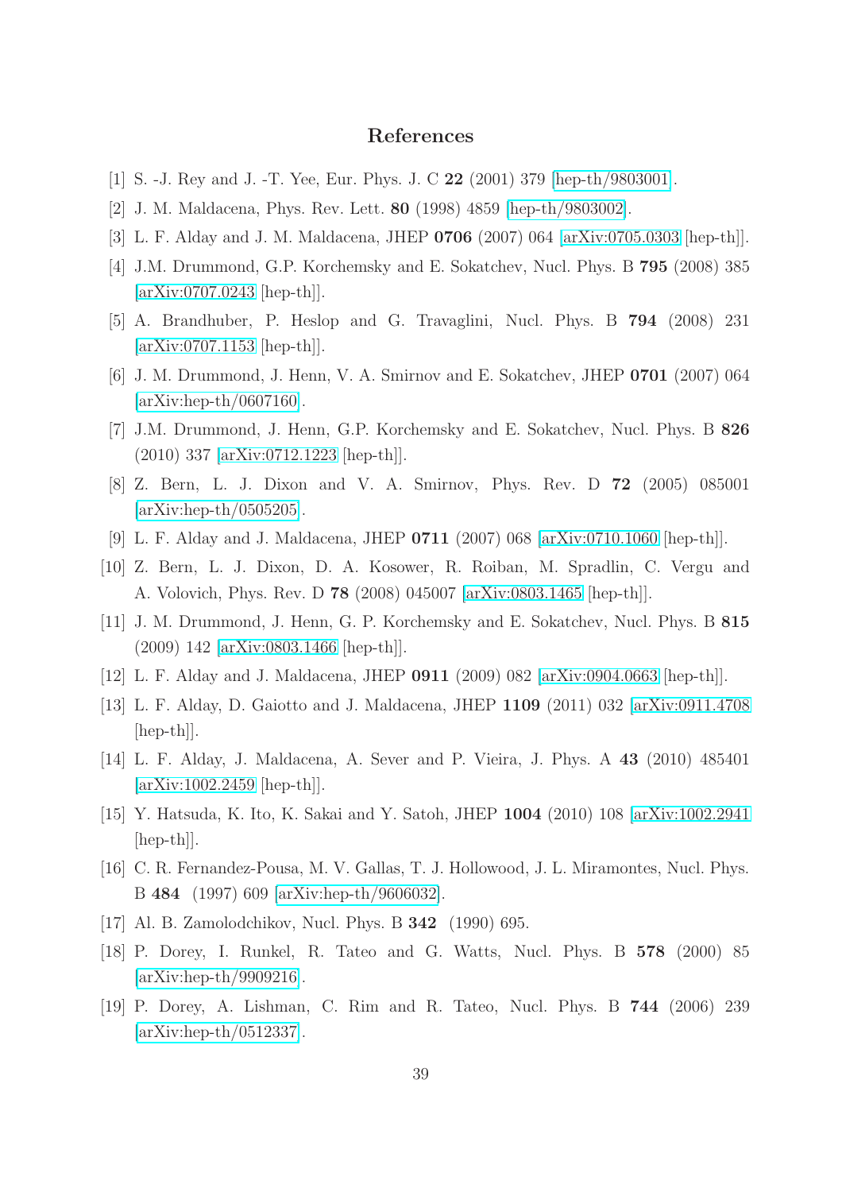## References

[1] S. -J. Rey and J. -T. Yee, Eur. Phys. J. C **22** (2001) 379 [hep-th/9803001].

[2] J. M. Maldacena, Phys. Rev. Lett. **80** (1998) 4859 [hep-th/9803002].

[3] L. F. Alday and J. M. Maldacena, JHEP **0706** (2007) 064 [arXiv:0705.0303 [hep-th]].

[4] J.M. Drummond, G.P. Korchemsky and E. Sokatchev, Nucl. Phys. B **795** (2008) 385 [arXiv:0707.0243 [hep-th]].

[5] A. Brandhuber, P. Heslop and G. Travaglini, Nucl. Phys. B **794** (2008) 231 [arXiv:0707.1153 [hep-th]].

[6] J. M. Drummond, J. Henn, V. A. Smirnov and E. Sokatchev, JHEP **0701** (2007) 064 [arXiv:hep-th/0607160].

[7] J.M. Drummond, J. Henn, G.P. Korchemsky and E. Sokatchev, Nucl. Phys. B **826** (2010) 337 [arXiv:0712.1223 [hep-th]].

[8] Z. Bern, L. J. Dixon and V. A. Smirnov, Phys. Rev. D **72** (2005) 085001 [arXiv:hep-th/0505205].

[9] L. F. Alday and J. Maldacena, JHEP **0711** (2007) 068 [arXiv:0710.1060 [hep-th]].

[10] Z. Bern, L. J. Dixon, D. A. Kosower, R. Roiban, M. Spradlin, C. Vergu and A. Volovich, Phys. Rev. D **78** (2008) 045007 [arXiv:0803.1465 [hep-th]].

[11] J. M. Drummond, J. Henn, G. P. Korchemsky and E. Sokatchev, Nucl. Phys. B **815** (2009) 142 [arXiv:0803.1466 [hep-th]].

[12] L. F. Alday and J. Maldacena, JHEP **0911** (2009) 082 [arXiv:0904.0663 [hep-th]].

[13] L. F. Alday, D. Gaiotto and J. Maldacena, JHEP **1109** (2011) 032 [arXiv:0911.4708 [hep-th]].

[14] L. F. Alday, J. Maldacena, A. Sever and P. Vieira, J. Phys. A **43** (2010) 485401 [arXiv:1002.2459 [hep-th]].

[15] Y. Hatsuda, K. Ito, K. Sakai and Y. Satoh, JHEP **1004** (2010) 108 [arXiv:1002.2941 [hep-th]].

[16] C. R. Fernandez-Pousa, M. V. Gallas, T. J. Hollowood, J. L. Miramontes, Nucl. Phys. B **484** (1997) 609 [arXiv:hep-th/9606032].

[17] Al. B. Zamolodchikov, Nucl. Phys. B **342** (1990) 695.

[18] P. Dorey, I. Runkel, R. Tateo and G. Watts, Nucl. Phys. B **578** (2000) 85 [arXiv:hep-th/9909216].

[19] P. Dorey, A. Lishman, C. Rim and R. Tateo, Nucl. Phys. B **744** (2006) 239 [arXiv:hep-th/0512337].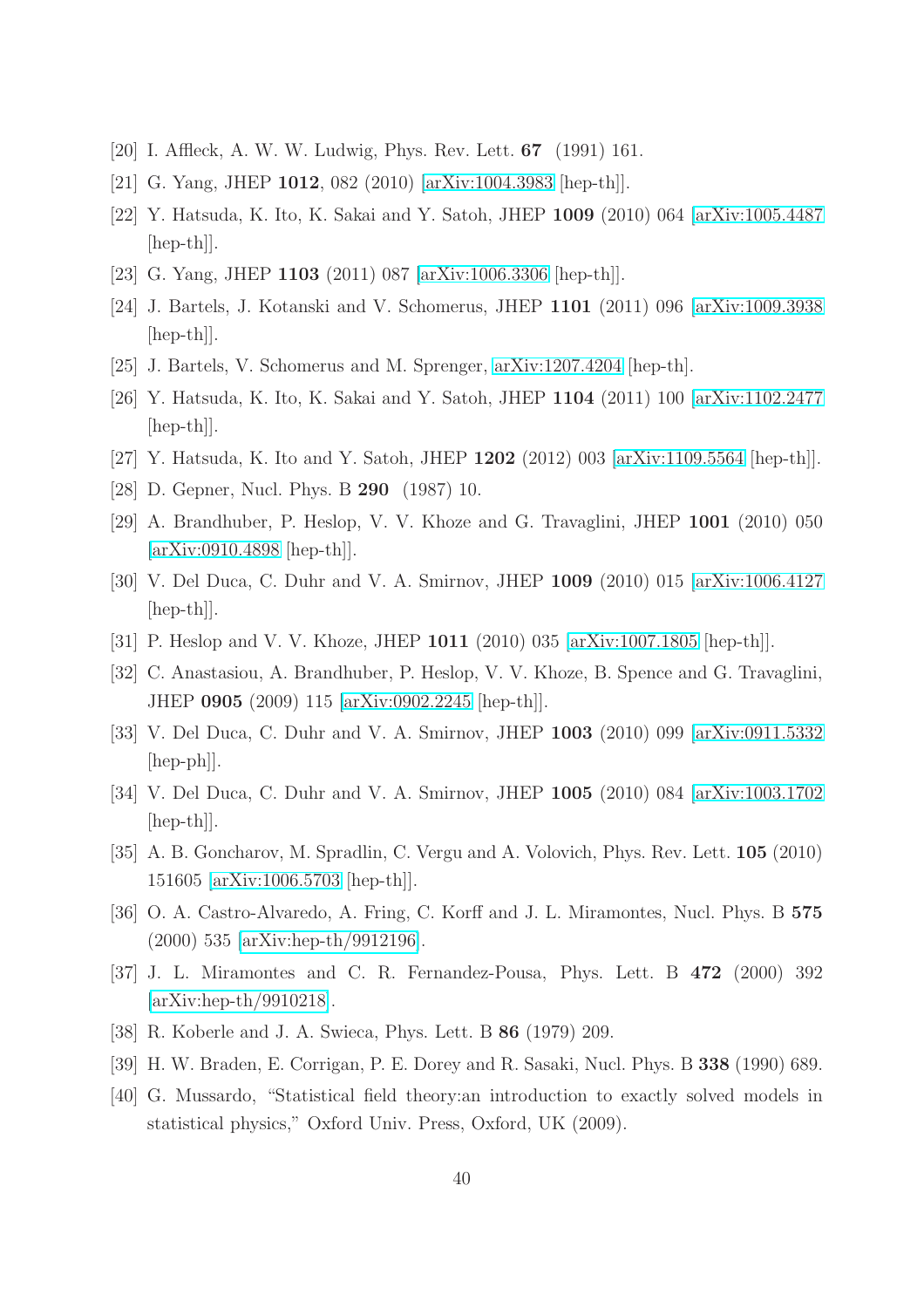[20] I. Affleck, A. W. W. Ludwig, Phys. Rev. Lett. **67** (1991) 161.

[21] G. Yang, JHEP **1012**, 082 (2010) [arXiv:1004.3983 [hep-th]].

[22] Y. Hatsuda, K. Ito, K. Sakai and Y. Satoh, JHEP **1009** (2010) 064 [arXiv:1005.4487 [hep-th]].

[23] G. Yang, JHEP **1103** (2011) 087 [arXiv:1006.3306 [hep-th]].

[24] J. Bartels, J. Kotanski and V. Schomerus, JHEP **1101** (2011) 096 [arXiv:1009.3938 [hep-th]].

[25] J. Bartels, V. Schomerus and M. Sprenger, arXiv:1207.4204 [hep-th].

[26] Y. Hatsuda, K. Ito, K. Sakai and Y. Satoh, JHEP **1104** (2011) 100 [arXiv:1102.2477 [hep-th]].

[27] Y. Hatsuda, K. Ito and Y. Satoh, JHEP **1202** (2012) 003 [arXiv:1109.5564 [hep-th]].

[28] D. Gepner, Nucl. Phys. B **290** (1987) 10.

[29] A. Brandhuber, P. Heslop, V. V. Khoze and G. Travaglini, JHEP **1001** (2010) 050 [arXiv:0910.4898 [hep-th]].

[30] V. Del Duca, C. Duhr and V. A. Smirnov, JHEP **1009** (2010) 015 [arXiv:1006.4127 [hep-th]].

[31] P. Heslop and V. V. Khoze, JHEP **1011** (2010) 035 [arXiv:1007.1805 [hep-th]].

[32] C. Anastasiou, A. Brandhuber, P. Heslop, V. V. Khoze, B. Spence and G. Travaglini, JHEP **0905** (2009) 115 [arXiv:0902.2245 [hep-th]].

[33] V. Del Duca, C. Duhr and V. A. Smirnov, JHEP **1003** (2010) 099 [arXiv:0911.5332 [hep-ph]].

[34] V. Del Duca, C. Duhr and V. A. Smirnov, JHEP **1005** (2010) 084 [arXiv:1003.1702 [hep-th]].

[35] A. B. Goncharov, M. Spradlin, C. Vergu and A. Volovich, Phys. Rev. Lett. **105** (2010) 151605 [arXiv:1006.5703 [hep-th]].

[36] O. A. Castro-Alvaredo, A. Fring, C. Korff and J. L. Miramontes, Nucl. Phys. B **575** (2000) 535 [arXiv:hep-th/9912196].

[37] J. L. Miramontes and C. R. Fernandez-Pousa, Phys. Lett. B **472** (2000) 392 [arXiv:hep-th/9910218].

[38] R. Koberle and J. A. Swieca, Phys. Lett. B **86** (1979) 209.

[39] H. W. Braden, E. Corrigan, P. E. Dorey and R. Sasaki, Nucl. Phys. B **338** (1990) 689.

[40] G. Mussardo, "Statistical field theory:an introduction to exactly solved models in statistical physics," Oxford Univ. Press, Oxford, UK (2009).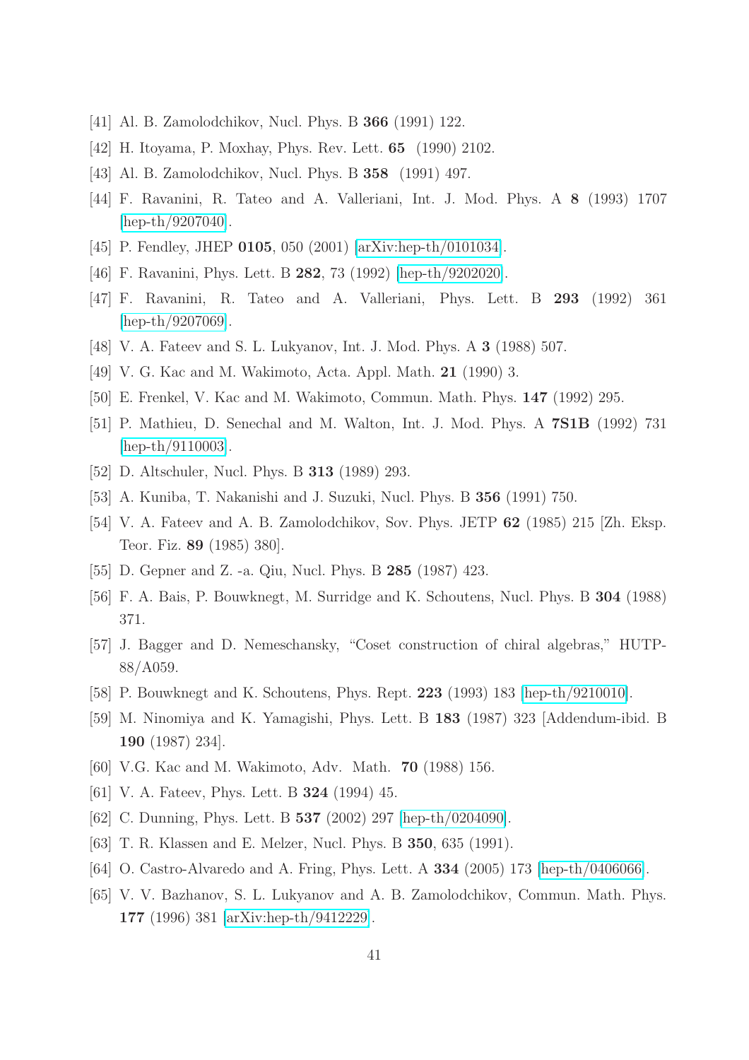[41] Al. B. Zamolodchikov, Nucl. Phys. B **366** (1991) 122.

[42] H. Itoyama, P. Moxhay, Phys. Rev. Lett. **65** (1990) 2102.

[43] Al. B. Zamolodchikov, Nucl. Phys. B **358** (1991) 497.

[44] F. Ravanini, R. Tateo and A. Valleriani, Int. J. Mod. Phys. A **8** (1993) 1707 [hep-th/9207040].

[45] P. Fendley, JHEP **0105**, 050 (2001) [arXiv:hep-th/0101034].

[46] F. Ravanini, Phys. Lett. B **282**, 73 (1992) [hep-th/9202020].

[47] F. Ravanini, R. Tateo and A. Valleriani, Phys. Lett. B **293** (1992) 361 [hep-th/9207069].

[48] V. A. Fateev and S. L. Lukyanov, Int. J. Mod. Phys. A **3** (1988) 507.

[49] V. G. Kac and M. Wakimoto, Acta. Appl. Math. **21** (1990) 3.

[50] E. Frenkel, V. Kac and M. Wakimoto, Commun. Math. Phys. **147** (1992) 295.

[51] P. Mathieu, D. Senechal and M. Walton, Int. J. Mod. Phys. A **7S1B** (1992) 731 [hep-th/9110003].

[52] D. Altschuler, Nucl. Phys. B **313** (1989) 293.

[53] A. Kuniba, T. Nakanishi and J. Suzuki, Nucl. Phys. B **356** (1991) 750.

[54] V. A. Fateev and A. B. Zamolodchikov, Sov. Phys. JETP **62** (1985) 215 [Zh. Eksp. Teor. Fiz. **89** (1985) 380].

[55] D. Gepner and Z. -a. Qiu, Nucl. Phys. B **285** (1987) 423.

[56] F. A. Bais, P. Bouwknegt, M. Surridge and K. Schoutens, Nucl. Phys. B **304** (1988) 371.

[57] J. Bagger and D. Nemeschansky, "Coset construction of chiral algebras," HUTP-88/A059.

[58] P. Bouwknegt and K. Schoutens, Phys. Rept. **223** (1993) 183 [hep-th/9210010].

[59] M. Ninomiya and K. Yamagishi, Phys. Lett. B **183** (1987) 323 [Addendum-ibid. B **190** (1987) 234].

[60] V.G. Kac and M. Wakimoto, Adv. Math. **70** (1988) 156.

[61] V. A. Fateev, Phys. Lett. B **324** (1994) 45.

[62] C. Dunning, Phys. Lett. B **537** (2002) 297 [hep-th/0204090].

[63] T. R. Klassen and E. Melzer, Nucl. Phys. B **350**, 635 (1991).

[64] O. Castro-Alvaredo and A. Fring, Phys. Lett. A **334** (2005) 173 [hep-th/0406066].

[65] V. V. Bazhanov, S. L. Lukyanov and A. B. Zamolodchikov, Commun. Math. Phys. **177** (1996) 381 [arXiv:hep-th/9412229].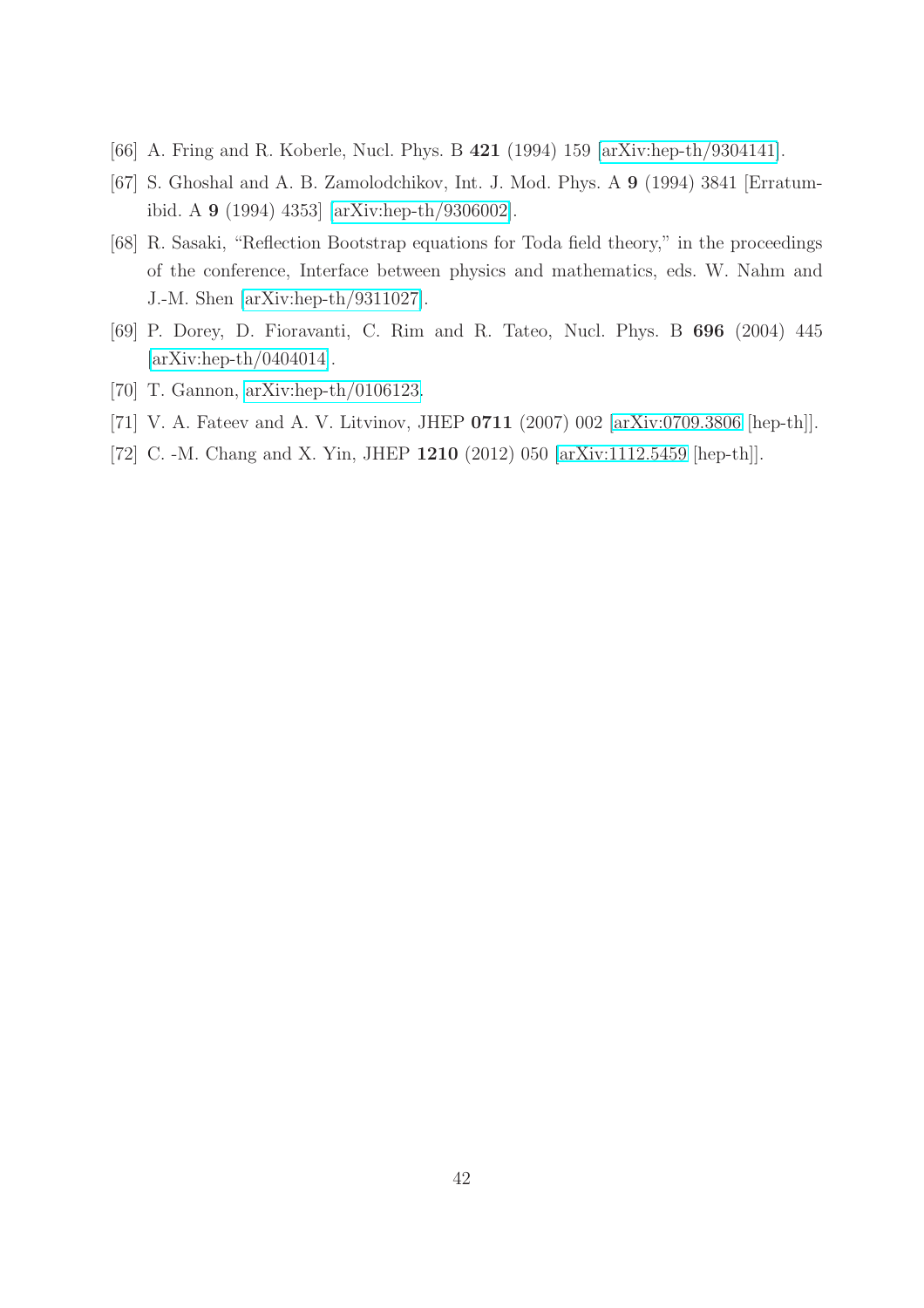[66] A. Fring and R. Koberle, Nucl. Phys. B **421** (1994) 159 [arXiv:hep-th/9304141].

[67] S. Ghoshal and A. B. Zamolodchikov, Int. J. Mod. Phys. A **9** (1994) 3841 [Erratum-ibid. A **9** (1994) 4353] [arXiv:hep-th/9306002].

[68] R. Sasaki, "Reflection Bootstrap equations for Toda field theory," in the proceedings of the conference, Interface between physics and mathematics, eds. W. Nahm and J.-M. Shen [arXiv:hep-th/9311027].

[69] P. Dorey, D. Fioravanti, C. Rim and R. Tateo, Nucl. Phys. B **696** (2004) 445 [arXiv:hep-th/0404014].

[70] T. Gannon, arXiv:hep-th/0106123.

[71] V. A. Fateev and A. V. Litvinov, JHEP **0711** (2007) 002 [arXiv:0709.3806 [hep-th]].

[72] C. -M. Chang and X. Yin, JHEP **1210** (2012) 050 [arXiv:1112.5459 [hep-th]].